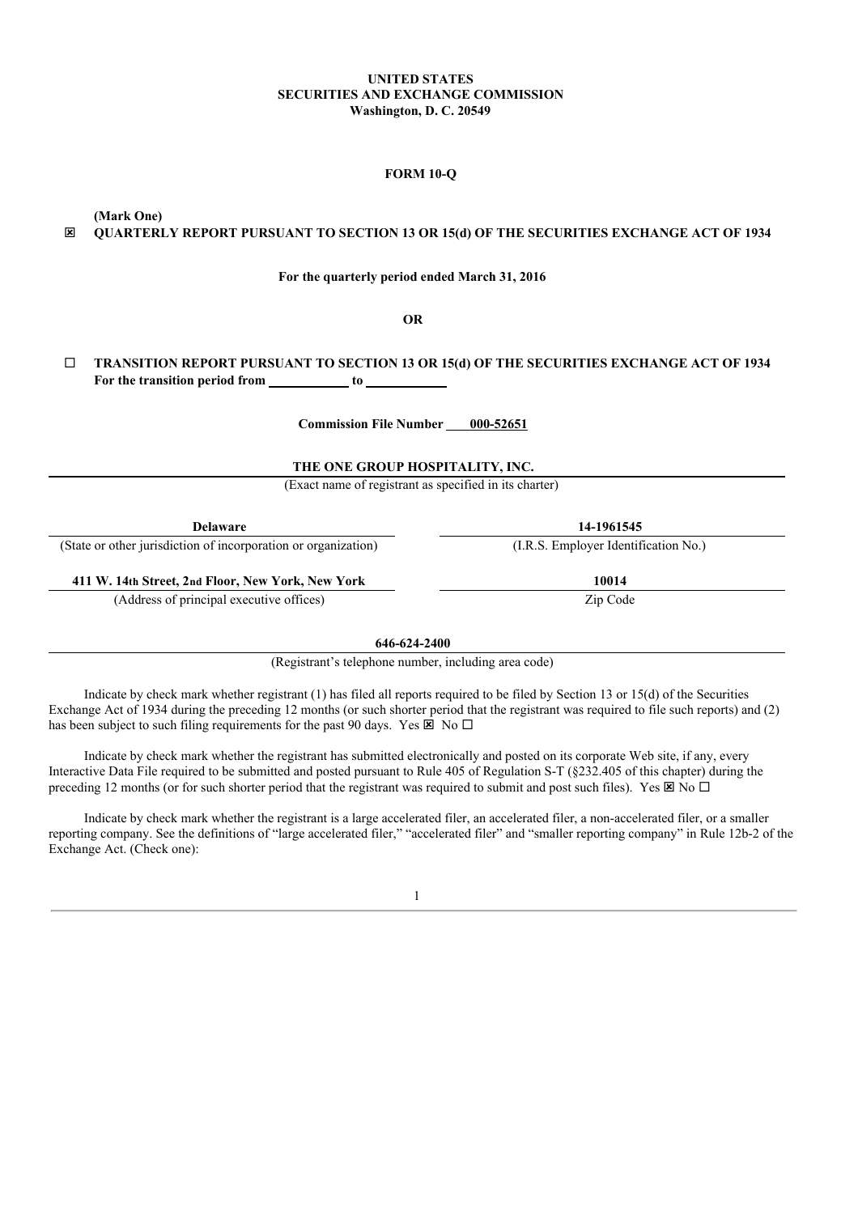**UNITED STATES**
**SECURITIES AND EXCHANGE COMMISSION**
**Washington, D. C. 20549**

**FORM 10-Q**

**(Mark One)**

☒ **QUARTERLY REPORT PURSUANT TO SECTION 13 OR 15(d) OF THE SECURITIES EXCHANGE ACT OF 1934**

**For the quarterly period ended March 31, 2016**

**OR**

☐ **TRANSITION REPORT PURSUANT TO SECTION 13 OR 15(d) OF THE SECURITIES EXCHANGE ACT OF 1934**
**For the transition period from \_\_\_\_\_\_\_\_\_\_\_\_ to \_\_\_\_\_\_\_\_\_\_\_\_**

**Commission File Number 000-52651**

**THE ONE GROUP HOSPITALITY, INC.**
(Exact name of registrant as specified in its charter)

| **Delaware** | **14-1961545** |
|---|---|
| (State or other jurisdiction of incorporation or organization) | (I.R.S. Employer Identification No.) |
| **411 W. 14th Street, 2nd Floor, New York, New York** | **10014** |
| (Address of principal executive offices) | Zip Code |

**646-624-2400**
(Registrant's telephone number, including area code)

Indicate by check mark whether registrant (1) has filed all reports required to be filed by Section 13 or 15(d) of the Securities Exchange Act of 1934 during the preceding 12 months (or such shorter period that the registrant was required to file such reports) and (2) has been subject to such filing requirements for the past 90 days. Yes ☒ No ☐

Indicate by check mark whether the registrant has submitted electronically and posted on its corporate Web site, if any, every Interactive Data File required to be submitted and posted pursuant to Rule 405 of Regulation S-T (§232.405 of this chapter) during the preceding 12 months (or for such shorter period that the registrant was required to submit and post such files). Yes ☒ No ☐

Indicate by check mark whether the registrant is a large accelerated filer, an accelerated filer, a non-accelerated filer, or a smaller reporting company. See the definitions of "large accelerated filer," "accelerated filer" and "smaller reporting company" in Rule 12b-2 of the Exchange Act. (Check one):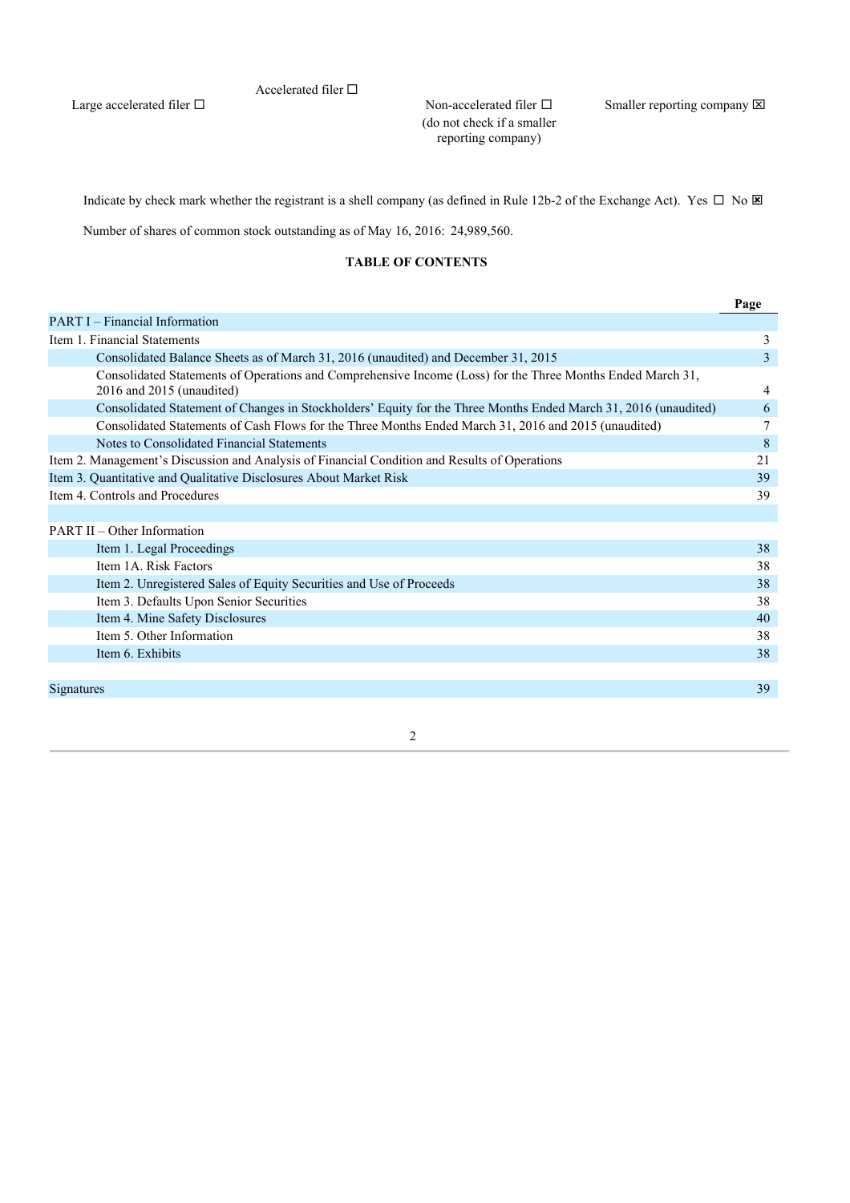| Large accelerated filer ☐ | Accelerated filer ☐ | Non-accelerated filer ☐ (do not check if a smaller reporting company) | Smaller reporting company ☒ |
|---|---|---|---|

Indicate by check mark whether the registrant is a shell company (as defined in Rule 12b-2 of the Exchange Act). Yes ☐ No ☒

Number of shares of common stock outstanding as of May 16, 2016: 24,989,560.

**TABLE OF CONTENTS**

| | Page |
|---|---|
| PART I – Financial Information | |
| Item 1. Financial Statements | 3 |
| Consolidated Balance Sheets as of March 31, 2016 (unaudited) and December 31, 2015 | 3 |
| Consolidated Statements of Operations and Comprehensive Income (Loss) for the Three Months Ended March 31, 2016 and 2015 (unaudited) | 4 |
| Consolidated Statement of Changes in Stockholders' Equity for the Three Months Ended March 31, 2016 (unaudited) | 6 |
| Consolidated Statements of Cash Flows for the Three Months Ended March 31, 2016 and 2015 (unaudited) | 7 |
| Notes to Consolidated Financial Statements | 8 |
| Item 2. Management's Discussion and Analysis of Financial Condition and Results of Operations | 21 |
| Item 3. Quantitative and Qualitative Disclosures About Market Risk | 39 |
| Item 4. Controls and Procedures | 39 |
| | |
| PART II – Other Information | |
| Item 1. Legal Proceedings | 38 |
| Item 1A. Risk Factors | 38 |
| Item 2. Unregistered Sales of Equity Securities and Use of Proceeds | 38 |
| Item 3. Defaults Upon Senior Securities | 38 |
| Item 4. Mine Safety Disclosures | 40 |
| Item 5. Other Information | 38 |
| Item 6. Exhibits | 38 |
| | |
| Signatures | 39 |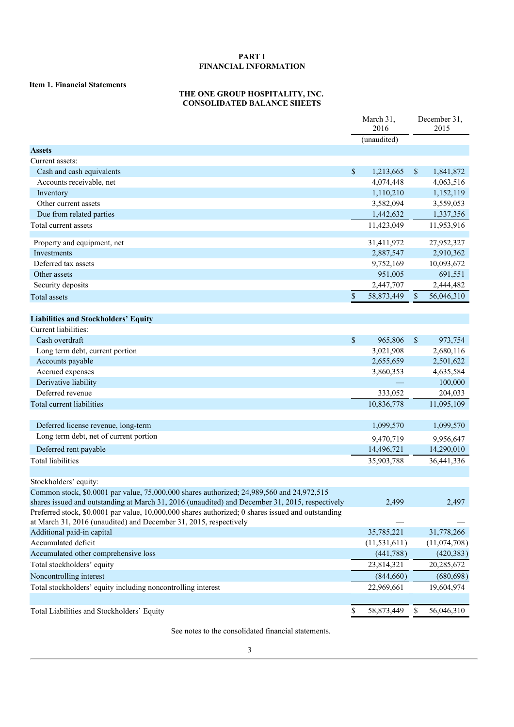# PART I
# FINANCIAL INFORMATION

## Item 1. Financial Statements

### THE ONE GROUP HOSPITALITY, INC.
### CONSOLIDATED BALANCE SHEETS

| | March 31, 2016 | December 31, 2015 |
|---|---|---|
| | (unaudited) | |
| **Assets** | | |
| Current assets: | | |
| Cash and cash equivalents | $ 1,213,665 | $ 1,841,872 |
| Accounts receivable, net | 4,074,448 | 4,063,516 |
| Inventory | 1,110,210 | 1,152,119 |
| Other current assets | 3,582,094 | 3,559,053 |
| Due from related parties | 1,442,632 | 1,337,356 |
| Total current assets | 11,423,049 | 11,953,916 |
| | | |
| Property and equipment, net | 31,411,972 | 27,952,327 |
| Investments | 2,887,547 | 2,910,362 |
| Deferred tax assets | 9,752,169 | 10,093,672 |
| Other assets | 951,005 | 691,551 |
| Security deposits | 2,447,707 | 2,444,482 |
| Total assets | $ 58,873,449 | $ 56,046,310 |
| | | |
| **Liabilities and Stockholders' Equity** | | |
| Current liabilities: | | |
| Cash overdraft | $ 965,806 | $ 973,754 |
| Long term debt, current portion | 3,021,908 | 2,680,116 |
| Accounts payable | 2,655,659 | 2,501,622 |
| Accrued expenses | 3,860,353 | 4,635,584 |
| Derivative liability | — | 100,000 |
| Deferred revenue | 333,052 | 204,033 |
| Total current liabilities | 10,836,778 | 11,095,109 |
| | | |
| Deferred license revenue, long-term | 1,099,570 | 1,099,570 |
| Long term debt, net of current portion | 9,470,719 | 9,956,647 |
| Deferred rent payable | 14,496,721 | 14,290,010 |
| Total liabilities | 35,903,788 | 36,441,336 |
| | | |
| Stockholders' equity: | | |
| Common stock, $0.0001 par value, 75,000,000 shares authorized; 24,989,560 and 24,972,515 shares issued and outstanding at March 31, 2016 (unaudited) and December 31, 2015, respectively | 2,499 | 2,497 |
| Preferred stock, $0.0001 par value, 10,000,000 shares authorized; 0 shares issued and outstanding at March 31, 2016 (unaudited) and December 31, 2015, respectively | — | — |
| Additional paid-in capital | 35,785,221 | 31,778,266 |
| Accumulated deficit | (11,531,611) | (11,074,708) |
| Accumulated other comprehensive loss | (441,788) | (420,383) |
| Total stockholders' equity | 23,814,321 | 20,285,672 |
| Noncontrolling interest | (844,660) | (680,698) |
| Total stockholders' equity including noncontrolling interest | 22,969,661 | 19,604,974 |
| | | |
| Total Liabilities and Stockholders' Equity | $ 58,873,449 | $ 56,046,310 |

See notes to the consolidated financial statements.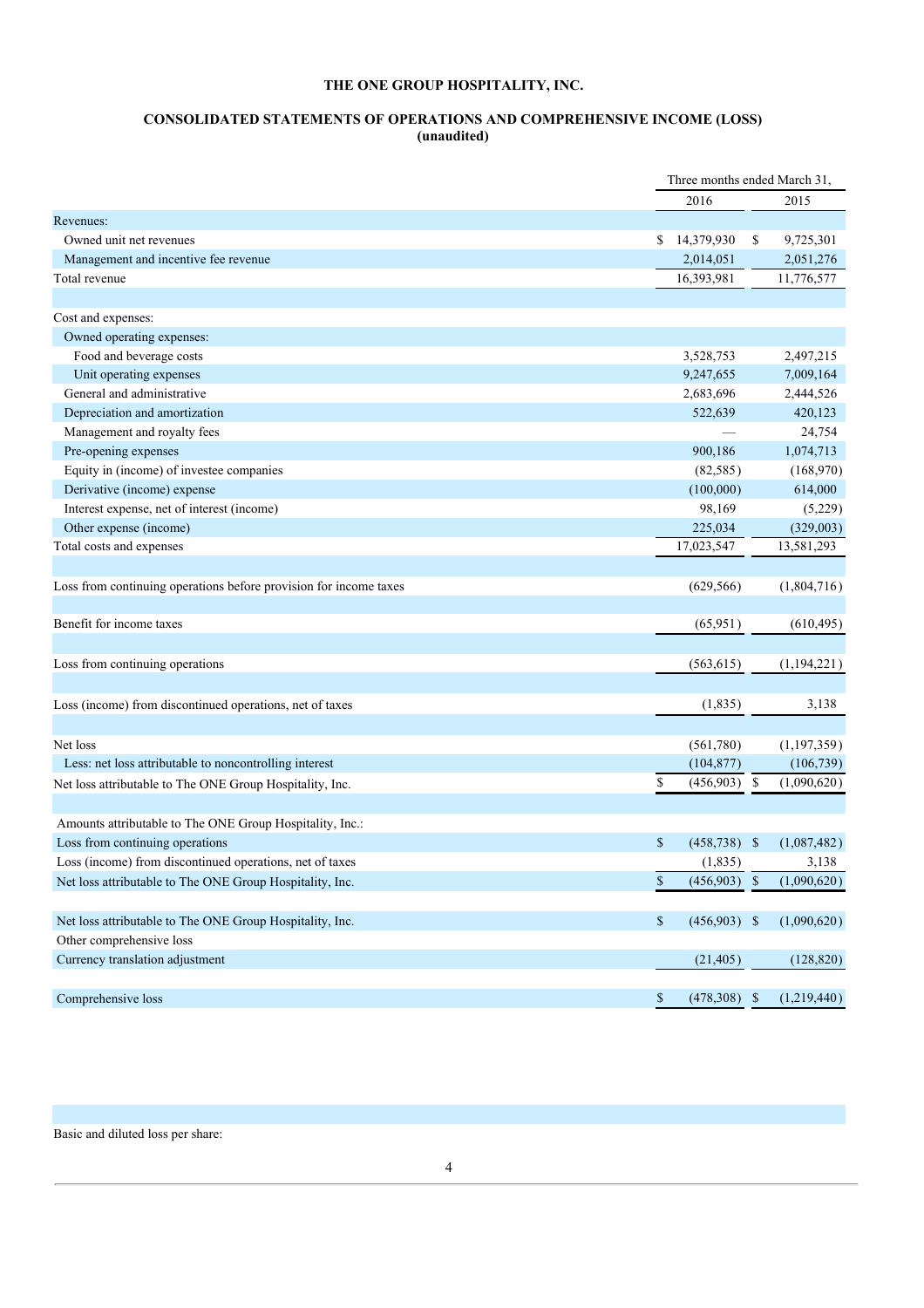# THE ONE GROUP HOSPITALITY, INC.

## CONSOLIDATED STATEMENTS OF OPERATIONS AND COMPREHENSIVE INCOME (LOSS) (unaudited)

| | Three months ended March 31, | |
|---|---|---|
| | 2016 | 2015 |
| Revenues: | | |
| Owned unit net revenues | $ 14,379,930 | $ 9,725,301 |
| Management and incentive fee revenue | 2,014,051 | 2,051,276 |
| Total revenue | 16,393,981 | 11,776,577 |
| | | |
| Cost and expenses: | | |
| Owned operating expenses: | | |
| Food and beverage costs | 3,528,753 | 2,497,215 |
| Unit operating expenses | 9,247,655 | 7,009,164 |
| General and administrative | 2,683,696 | 2,444,526 |
| Depreciation and amortization | 522,639 | 420,123 |
| Management and royalty fees | — | 24,754 |
| Pre-opening expenses | 900,186 | 1,074,713 |
| Equity in (income) of investee companies | (82,585) | (168,970) |
| Derivative (income) expense | (100,000) | 614,000 |
| Interest expense, net of interest (income) | 98,169 | (5,229) |
| Other expense (income) | 225,034 | (329,003) |
| Total costs and expenses | 17,023,547 | 13,581,293 |
| | | |
| Loss from continuing operations before provision for income taxes | (629,566) | (1,804,716) |
| | | |
| Benefit for income taxes | (65,951) | (610,495) |
| | | |
| Loss from continuing operations | (563,615) | (1,194,221) |
| | | |
| Loss (income) from discontinued operations, net of taxes | (1,835) | 3,138 |
| | | |
| Net loss | (561,780) | (1,197,359) |
| Less: net loss attributable to noncontrolling interest | (104,877) | (106,739) |
| Net loss attributable to The ONE Group Hospitality, Inc. | $ (456,903) | $ (1,090,620) |
| | | |
| Amounts attributable to The ONE Group Hospitality, Inc.: | | |
| Loss from continuing operations | $ (458,738) | $ (1,087,482) |
| Loss (income) from discontinued operations, net of taxes | (1,835) | 3,138 |
| Net loss attributable to The ONE Group Hospitality, Inc. | $ (456,903) | $ (1,090,620) |
| | | |
| Net loss attributable to The ONE Group Hospitality, Inc. | $ (456,903) | $ (1,090,620) |
| Other comprehensive loss | | |
| Currency translation adjustment | (21,405) | (128,820) |
| | | |
| Comprehensive loss | $ (478,308) | $ (1,219,440) |

Basic and diluted loss per share: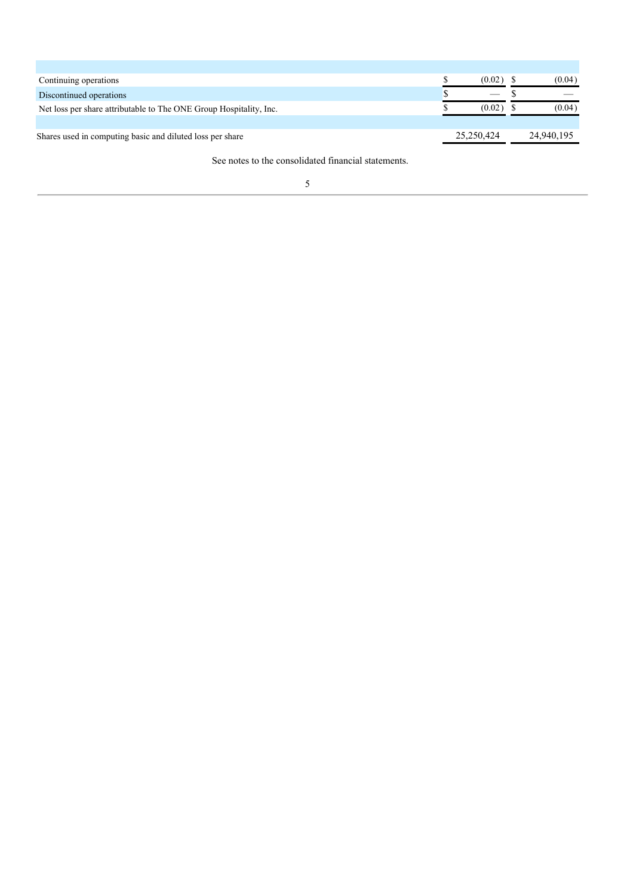| | | |
|---|---|---|
| Continuing operations | $ (0.02) | $ (0.04) |
| Discontinued operations | $ — | $ — |
| Net loss per share attributable to The ONE Group Hospitality, Inc. | $ (0.02) | $ (0.04) |
| | | |
| Shares used in computing basic and diluted loss per share | 25,250,424 | 24,940,195 |

See notes to the consolidated financial statements.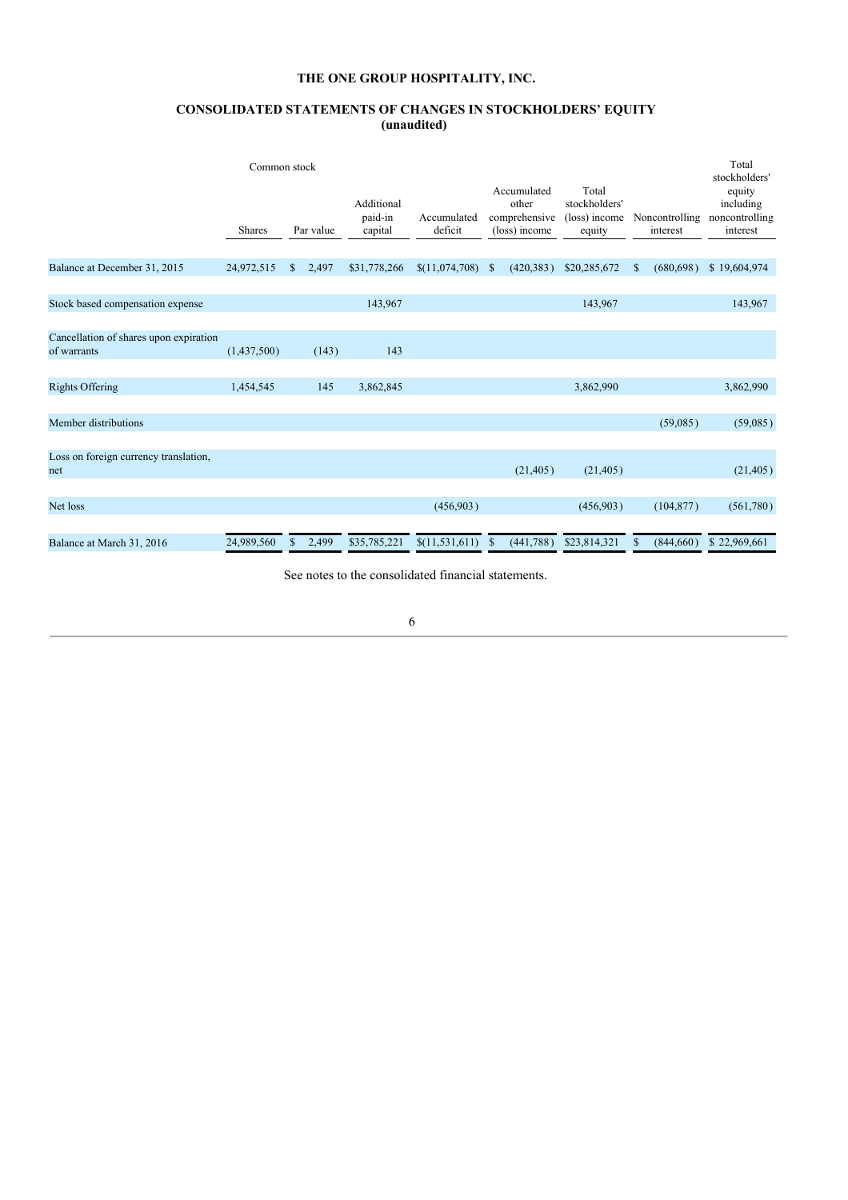# THE ONE GROUP HOSPITALITY, INC.

## CONSOLIDATED STATEMENTS OF CHANGES IN STOCKHOLDERS' EQUITY
**(unaudited)**

| | Common stock | | Additional paid-in capital | Accumulated deficit | Accumulated other comprehensive (loss) income | Total stockholders' (loss) income equity | Noncontrolling interest | Total stockholders' equity including noncontrolling interest |
|---|---|---|---|---|---|---|---|---|
| | Shares | Par value | | | | | | |
| Balance at December 31, 2015 | 24,972,515 | $ 2,497 | $31,778,266 | $(11,074,708) | $ (420,383) | $20,285,672 | $ (680,698) | $ 19,604,974 |
| Stock based compensation expense | | | 143,967 | | | 143,967 | | 143,967 |
| Cancellation of shares upon expiration of warrants | (1,437,500) | (143) | 143 | | | | | |
| Rights Offering | 1,454,545 | 145 | 3,862,845 | | | 3,862,990 | | 3,862,990 |
| Member distributions | | | | | | | (59,085) | (59,085) |
| Loss on foreign currency translation, net | | | | | (21,405) | (21,405) | | (21,405) |
| Net loss | | | | (456,903) | | (456,903) | (104,877) | (561,780) |
| Balance at March 31, 2016 | 24,989,560 | $ 2,499 | $35,785,221 | $(11,531,611) | $ (441,788) | $23,814,321 | $ (844,660) | $ 22,969,661 |

See notes to the consolidated financial statements.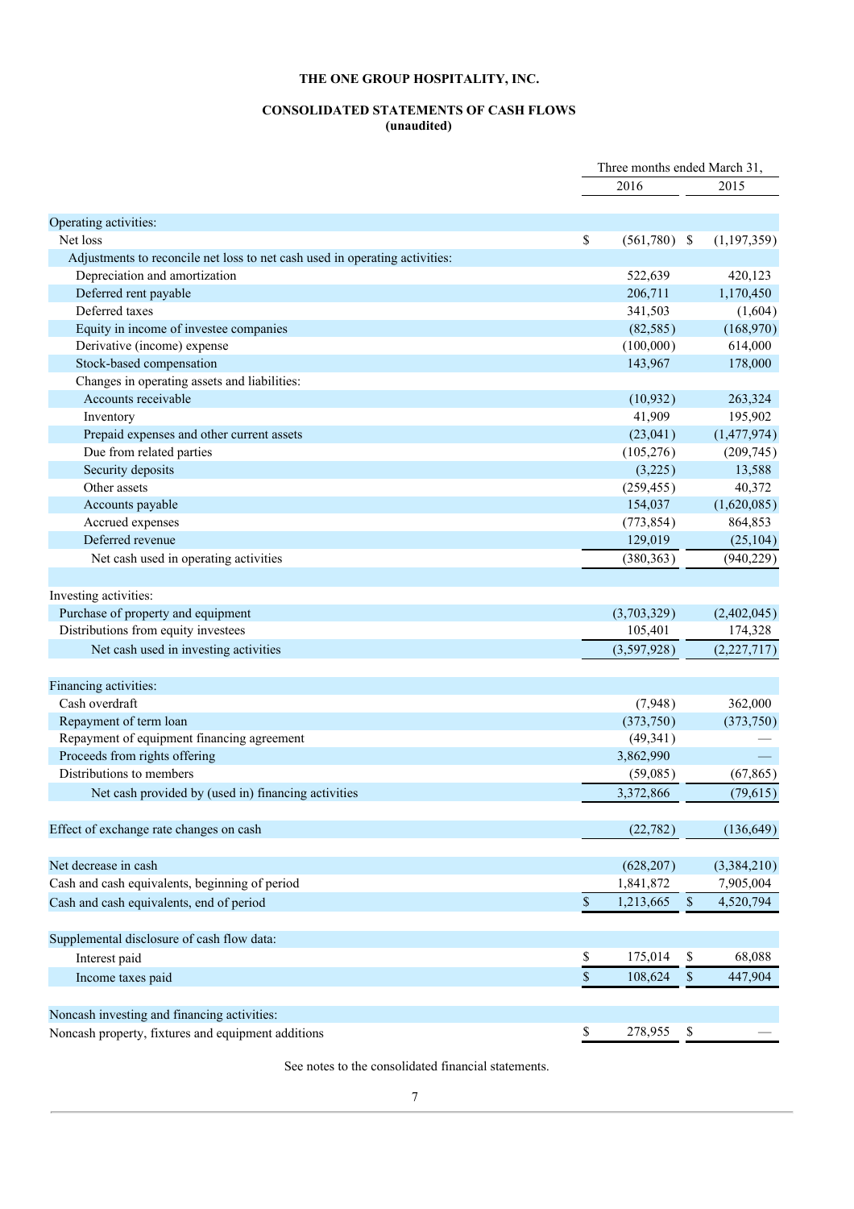**THE ONE GROUP HOSPITALITY, INC.**

**CONSOLIDATED STATEMENTS OF CASH FLOWS**
**(unaudited)**

| | Three months ended March 31, | |
|---|---|---|
| | 2016 | 2015 |
| **Operating activities:** | | |
| Net loss | $ (561,780) | $ (1,197,359) |
| Adjustments to reconcile net loss to net cash used in operating activities: | | |
| Depreciation and amortization | 522,639 | 420,123 |
| Deferred rent payable | 206,711 | 1,170,450 |
| Deferred taxes | 341,503 | (1,604) |
| Equity in income of investee companies | (82,585) | (168,970) |
| Derivative (income) expense | (100,000) | 614,000 |
| Stock-based compensation | 143,967 | 178,000 |
| Changes in operating assets and liabilities: | | |
| Accounts receivable | (10,932) | 263,324 |
| Inventory | 41,909 | 195,902 |
| Prepaid expenses and other current assets | (23,041) | (1,477,974) |
| Due from related parties | (105,276) | (209,745) |
| Security deposits | (3,225) | 13,588 |
| Other assets | (259,455) | 40,372 |
| Accounts payable | 154,037 | (1,620,085) |
| Accrued expenses | (773,854) | 864,853 |
| Deferred revenue | 129,019 | (25,104) |
| Net cash used in operating activities | (380,363) | (940,229) |
| | | |
| **Investing activities:** | | |
| Purchase of property and equipment | (3,703,329) | (2,402,045) |
| Distributions from equity investees | 105,401 | 174,328 |
| Net cash used in investing activities | (3,597,928) | (2,227,717) |
| | | |
| **Financing activities:** | | |
| Cash overdraft | (7,948) | 362,000 |
| Repayment of term loan | (373,750) | (373,750) |
| Repayment of equipment financing agreement | (49,341) | — |
| Proceeds from rights offering | 3,862,990 | — |
| Distributions to members | (59,085) | (67,865) |
| Net cash provided by (used in) financing activities | 3,372,866 | (79,615) |
| | | |
| Effect of exchange rate changes on cash | (22,782) | (136,649) |
| | | |
| Net decrease in cash | (628,207) | (3,384,210) |
| Cash and cash equivalents, beginning of period | 1,841,872 | 7,905,004 |
| Cash and cash equivalents, end of period | $ 1,213,665 | $ 4,520,794 |
| | | |
| **Supplemental disclosure of cash flow data:** | | |
| Interest paid | $ 175,014 | $ 68,088 |
| Income taxes paid | $ 108,624 | $ 447,904 |
| | | |
| **Noncash investing and financing activities:** | | |
| Noncash property, fixtures and equipment additions | $ 278,955 | $ — |

See notes to the consolidated financial statements.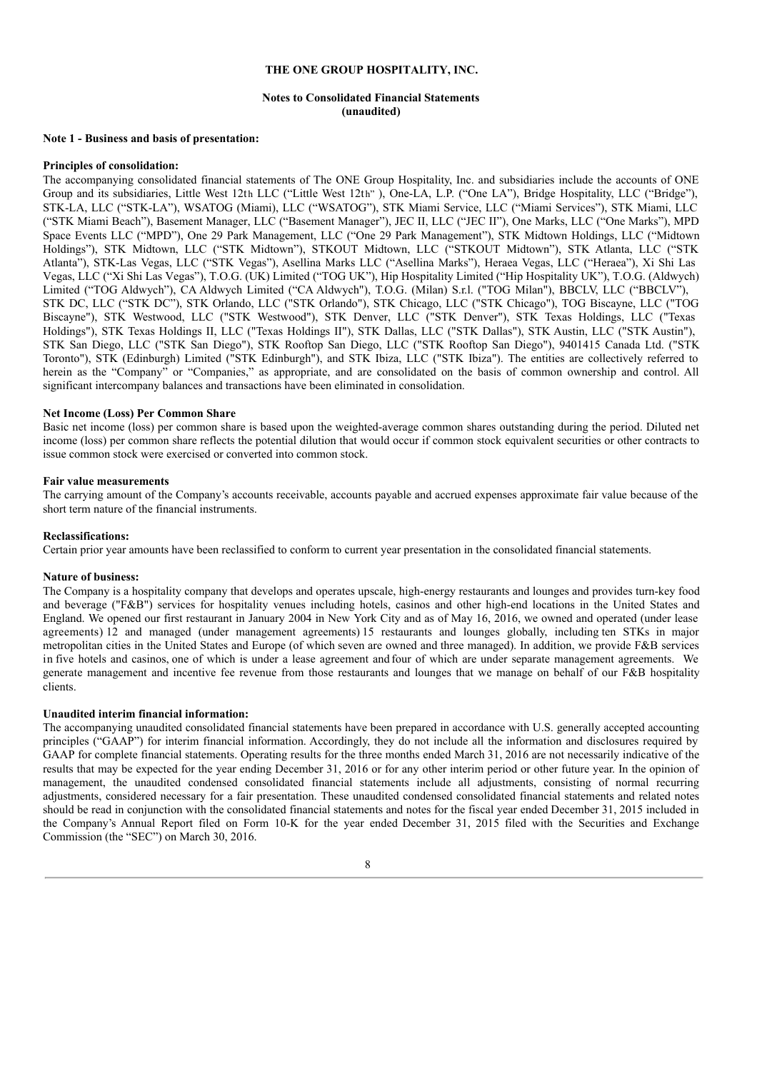**THE ONE GROUP HOSPITALITY, INC.**

**Notes to Consolidated Financial Statements**
**(unaudited)**

**Note 1 - Business and basis of presentation:**

**Principles of consolidation:**

The accompanying consolidated financial statements of The ONE Group Hospitality, Inc. and subsidiaries include the accounts of ONE Group and its subsidiaries, Little West 12th LLC ("Little West 12th" ), One-LA, L.P. ("One LA"), Bridge Hospitality, LLC ("Bridge"), STK-LA, LLC ("STK-LA"), WSATOG (Miami), LLC ("WSATOG"), STK Miami Service, LLC ("Miami Services"), STK Miami, LLC ("STK Miami Beach"), Basement Manager, LLC ("Basement Manager"), JEC II, LLC ("JEC II"), One Marks, LLC ("One Marks"), MPD Space Events LLC ("MPD"), One 29 Park Management, LLC ("One 29 Park Management"), STK Midtown Holdings, LLC ("Midtown Holdings"), STK Midtown, LLC ("STK Midtown"), STKOUT Midtown, LLC ("STKOUT Midtown"), STK Atlanta, LLC ("STK Atlanta"), STK-Las Vegas, LLC ("STK Vegas"), Asellina Marks LLC ("Asellina Marks"), Heraea Vegas, LLC ("Heraea"), Xi Shi Las Vegas, LLC ("Xi Shi Las Vegas"), T.O.G. (UK) Limited ("TOG UK"), Hip Hospitality Limited ("Hip Hospitality UK"), T.O.G. (Aldwych) Limited ("TOG Aldwych"), CA Aldwych Limited ("CA Aldwych"), T.O.G. (Milan) S.r.l. ("TOG Milan"), BBCLV, LLC ("BBCLV"), STK DC, LLC ("STK DC"), STK Orlando, LLC ("STK Orlando"), STK Chicago, LLC ("STK Chicago"), TOG Biscayne, LLC ("TOG Biscayne"), STK Westwood, LLC ("STK Westwood"), STK Denver, LLC ("STK Denver"), STK Texas Holdings, LLC ("Texas Holdings"), STK Texas Holdings II, LLC ("Texas Holdings II"), STK Dallas, LLC ("STK Dallas"), STK Austin, LLC ("STK Austin"), STK San Diego, LLC ("STK San Diego"), STK Rooftop San Diego, LLC ("STK Rooftop San Diego"), 9401415 Canada Ltd. ("STK Toronto"), STK (Edinburgh) Limited ("STK Edinburgh"), and STK Ibiza, LLC ("STK Ibiza"). The entities are collectively referred to herein as the "Company" or "Companies," as appropriate, and are consolidated on the basis of common ownership and control. All significant intercompany balances and transactions have been eliminated in consolidation.

**Net Income (Loss) Per Common Share**

Basic net income (loss) per common share is based upon the weighted-average common shares outstanding during the period. Diluted net income (loss) per common share reflects the potential dilution that would occur if common stock equivalent securities or other contracts to issue common stock were exercised or converted into common stock.

**Fair value measurements**

The carrying amount of the Company's accounts receivable, accounts payable and accrued expenses approximate fair value because of the short term nature of the financial instruments.

**Reclassifications:**

Certain prior year amounts have been reclassified to conform to current year presentation in the consolidated financial statements.

**Nature of business:**

The Company is a hospitality company that develops and operates upscale, high-energy restaurants and lounges and provides turn-key food and beverage ("F&B") services for hospitality venues including hotels, casinos and other high-end locations in the United States and England. We opened our first restaurant in January 2004 in New York City and as of May 16, 2016, we owned and operated (under lease agreements) 12 and managed (under management agreements) 15 restaurants and lounges globally, including ten STKs in major metropolitan cities in the United States and Europe (of which seven are owned and three managed). In addition, we provide F&B services in five hotels and casinos, one of which is under a lease agreement and four of which are under separate management agreements. We generate management and incentive fee revenue from those restaurants and lounges that we manage on behalf of our F&B hospitality clients.

**Unaudited interim financial information:**

The accompanying unaudited consolidated financial statements have been prepared in accordance with U.S. generally accepted accounting principles ("GAAP") for interim financial information. Accordingly, they do not include all the information and disclosures required by GAAP for complete financial statements. Operating results for the three months ended March 31, 2016 are not necessarily indicative of the results that may be expected for the year ending December 31, 2016 or for any other interim period or other future year. In the opinion of management, the unaudited condensed consolidated financial statements include all adjustments, consisting of normal recurring adjustments, considered necessary for a fair presentation. These unaudited condensed consolidated financial statements and related notes should be read in conjunction with the consolidated financial statements and notes for the fiscal year ended December 31, 2015 included in the Company's Annual Report filed on Form 10-K for the year ended December 31, 2015 filed with the Securities and Exchange Commission (the "SEC") on March 30, 2016.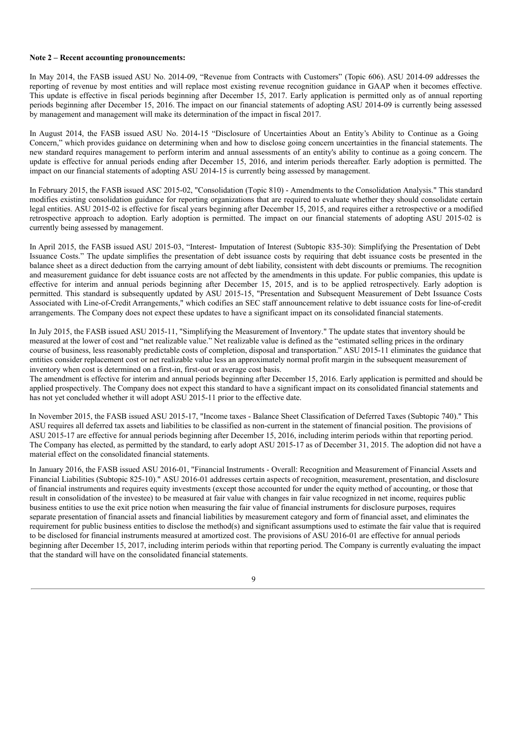**Note 2 – Recent accounting pronouncements:**

In May 2014, the FASB issued ASU No. 2014-09, "Revenue from Contracts with Customers" (Topic 606). ASU 2014-09 addresses the reporting of revenue by most entities and will replace most existing revenue recognition guidance in GAAP when it becomes effective. This update is effective in fiscal periods beginning after December 15, 2017. Early application is permitted only as of annual reporting periods beginning after December 15, 2016. The impact on our financial statements of adopting ASU 2014-09 is currently being assessed by management and management will make its determination of the impact in fiscal 2017.

In August 2014, the FASB issued ASU No. 2014-15 "Disclosure of Uncertainties About an Entity's Ability to Continue as a Going Concern," which provides guidance on determining when and how to disclose going concern uncertainties in the financial statements. The new standard requires management to perform interim and annual assessments of an entity's ability to continue as a going concern. The update is effective for annual periods ending after December 15, 2016, and interim periods thereafter. Early adoption is permitted. The impact on our financial statements of adopting ASU 2014-15 is currently being assessed by management.

In February 2015, the FASB issued ASC 2015-02, "Consolidation (Topic 810) - Amendments to the Consolidation Analysis." This standard modifies existing consolidation guidance for reporting organizations that are required to evaluate whether they should consolidate certain legal entities. ASU 2015-02 is effective for fiscal years beginning after December 15, 2015, and requires either a retrospective or a modified retrospective approach to adoption. Early adoption is permitted. The impact on our financial statements of adopting ASU 2015-02 is currently being assessed by management.

In April 2015, the FASB issued ASU 2015-03, "Interest- Imputation of Interest (Subtopic 835-30): Simplifying the Presentation of Debt Issuance Costs." The update simplifies the presentation of debt issuance costs by requiring that debt issuance costs be presented in the balance sheet as a direct deduction from the carrying amount of debt liability, consistent with debt discounts or premiums. The recognition and measurement guidance for debt issuance costs are not affected by the amendments in this update. For public companies, this update is effective for interim and annual periods beginning after December 15, 2015, and is to be applied retrospectively. Early adoption is permitted. This standard is subsequently updated by ASU 2015-15, "Presentation and Subsequent Measurement of Debt Issuance Costs Associated with Line-of-Credit Arrangements," which codifies an SEC staff announcement relative to debt issuance costs for line-of-credit arrangements. The Company does not expect these updates to have a significant impact on its consolidated financial statements.

In July 2015, the FASB issued ASU 2015-11, "Simplifying the Measurement of Inventory." The update states that inventory should be measured at the lower of cost and "net realizable value." Net realizable value is defined as the "estimated selling prices in the ordinary course of business, less reasonably predictable costs of completion, disposal and transportation." ASU 2015-11 eliminates the guidance that entities consider replacement cost or net realizable value less an approximately normal profit margin in the subsequent measurement of inventory when cost is determined on a first-in, first-out or average cost basis.
The amendment is effective for interim and annual periods beginning after December 15, 2016. Early application is permitted and should be applied prospectively. The Company does not expect this standard to have a significant impact on its consolidated financial statements and has not yet concluded whether it will adopt ASU 2015-11 prior to the effective date.

In November 2015, the FASB issued ASU 2015-17, "Income taxes - Balance Sheet Classification of Deferred Taxes (Subtopic 740)." This ASU requires all deferred tax assets and liabilities to be classified as non-current in the statement of financial position. The provisions of ASU 2015-17 are effective for annual periods beginning after December 15, 2016, including interim periods within that reporting period. The Company has elected, as permitted by the standard, to early adopt ASU 2015-17 as of December 31, 2015. The adoption did not have a material effect on the consolidated financial statements.

In January 2016, the FASB issued ASU 2016-01, "Financial Instruments - Overall: Recognition and Measurement of Financial Assets and Financial Liabilities (Subtopic 825-10)." ASU 2016-01 addresses certain aspects of recognition, measurement, presentation, and disclosure of financial instruments and requires equity investments (except those accounted for under the equity method of accounting, or those that result in consolidation of the investee) to be measured at fair value with changes in fair value recognized in net income, requires public business entities to use the exit price notion when measuring the fair value of financial instruments for disclosure purposes, requires separate presentation of financial assets and financial liabilities by measurement category and form of financial asset, and eliminates the requirement for public business entities to disclose the method(s) and significant assumptions used to estimate the fair value that is required to be disclosed for financial instruments measured at amortized cost. The provisions of ASU 2016-01 are effective for annual periods beginning after December 15, 2017, including interim periods within that reporting period. The Company is currently evaluating the impact that the standard will have on the consolidated financial statements.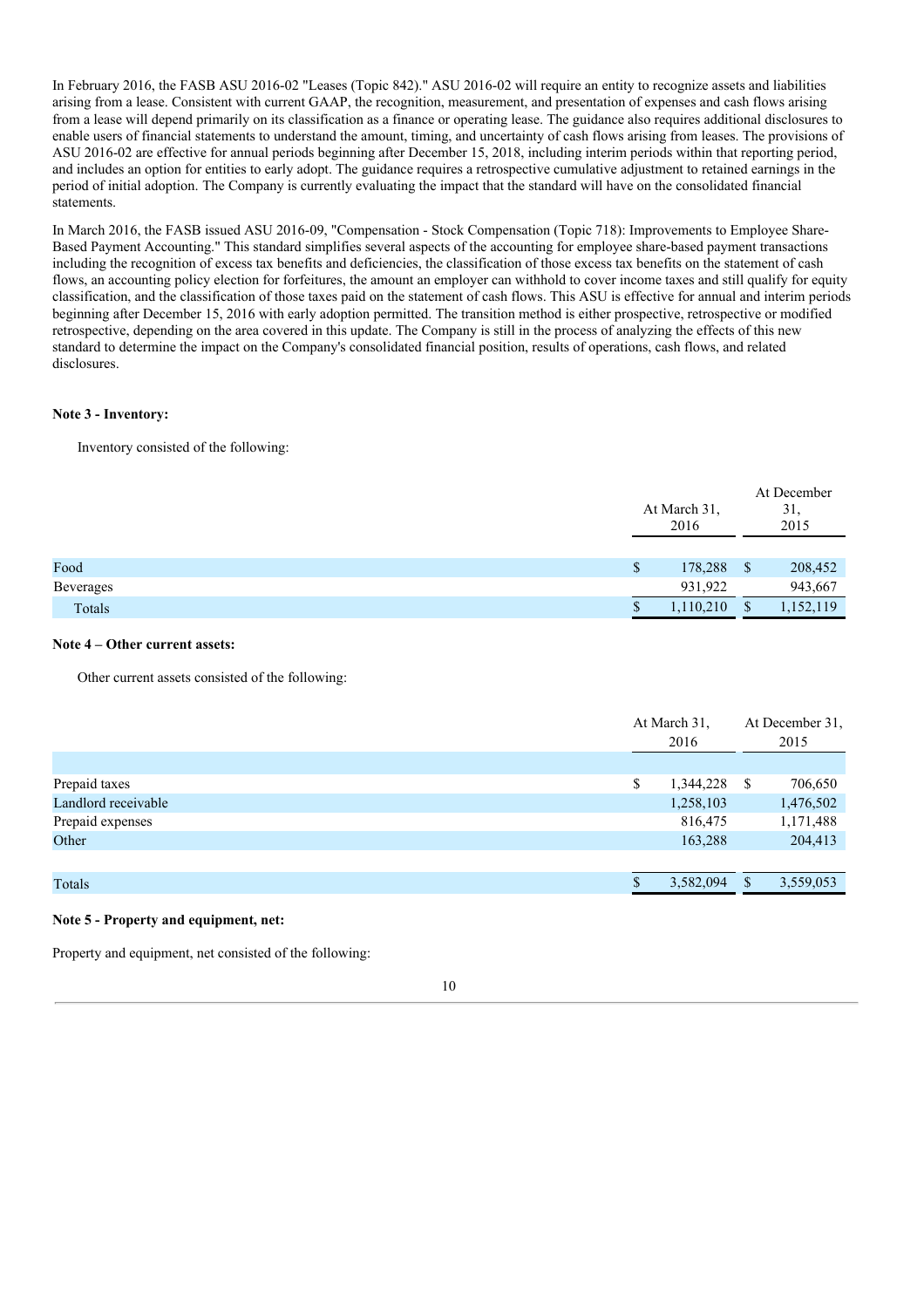In February 2016, the FASB ASU 2016-02 "Leases (Topic 842)." ASU 2016-02 will require an entity to recognize assets and liabilities arising from a lease. Consistent with current GAAP, the recognition, measurement, and presentation of expenses and cash flows arising from a lease will depend primarily on its classification as a finance or operating lease. The guidance also requires additional disclosures to enable users of financial statements to understand the amount, timing, and uncertainty of cash flows arising from leases. The provisions of ASU 2016-02 are effective for annual periods beginning after December 15, 2018, including interim periods within that reporting period, and includes an option for entities to early adopt. The guidance requires a retrospective cumulative adjustment to retained earnings in the period of initial adoption. The Company is currently evaluating the impact that the standard will have on the consolidated financial statements.

In March 2016, the FASB issued ASU 2016-09, "Compensation - Stock Compensation (Topic 718): Improvements to Employee Share-Based Payment Accounting." This standard simplifies several aspects of the accounting for employee share-based payment transactions including the recognition of excess tax benefits and deficiencies, the classification of those excess tax benefits on the statement of cash flows, an accounting policy election for forfeitures, the amount an employer can withhold to cover income taxes and still qualify for equity classification, and the classification of those taxes paid on the statement of cash flows. This ASU is effective for annual and interim periods beginning after December 15, 2016 with early adoption permitted. The transition method is either prospective, retrospective or modified retrospective, depending on the area covered in this update. The Company is still in the process of analyzing the effects of this new standard to determine the impact on the Company's consolidated financial position, results of operations, cash flows, and related disclosures.

**Note 3 - Inventory:**

Inventory consisted of the following:

| | At March 31, 2016 | At December 31, 2015 |
|---|---|---|
| Food | $ 178,288 | $ 208,452 |
| Beverages | 931,922 | 943,667 |
| Totals | $ 1,110,210 | $ 1,152,119 |

**Note 4 – Other current assets:**

Other current assets consisted of the following:

| | At March 31, 2016 | At December 31, 2015 |
|---|---|---|
| Prepaid taxes | $ 1,344,228 | $ 706,650 |
| Landlord receivable | 1,258,103 | 1,476,502 |
| Prepaid expenses | 816,475 | 1,171,488 |
| Other | 163,288 | 204,413 |
| Totals | $ 3,582,094 | $ 3,559,053 |

**Note 5 - Property and equipment, net:**

Property and equipment, net consisted of the following: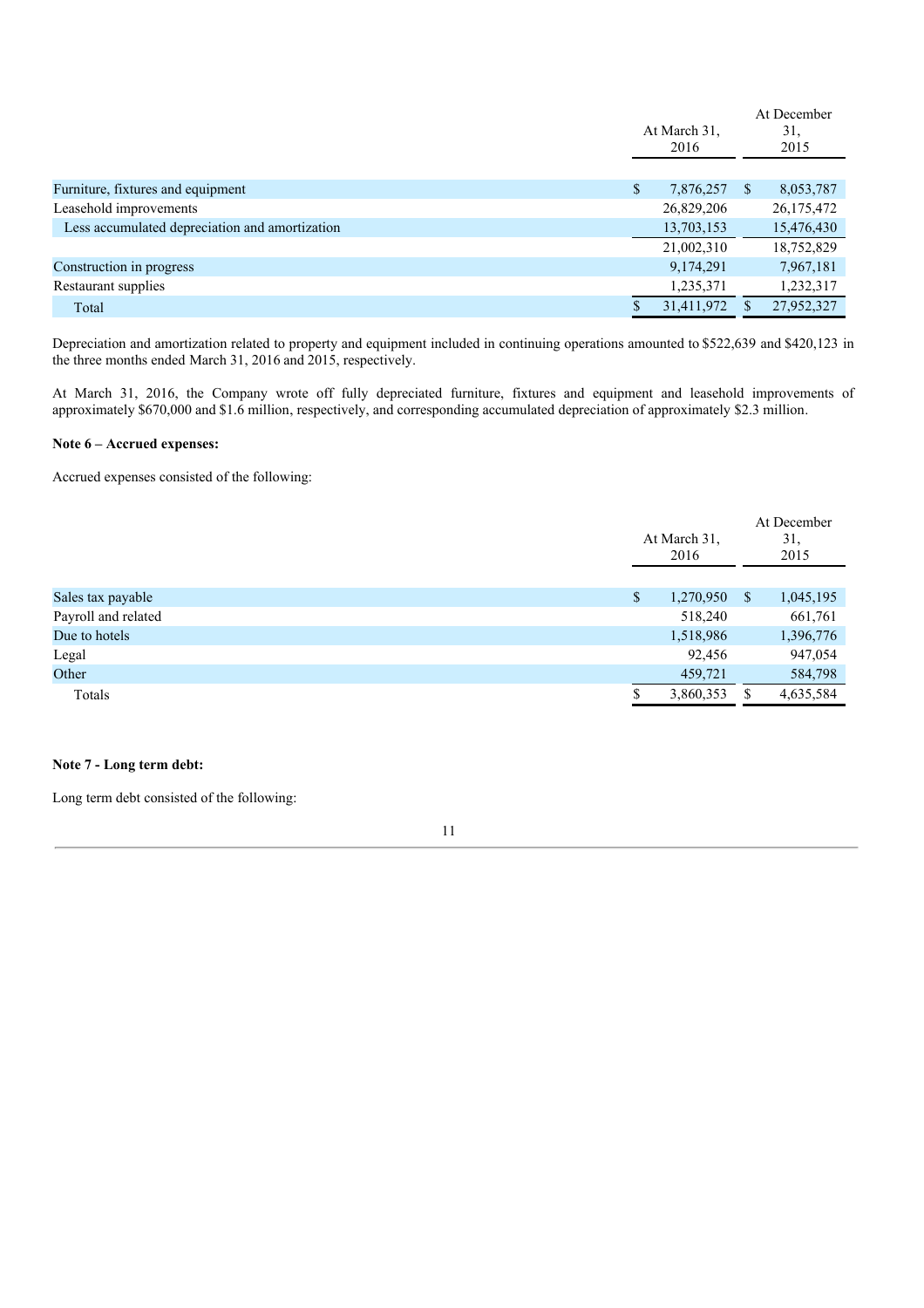|  | At March 31, 2016 | At December 31, 2015 |
| --- | --- | --- |
| Furniture, fixtures and equipment | $ 7,876,257 | $ 8,053,787 |
| Leasehold improvements | 26,829,206 | 26,175,472 |
| Less accumulated depreciation and amortization | 13,703,153 | 15,476,430 |
|  | 21,002,310 | 18,752,829 |
| Construction in progress | 9,174,291 | 7,967,181 |
| Restaurant supplies | 1,235,371 | 1,232,317 |
| Total | $ 31,411,972 | $ 27,952,327 |

Depreciation and amortization related to property and equipment included in continuing operations amounted to $522,639 and $420,123 in the three months ended March 31, 2016 and 2015, respectively.

At March 31, 2016, the Company wrote off fully depreciated furniture, fixtures and equipment and leasehold improvements of approximately $670,000 and $1.6 million, respectively, and corresponding accumulated depreciation of approximately $2.3 million.

**Note 6 – Accrued expenses:**

Accrued expenses consisted of the following:

|  | At March 31, 2016 | At December 31, 2015 |
| --- | --- | --- |
| Sales tax payable | $ 1,270,950 | $ 1,045,195 |
| Payroll and related | 518,240 | 661,761 |
| Due to hotels | 1,518,986 | 1,396,776 |
| Legal | 92,456 | 947,054 |
| Other | 459,721 | 584,798 |
| Totals | $ 3,860,353 | $ 4,635,584 |

**Note 7 - Long term debt:**

Long term debt consisted of the following: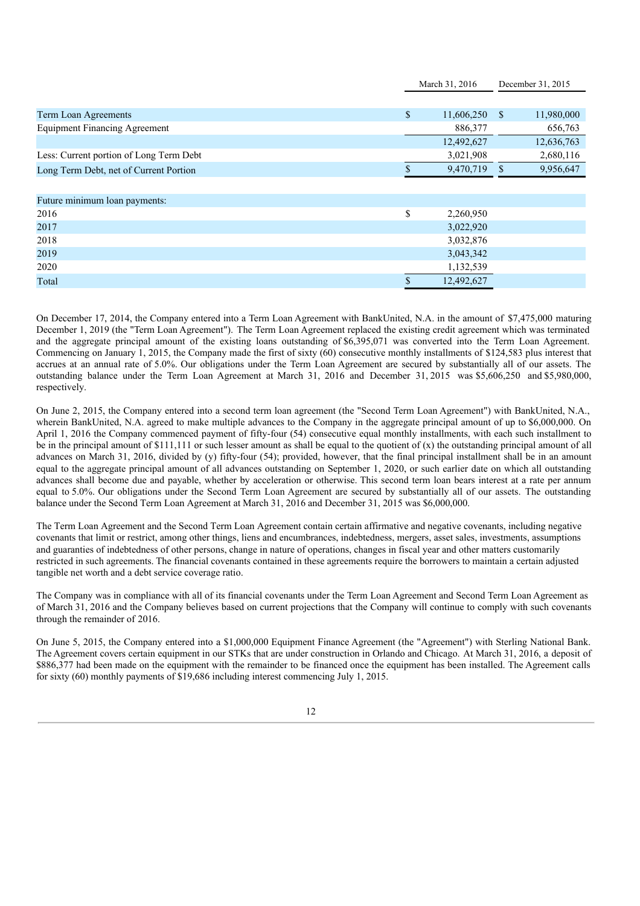| | March 31, 2016 | December 31, 2015 |
|---|---|---|
| Term Loan Agreements | $ 11,606,250 | $ 11,980,000 |
| Equipment Financing Agreement | 886,377 | 656,763 |
| | 12,492,627 | 12,636,763 |
| Less: Current portion of Long Term Debt | 3,021,908 | 2,680,116 |
| Long Term Debt, net of Current Portion | $ 9,470,719 | $ 9,956,647 |

| Future minimum loan payments: | |
|---|---|
| 2016 | $ 2,260,950 |
| 2017 | 3,022,920 |
| 2018 | 3,032,876 |
| 2019 | 3,043,342 |
| 2020 | 1,132,539 |
| Total | $ 12,492,627 |

On December 17, 2014, the Company entered into a Term Loan Agreement with BankUnited, N.A. in the amount of $7,475,000 maturing December 1, 2019 (the "Term Loan Agreement"). The Term Loan Agreement replaced the existing credit agreement which was terminated and the aggregate principal amount of the existing loans outstanding of $6,395,071 was converted into the Term Loan Agreement. Commencing on January 1, 2015, the Company made the first of sixty (60) consecutive monthly installments of $124,583 plus interest that accrues at an annual rate of 5.0%. Our obligations under the Term Loan Agreement are secured by substantially all of our assets. The outstanding balance under the Term Loan Agreement at March 31, 2016 and December 31, 2015 was $5,606,250 and $5,980,000, respectively.

On June 2, 2015, the Company entered into a second term loan agreement (the "Second Term Loan Agreement") with BankUnited, N.A., wherein BankUnited, N.A. agreed to make multiple advances to the Company in the aggregate principal amount of up to $6,000,000. On April 1, 2016 the Company commenced payment of fifty-four (54) consecutive equal monthly installments, with each such installment to be in the principal amount of $111,111 or such lesser amount as shall be equal to the quotient of (x) the outstanding principal amount of all advances on March 31, 2016, divided by (y) fifty-four (54); provided, however, that the final principal installment shall be in an amount equal to the aggregate principal amount of all advances outstanding on September 1, 2020, or such earlier date on which all outstanding advances shall become due and payable, whether by acceleration or otherwise. This second term loan bears interest at a rate per annum equal to 5.0%. Our obligations under the Second Term Loan Agreement are secured by substantially all of our assets. The outstanding balance under the Second Term Loan Agreement at March 31, 2016 and December 31, 2015 was $6,000,000.

The Term Loan Agreement and the Second Term Loan Agreement contain certain affirmative and negative covenants, including negative covenants that limit or restrict, among other things, liens and encumbrances, indebtedness, mergers, asset sales, investments, assumptions and guaranties of indebtedness of other persons, change in nature of operations, changes in fiscal year and other matters customarily restricted in such agreements. The financial covenants contained in these agreements require the borrowers to maintain a certain adjusted tangible net worth and a debt service coverage ratio.

The Company was in compliance with all of its financial covenants under the Term Loan Agreement and Second Term Loan Agreement as of March 31, 2016 and the Company believes based on current projections that the Company will continue to comply with such covenants through the remainder of 2016.

On June 5, 2015, the Company entered into a $1,000,000 Equipment Finance Agreement (the "Agreement") with Sterling National Bank. The Agreement covers certain equipment in our STKs that are under construction in Orlando and Chicago. At March 31, 2016, a deposit of $886,377 had been made on the equipment with the remainder to be financed once the equipment has been installed. The Agreement calls for sixty (60) monthly payments of $19,686 including interest commencing July 1, 2015.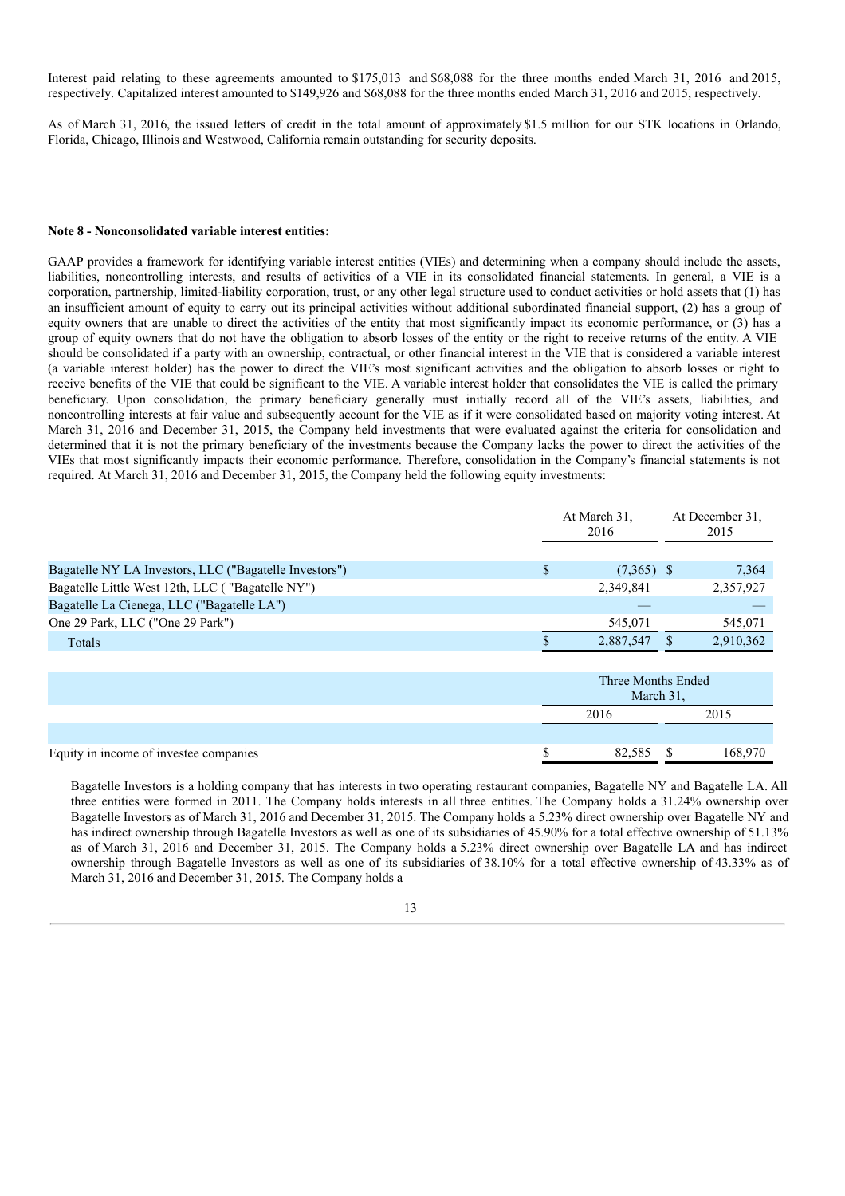Interest paid relating to these agreements amounted to $175,013 and $68,088 for the three months ended March 31, 2016 and 2015, respectively. Capitalized interest amounted to $149,926 and $68,088 for the three months ended March 31, 2016 and 2015, respectively.

As of March 31, 2016, the issued letters of credit in the total amount of approximately $1.5 million for our STK locations in Orlando, Florida, Chicago, Illinois and Westwood, California remain outstanding for security deposits.

**Note 8 - Nonconsolidated variable interest entities:**

GAAP provides a framework for identifying variable interest entities (VIEs) and determining when a company should include the assets, liabilities, noncontrolling interests, and results of activities of a VIE in its consolidated financial statements. In general, a VIE is a corporation, partnership, limited-liability corporation, trust, or any other legal structure used to conduct activities or hold assets that (1) has an insufficient amount of equity to carry out its principal activities without additional subordinated financial support, (2) has a group of equity owners that are unable to direct the activities of the entity that most significantly impact its economic performance, or (3) has a group of equity owners that do not have the obligation to absorb losses of the entity or the right to receive returns of the entity. A VIE should be consolidated if a party with an ownership, contractual, or other financial interest in the VIE that is considered a variable interest (a variable interest holder) has the power to direct the VIE's most significant activities and the obligation to absorb losses or right to receive benefits of the VIE that could be significant to the VIE. A variable interest holder that consolidates the VIE is called the primary beneficiary. Upon consolidation, the primary beneficiary generally must initially record all of the VIE's assets, liabilities, and noncontrolling interests at fair value and subsequently account for the VIE as if it were consolidated based on majority voting interest. At March 31, 2016 and December 31, 2015, the Company held investments that were evaluated against the criteria for consolidation and determined that it is not the primary beneficiary of the investments because the Company lacks the power to direct the activities of the VIEs that most significantly impacts their economic performance. Therefore, consolidation in the Company's financial statements is not required. At March 31, 2016 and December 31, 2015, the Company held the following equity investments:

| | At March 31, 2016 | At December 31, 2015 |
|---|---|---|
| Bagatelle NY LA Investors, LLC ("Bagatelle Investors") | $ (7,365) | $ 7,364 |
| Bagatelle Little West 12th, LLC ( "Bagatelle NY") | 2,349,841 | 2,357,927 |
| Bagatelle La Cienega, LLC ("Bagatelle LA") | — | — |
| One 29 Park, LLC ("One 29 Park") | 545,071 | 545,071 |
| Totals | $ 2,887,547 | $ 2,910,362 |

| | Three Months Ended March 31, | |
|---|---|---|
| | 2016 | 2015 |
| Equity in income of investee companies | $ 82,585 | $ 168,970 |

Bagatelle Investors is a holding company that has interests in two operating restaurant companies, Bagatelle NY and Bagatelle LA. All three entities were formed in 2011. The Company holds interests in all three entities. The Company holds a 31.24% ownership over Bagatelle Investors as of March 31, 2016 and December 31, 2015. The Company holds a 5.23% direct ownership over Bagatelle NY and has indirect ownership through Bagatelle Investors as well as one of its subsidiaries of 45.90% for a total effective ownership of 51.13% as of March 31, 2016 and December 31, 2015. The Company holds a 5.23% direct ownership over Bagatelle LA and has indirect ownership through Bagatelle Investors as well as one of its subsidiaries of 38.10% for a total effective ownership of 43.33% as of March 31, 2016 and December 31, 2015. The Company holds a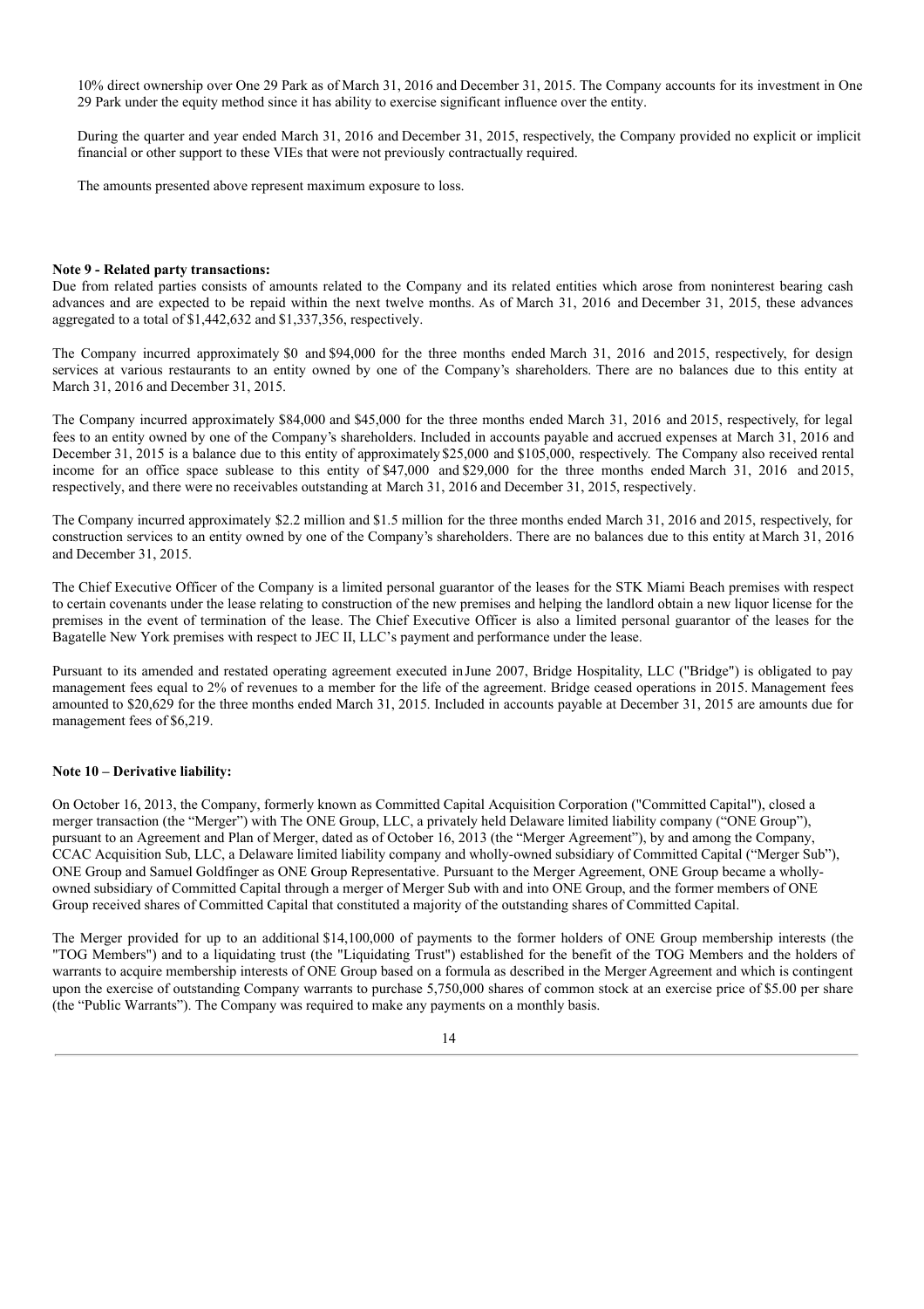10% direct ownership over One 29 Park as of March 31, 2016 and December 31, 2015. The Company accounts for its investment in One 29 Park under the equity method since it has ability to exercise significant influence over the entity.

During the quarter and year ended March 31, 2016 and December 31, 2015, respectively, the Company provided no explicit or implicit financial or other support to these VIEs that were not previously contractually required.

The amounts presented above represent maximum exposure to loss.

**Note 9 - Related party transactions:**

Due from related parties consists of amounts related to the Company and its related entities which arose from noninterest bearing cash advances and are expected to be repaid within the next twelve months. As of March 31, 2016 and December 31, 2015, these advances aggregated to a total of $1,442,632 and $1,337,356, respectively.

The Company incurred approximately $0 and $94,000 for the three months ended March 31, 2016 and 2015, respectively, for design services at various restaurants to an entity owned by one of the Company's shareholders. There are no balances due to this entity at March 31, 2016 and December 31, 2015.

The Company incurred approximately $84,000 and $45,000 for the three months ended March 31, 2016 and 2015, respectively, for legal fees to an entity owned by one of the Company's shareholders. Included in accounts payable and accrued expenses at March 31, 2016 and December 31, 2015 is a balance due to this entity of approximately $25,000 and $105,000, respectively. The Company also received rental income for an office space sublease to this entity of $47,000 and $29,000 for the three months ended March 31, 2016 and 2015, respectively, and there were no receivables outstanding at March 31, 2016 and December 31, 2015, respectively.

The Company incurred approximately $2.2 million and $1.5 million for the three months ended March 31, 2016 and 2015, respectively, for construction services to an entity owned by one of the Company's shareholders. There are no balances due to this entity at March 31, 2016 and December 31, 2015.

The Chief Executive Officer of the Company is a limited personal guarantor of the leases for the STK Miami Beach premises with respect to certain covenants under the lease relating to construction of the new premises and helping the landlord obtain a new liquor license for the premises in the event of termination of the lease. The Chief Executive Officer is also a limited personal guarantor of the leases for the Bagatelle New York premises with respect to JEC II, LLC's payment and performance under the lease.

Pursuant to its amended and restated operating agreement executed in June 2007, Bridge Hospitality, LLC ("Bridge") is obligated to pay management fees equal to 2% of revenues to a member for the life of the agreement. Bridge ceased operations in 2015. Management fees amounted to $20,629 for the three months ended March 31, 2015. Included in accounts payable at December 31, 2015 are amounts due for management fees of $6,219.

**Note 10 – Derivative liability:**

On October 16, 2013, the Company, formerly known as Committed Capital Acquisition Corporation ("Committed Capital"), closed a merger transaction (the "Merger") with The ONE Group, LLC, a privately held Delaware limited liability company ("ONE Group"), pursuant to an Agreement and Plan of Merger, dated as of October 16, 2013 (the "Merger Agreement"), by and among the Company, CCAC Acquisition Sub, LLC, a Delaware limited liability company and wholly-owned subsidiary of Committed Capital ("Merger Sub"), ONE Group and Samuel Goldfinger as ONE Group Representative. Pursuant to the Merger Agreement, ONE Group became a wholly-owned subsidiary of Committed Capital through a merger of Merger Sub with and into ONE Group, and the former members of ONE Group received shares of Committed Capital that constituted a majority of the outstanding shares of Committed Capital.

The Merger provided for up to an additional $14,100,000 of payments to the former holders of ONE Group membership interests (the "TOG Members") and to a liquidating trust (the "Liquidating Trust") established for the benefit of the TOG Members and the holders of warrants to acquire membership interests of ONE Group based on a formula as described in the Merger Agreement and which is contingent upon the exercise of outstanding Company warrants to purchase 5,750,000 shares of common stock at an exercise price of $5.00 per share (the "Public Warrants"). The Company was required to make any payments on a monthly basis.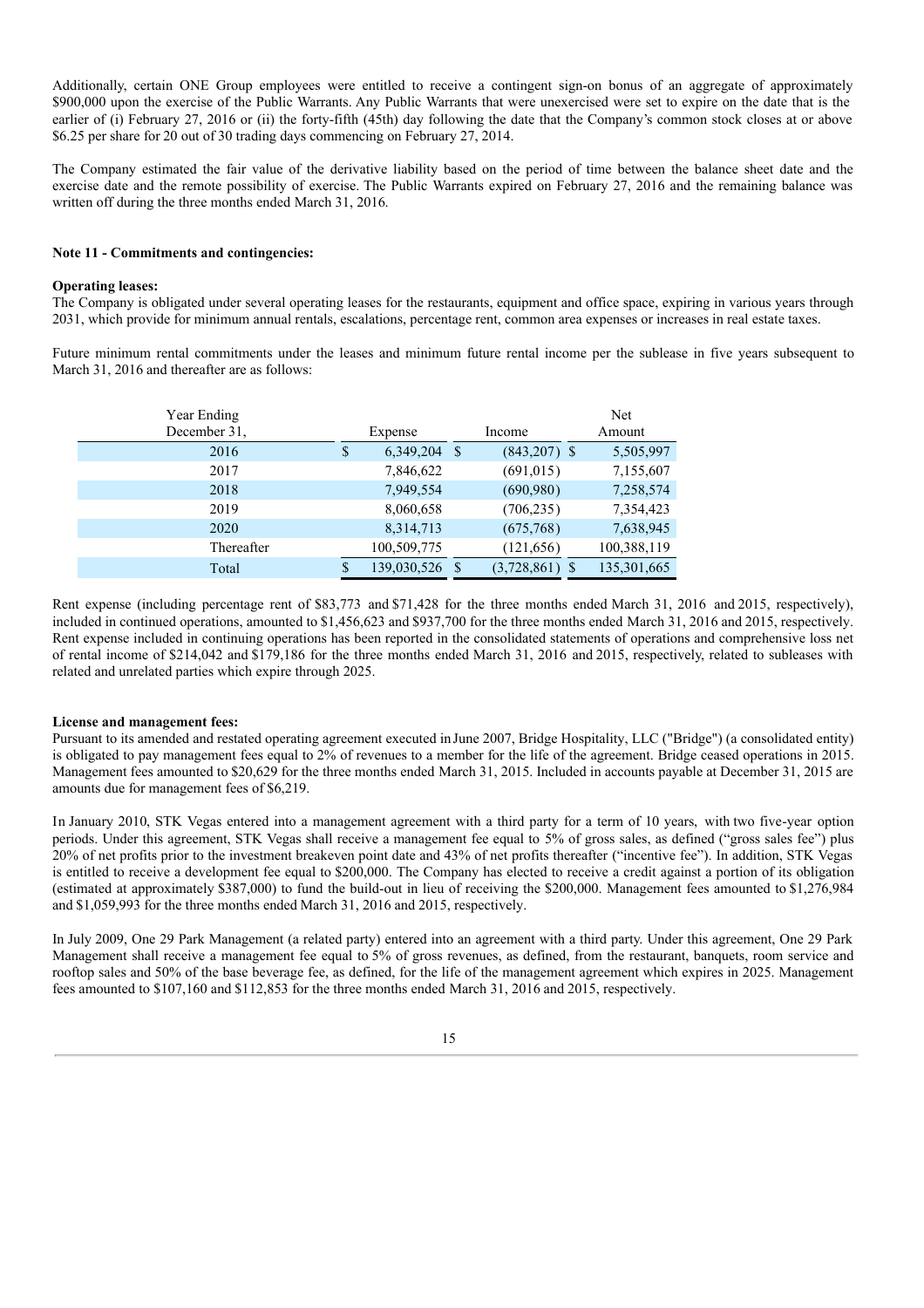Additionally, certain ONE Group employees were entitled to receive a contingent sign-on bonus of an aggregate of approximately $900,000 upon the exercise of the Public Warrants. Any Public Warrants that were unexercised were set to expire on the date that is the earlier of (i) February 27, 2016 or (ii) the forty-fifth (45th) day following the date that the Company's common stock closes at or above $6.25 per share for 20 out of 30 trading days commencing on February 27, 2014.

The Company estimated the fair value of the derivative liability based on the period of time between the balance sheet date and the exercise date and the remote possibility of exercise. The Public Warrants expired on February 27, 2016 and the remaining balance was written off during the three months ended March 31, 2016.

**Note 11 - Commitments and contingencies:**

**Operating leases:**

The Company is obligated under several operating leases for the restaurants, equipment and office space, expiring in various years through 2031, which provide for minimum annual rentals, escalations, percentage rent, common area expenses or increases in real estate taxes.

Future minimum rental commitments under the leases and minimum future rental income per the sublease in five years subsequent to March 31, 2016 and thereafter are as follows:

| Year Ending December 31, | Expense | Income | Net Amount |
|---|---|---|---|
| 2016 | $ 6,349,204 | $ (843,207) | $ 5,505,997 |
| 2017 | 7,846,622 | (691,015) | 7,155,607 |
| 2018 | 7,949,554 | (690,980) | 7,258,574 |
| 2019 | 8,060,658 | (706,235) | 7,354,423 |
| 2020 | 8,314,713 | (675,768) | 7,638,945 |
| Thereafter | 100,509,775 | (121,656) | 100,388,119 |
| Total | $ 139,030,526 | $ (3,728,861) | $ 135,301,665 |

Rent expense (including percentage rent of $83,773 and $71,428 for the three months ended March 31, 2016 and 2015, respectively), included in continued operations, amounted to $1,456,623 and $937,700 for the three months ended March 31, 2016 and 2015, respectively. Rent expense included in continuing operations has been reported in the consolidated statements of operations and comprehensive loss net of rental income of $214,042 and $179,186 for the three months ended March 31, 2016 and 2015, respectively, related to subleases with related and unrelated parties which expire through 2025.

**License and management fees:**

Pursuant to its amended and restated operating agreement executed in June 2007, Bridge Hospitality, LLC ("Bridge") (a consolidated entity) is obligated to pay management fees equal to 2% of revenues to a member for the life of the agreement. Bridge ceased operations in 2015. Management fees amounted to $20,629 for the three months ended March 31, 2015. Included in accounts payable at December 31, 2015 are amounts due for management fees of $6,219.

In January 2010, STK Vegas entered into a management agreement with a third party for a term of 10 years, with two five-year option periods. Under this agreement, STK Vegas shall receive a management fee equal to 5% of gross sales, as defined ("gross sales fee") plus 20% of net profits prior to the investment breakeven point date and 43% of net profits thereafter ("incentive fee"). In addition, STK Vegas is entitled to receive a development fee equal to $200,000. The Company has elected to receive a credit against a portion of its obligation (estimated at approximately $387,000) to fund the build-out in lieu of receiving the $200,000. Management fees amounted to $1,276,984 and $1,059,993 for the three months ended March 31, 2016 and 2015, respectively.

In July 2009, One 29 Park Management (a related party) entered into an agreement with a third party. Under this agreement, One 29 Park Management shall receive a management fee equal to 5% of gross revenues, as defined, from the restaurant, banquets, room service and rooftop sales and 50% of the base beverage fee, as defined, for the life of the management agreement which expires in 2025. Management fees amounted to $107,160 and $112,853 for the three months ended March 31, 2016 and 2015, respectively.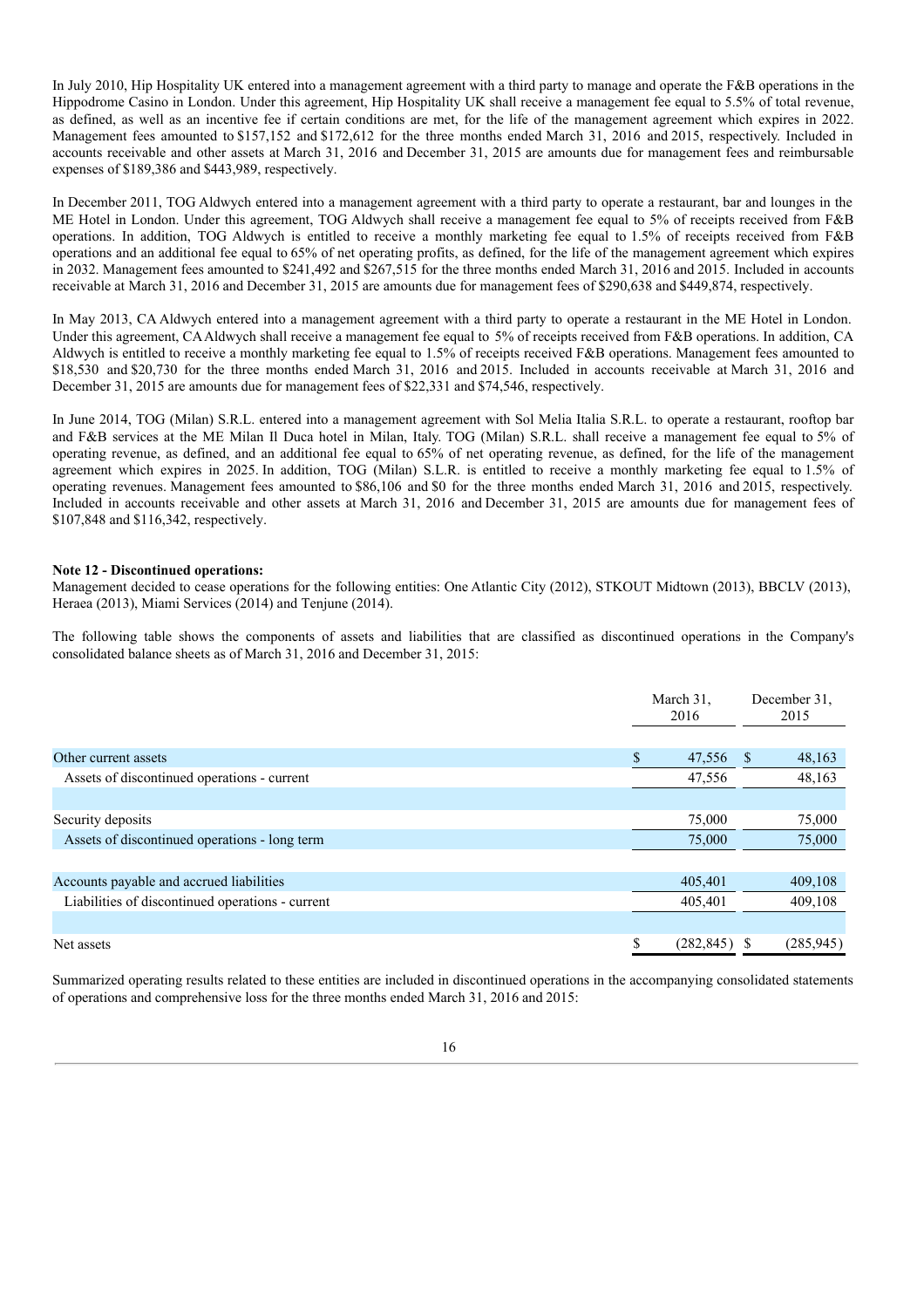In July 2010, Hip Hospitality UK entered into a management agreement with a third party to manage and operate the F&B operations in the Hippodrome Casino in London. Under this agreement, Hip Hospitality UK shall receive a management fee equal to 5.5% of total revenue, as defined, as well as an incentive fee if certain conditions are met, for the life of the management agreement which expires in 2022. Management fees amounted to $157,152 and $172,612 for the three months ended March 31, 2016 and 2015, respectively. Included in accounts receivable and other assets at March 31, 2016 and December 31, 2015 are amounts due for management fees and reimbursable expenses of $189,386 and $443,989, respectively.

In December 2011, TOG Aldwych entered into a management agreement with a third party to operate a restaurant, bar and lounges in the ME Hotel in London. Under this agreement, TOG Aldwych shall receive a management fee equal to 5% of receipts received from F&B operations. In addition, TOG Aldwych is entitled to receive a monthly marketing fee equal to 1.5% of receipts received from F&B operations and an additional fee equal to 65% of net operating profits, as defined, for the life of the management agreement which expires in 2032. Management fees amounted to $241,492 and $267,515 for the three months ended March 31, 2016 and 2015. Included in accounts receivable at March 31, 2016 and December 31, 2015 are amounts due for management fees of $290,638 and $449,874, respectively.

In May 2013, CA Aldwych entered into a management agreement with a third party to operate a restaurant in the ME Hotel in London. Under this agreement, CA Aldwych shall receive a management fee equal to 5% of receipts received from F&B operations. In addition, CA Aldwych is entitled to receive a monthly marketing fee equal to 1.5% of receipts received F&B operations. Management fees amounted to $18,530 and $20,730 for the three months ended March 31, 2016 and 2015. Included in accounts receivable at March 31, 2016 and December 31, 2015 are amounts due for management fees of $22,331 and $74,546, respectively.

In June 2014, TOG (Milan) S.R.L. entered into a management agreement with Sol Melia Italia S.R.L. to operate a restaurant, rooftop bar and F&B services at the ME Milan Il Duca hotel in Milan, Italy. TOG (Milan) S.R.L. shall receive a management fee equal to 5% of operating revenue, as defined, and an additional fee equal to 65% of net operating revenue, as defined, for the life of the management agreement which expires in 2025. In addition, TOG (Milan) S.L.R. is entitled to receive a monthly marketing fee equal to 1.5% of operating revenues. Management fees amounted to $86,106 and $0 for the three months ended March 31, 2016 and 2015, respectively. Included in accounts receivable and other assets at March 31, 2016 and December 31, 2015 are amounts due for management fees of $107,848 and $116,342, respectively.

**Note 12 - Discontinued operations:**

Management decided to cease operations for the following entities: One Atlantic City (2012), STKOUT Midtown (2013), BBCLV (2013), Heraea (2013), Miami Services (2014) and Tenjune (2014).

The following table shows the components of assets and liabilities that are classified as discontinued operations in the Company's consolidated balance sheets as of March 31, 2016 and December 31, 2015:

| | March 31, 2016 | December 31, 2015 |
|---|---|---|
| Other current assets | $ 47,556 | $ 48,163 |
| Assets of discontinued operations - current | 47,556 | 48,163 |
| | | |
| Security deposits | 75,000 | 75,000 |
| Assets of discontinued operations - long term | 75,000 | 75,000 |
| | | |
| Accounts payable and accrued liabilities | 405,401 | 409,108 |
| Liabilities of discontinued operations - current | 405,401 | 409,108 |
| | | |
| Net assets | $ (282,845) | $ (285,945) |

Summarized operating results related to these entities are included in discontinued operations in the accompanying consolidated statements of operations and comprehensive loss for the three months ended March 31, 2016 and 2015: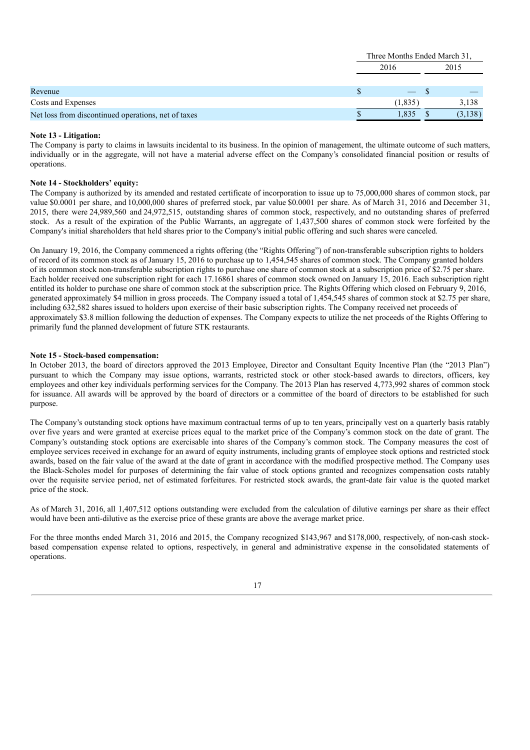| | Three Months Ended March 31, | |
|---|---|---|
| | 2016 | 2015 |
| Revenue | $ — | $ — |
| Costs and Expenses | (1,835) | 3,138 |
| Net loss from discontinued operations, net of taxes | $ 1,835 | $ (3,138) |

**Note 13 - Litigation:**

The Company is party to claims in lawsuits incidental to its business. In the opinion of management, the ultimate outcome of such matters, individually or in the aggregate, will not have a material adverse effect on the Company's consolidated financial position or results of operations.

**Note 14 - Stockholders' equity:**

The Company is authorized by its amended and restated certificate of incorporation to issue up to 75,000,000 shares of common stock, par value $0.0001 per share, and 10,000,000 shares of preferred stock, par value $0.0001 per share. As of March 31, 2016 and December 31, 2015, there were 24,989,560 and 24,972,515, outstanding shares of common stock, respectively, and no outstanding shares of preferred stock. As a result of the expiration of the Public Warrants, an aggregate of 1,437,500 shares of common stock were forfeited by the Company's initial shareholders that held shares prior to the Company's initial public offering and such shares were canceled.

On January 19, 2016, the Company commenced a rights offering (the "Rights Offering") of non-transferable subscription rights to holders of record of its common stock as of January 15, 2016 to purchase up to 1,454,545 shares of common stock. The Company granted holders of its common stock non-transferable subscription rights to purchase one share of common stock at a subscription price of $2.75 per share. Each holder received one subscription right for each 17.16861 shares of common stock owned on January 15, 2016. Each subscription right entitled its holder to purchase one share of common stock at the subscription price. The Rights Offering which closed on February 9, 2016, generated approximately $4 million in gross proceeds. The Company issued a total of 1,454,545 shares of common stock at $2.75 per share, including 632,582 shares issued to holders upon exercise of their basic subscription rights. The Company received net proceeds of approximately $3.8 million following the deduction of expenses. The Company expects to utilize the net proceeds of the Rights Offering to primarily fund the planned development of future STK restaurants.

**Note 15 - Stock-based compensation:**

In October 2013, the board of directors approved the 2013 Employee, Director and Consultant Equity Incentive Plan (the "2013 Plan") pursuant to which the Company may issue options, warrants, restricted stock or other stock-based awards to directors, officers, key employees and other key individuals performing services for the Company. The 2013 Plan has reserved 4,773,992 shares of common stock for issuance. All awards will be approved by the board of directors or a committee of the board of directors to be established for such purpose.

The Company's outstanding stock options have maximum contractual terms of up to ten years, principally vest on a quarterly basis ratably over five years and were granted at exercise prices equal to the market price of the Company's common stock on the date of grant. The Company's outstanding stock options are exercisable into shares of the Company's common stock. The Company measures the cost of employee services received in exchange for an award of equity instruments, including grants of employee stock options and restricted stock awards, based on the fair value of the award at the date of grant in accordance with the modified prospective method. The Company uses the Black-Scholes model for purposes of determining the fair value of stock options granted and recognizes compensation costs ratably over the requisite service period, net of estimated forfeitures. For restricted stock awards, the grant-date fair value is the quoted market price of the stock.

As of March 31, 2016, all 1,407,512 options outstanding were excluded from the calculation of dilutive earnings per share as their effect would have been anti-dilutive as the exercise price of these grants are above the average market price.

For the three months ended March 31, 2016 and 2015, the Company recognized $143,967 and $178,000, respectively, of non-cash stock-based compensation expense related to options, respectively, in general and administrative expense in the consolidated statements of operations.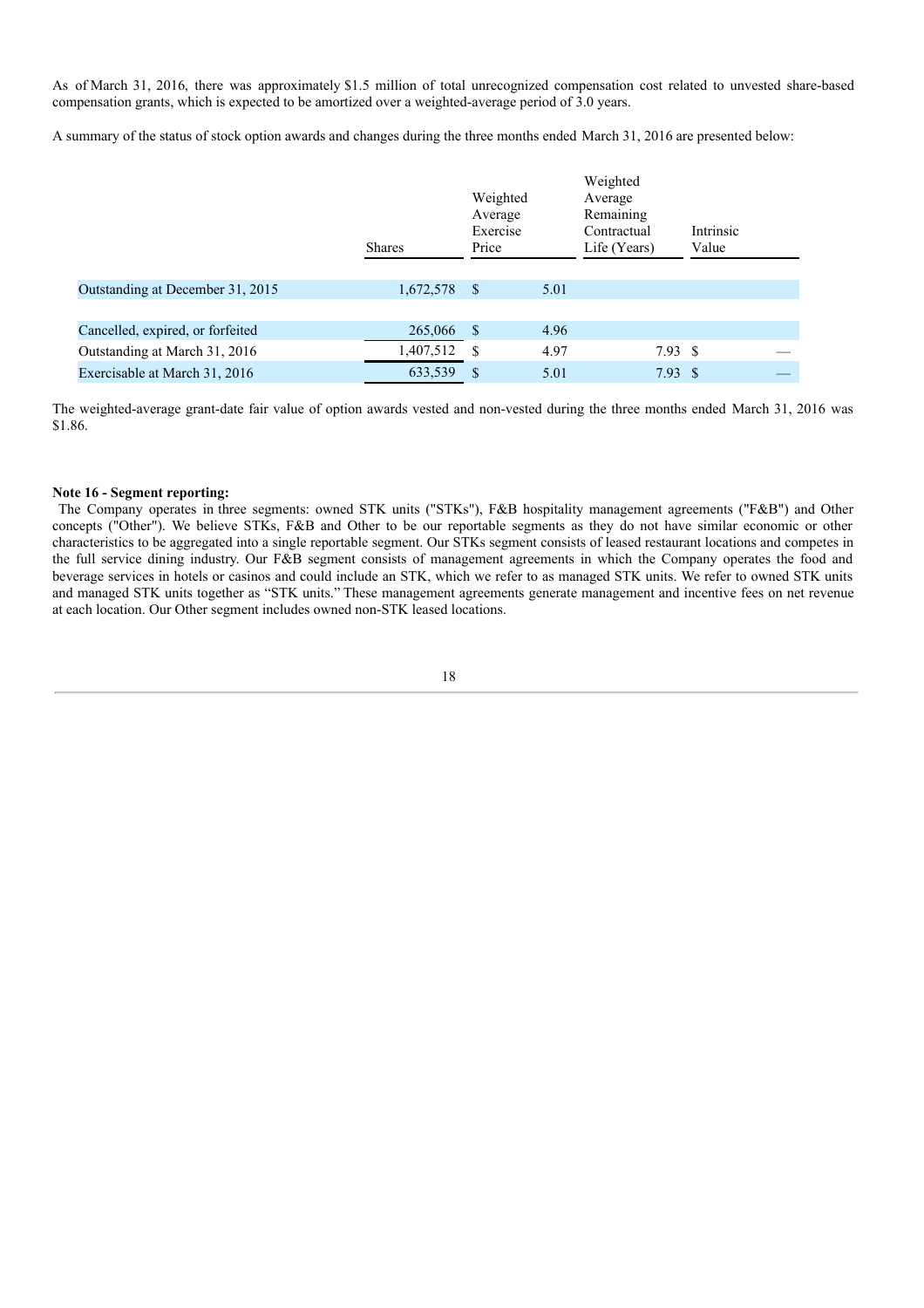As of March 31, 2016, there was approximately $1.5 million of total unrecognized compensation cost related to unvested share-based compensation grants, which is expected to be amortized over a weighted-average period of 3.0 years.

A summary of the status of stock option awards and changes during the three months ended March 31, 2016 are presented below:

| | Shares | Weighted Average Exercise Price | Weighted Average Remaining Contractual Life (Years) | Intrinsic Value |
|---|---|---|---|---|
| Outstanding at December 31, 2015 | 1,672,578 | $ 5.01 | | |
| Cancelled, expired, or forfeited | 265,066 | $ 4.96 | | |
| Outstanding at March 31, 2016 | 1,407,512 | $ 4.97 | 7.93 | $ — |
| Exercisable at March 31, 2016 | 633,539 | $ 5.01 | 7.93 | $ — |

The weighted-average grant-date fair value of option awards vested and non-vested during the three months ended March 31, 2016 was $1.86.

**Note 16 - Segment reporting:**

The Company operates in three segments: owned STK units ("STKs"), F&B hospitality management agreements ("F&B") and Other concepts ("Other"). We believe STKs, F&B and Other to be our reportable segments as they do not have similar economic or other characteristics to be aggregated into a single reportable segment. Our STKs segment consists of leased restaurant locations and competes in the full service dining industry. Our F&B segment consists of management agreements in which the Company operates the food and beverage services in hotels or casinos and could include an STK, which we refer to as managed STK units. We refer to owned STK units and managed STK units together as "STK units." These management agreements generate management and incentive fees on net revenue at each location. Our Other segment includes owned non-STK leased locations.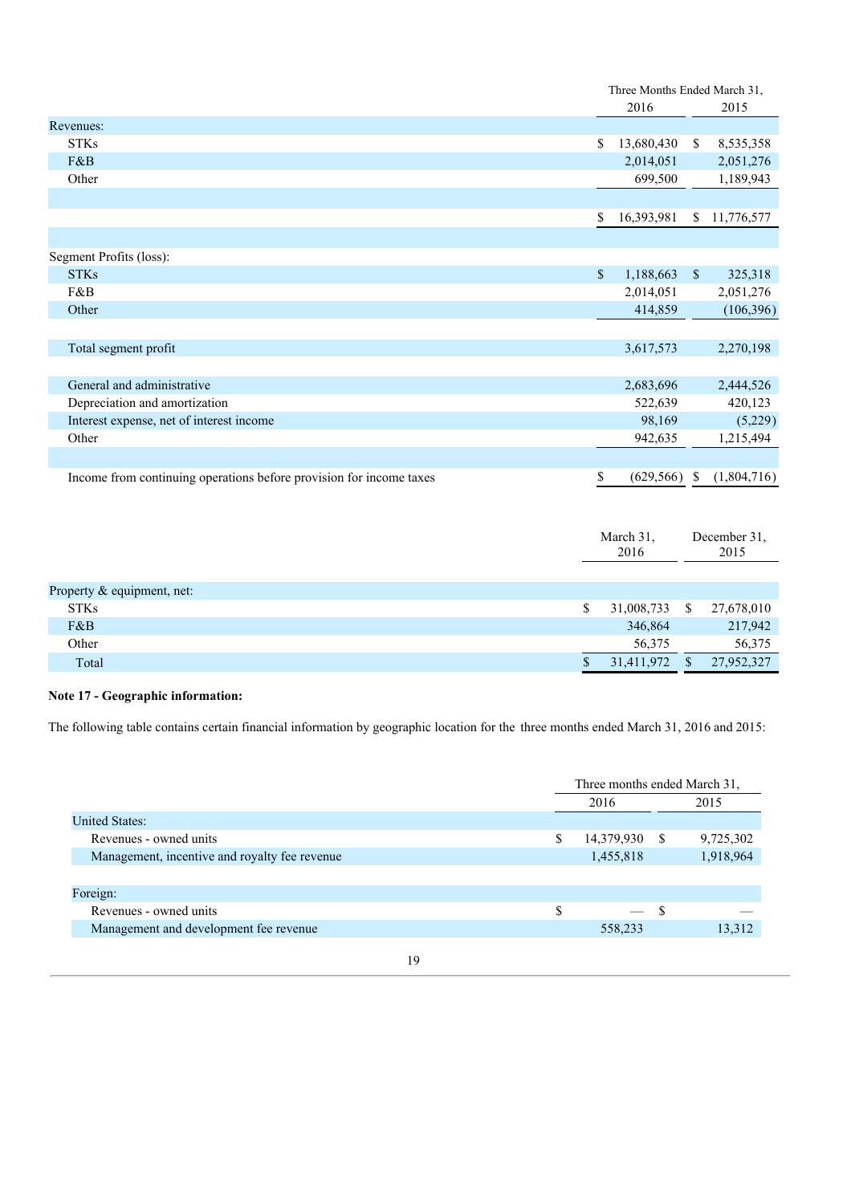| | Three Months Ended March 31, | |
|---|---|---|
| | 2016 | 2015 |
| Revenues: | | |
| STKs | $ 13,680,430 | $ 8,535,358 |
| F&B | 2,014,051 | 2,051,276 |
| Other | 699,500 | 1,189,943 |
| | $ 16,393,981 | $ 11,776,577 |
| Segment Profits (loss): | | |
| STKs | $ 1,188,663 | $ 325,318 |
| F&B | 2,014,051 | 2,051,276 |
| Other | 414,859 | (106,396) |
| Total segment profit | 3,617,573 | 2,270,198 |
| General and administrative | 2,683,696 | 2,444,526 |
| Depreciation and amortization | 522,639 | 420,123 |
| Interest expense, net of interest income | 98,169 | (5,229) |
| Other | 942,635 | 1,215,494 |
| Income from continuing operations before provision for income taxes | $ (629,566) | $ (1,804,716) |

| | March 31, 2016 | December 31, 2015 |
|---|---|---|
| Property & equipment, net: | | |
| STKs | $ 31,008,733 | $ 27,678,010 |
| F&B | 346,864 | 217,942 |
| Other | 56,375 | 56,375 |
| Total | $ 31,411,972 | $ 27,952,327 |

**Note 17 - Geographic information:**

The following table contains certain financial information by geographic location for the three months ended March 31, 2016 and 2015:

| | Three months ended March 31, | |
|---|---|---|
| | 2016 | 2015 |
| United States: | | |
| Revenues - owned units | $ 14,379,930 | $ 9,725,302 |
| Management, incentive and royalty fee revenue | 1,455,818 | 1,918,964 |
| Foreign: | | |
| Revenues - owned units | $ — | $ — |
| Management and development fee revenue | 558,233 | 13,312 |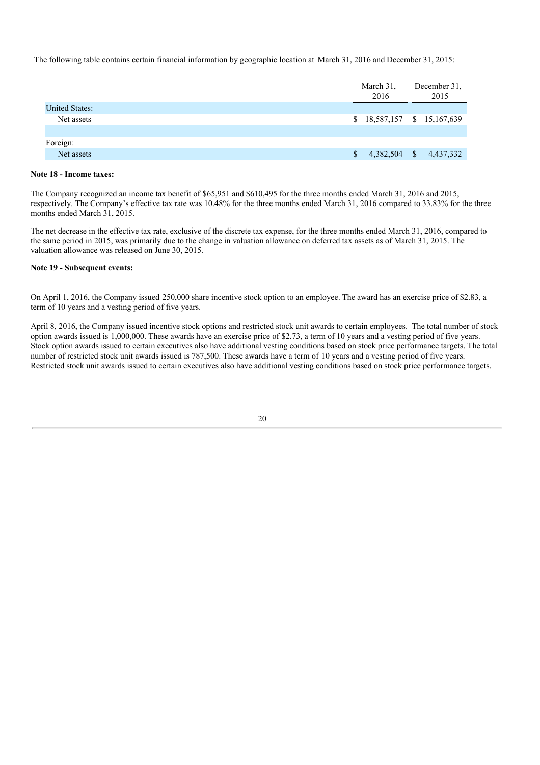The following table contains certain financial information by geographic location at March 31, 2016 and December 31, 2015:

| | March 31, 2016 | December 31, 2015 |
|---|---|---|
| United States: | | |
| Net assets | $ 18,587,157 | $ 15,167,639 |
| | | |
| Foreign: | | |
| Net assets | $ 4,382,504 | $ 4,437,332 |

**Note 18 - Income taxes:**

The Company recognized an income tax benefit of $65,951 and $610,495 for the three months ended March 31, 2016 and 2015, respectively. The Company's effective tax rate was 10.48% for the three months ended March 31, 2016 compared to 33.83% for the three months ended March 31, 2015.

The net decrease in the effective tax rate, exclusive of the discrete tax expense, for the three months ended March 31, 2016, compared to the same period in 2015, was primarily due to the change in valuation allowance on deferred tax assets as of March 31, 2015. The valuation allowance was released on June 30, 2015.

**Note 19 - Subsequent events:**

On April 1, 2016, the Company issued 250,000 share incentive stock option to an employee. The award has an exercise price of $2.83, a term of 10 years and a vesting period of five years.

April 8, 2016, the Company issued incentive stock options and restricted stock unit awards to certain employees. The total number of stock option awards issued is 1,000,000. These awards have an exercise price of $2.73, a term of 10 years and a vesting period of five years. Stock option awards issued to certain executives also have additional vesting conditions based on stock price performance targets. The total number of restricted stock unit awards issued is 787,500. These awards have a term of 10 years and a vesting period of five years. Restricted stock unit awards issued to certain executives also have additional vesting conditions based on stock price performance targets.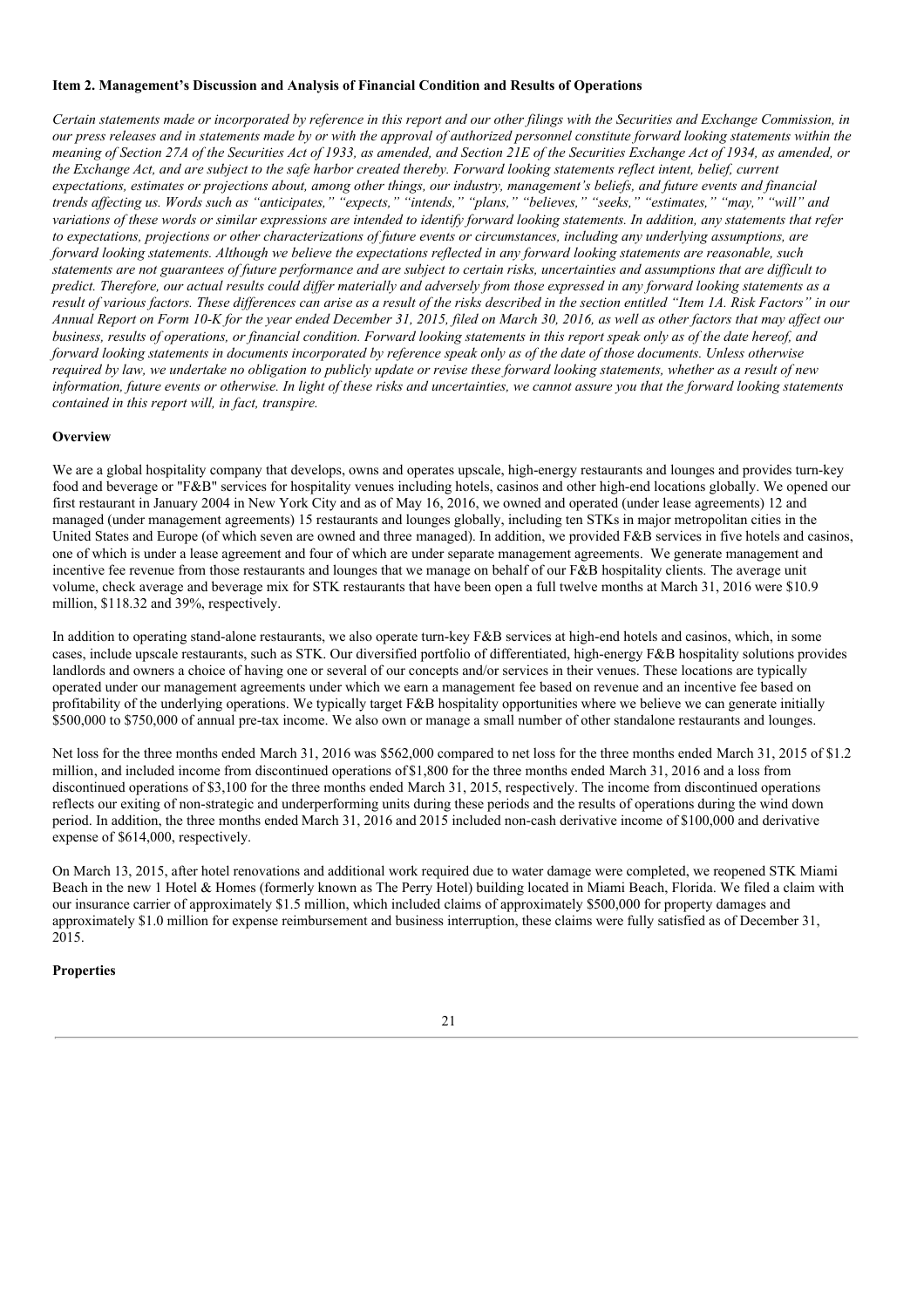**Item 2. Management's Discussion and Analysis of Financial Condition and Results of Operations**

*Certain statements made or incorporated by reference in this report and our other filings with the Securities and Exchange Commission, in our press releases and in statements made by or with the approval of authorized personnel constitute forward looking statements within the meaning of Section 27A of the Securities Act of 1933, as amended, and Section 21E of the Securities Exchange Act of 1934, as amended, or the Exchange Act, and are subject to the safe harbor created thereby. Forward looking statements reflect intent, belief, current expectations, estimates or projections about, among other things, our industry, management's beliefs, and future events and financial trends affecting us. Words such as "anticipates," "expects," "intends," "plans," "believes," "seeks," "estimates," "may," "will" and variations of these words or similar expressions are intended to identify forward looking statements. In addition, any statements that refer to expectations, projections or other characterizations of future events or circumstances, including any underlying assumptions, are forward looking statements. Although we believe the expectations reflected in any forward looking statements are reasonable, such statements are not guarantees of future performance and are subject to certain risks, uncertainties and assumptions that are difficult to predict. Therefore, our actual results could differ materially and adversely from those expressed in any forward looking statements as a result of various factors. These differences can arise as a result of the risks described in the section entitled "Item 1A. Risk Factors" in our Annual Report on Form 10-K for the year ended December 31, 2015, filed on March 30, 2016, as well as other factors that may affect our business, results of operations, or financial condition. Forward looking statements in this report speak only as of the date hereof, and forward looking statements in documents incorporated by reference speak only as of the date of those documents. Unless otherwise required by law, we undertake no obligation to publicly update or revise these forward looking statements, whether as a result of new information, future events or otherwise. In light of these risks and uncertainties, we cannot assure you that the forward looking statements contained in this report will, in fact, transpire.*

**Overview**

We are a global hospitality company that develops, owns and operates upscale, high-energy restaurants and lounges and provides turn-key food and beverage or "F&B" services for hospitality venues including hotels, casinos and other high-end locations globally. We opened our first restaurant in January 2004 in New York City and as of May 16, 2016, we owned and operated (under lease agreements) 12 and managed (under management agreements) 15 restaurants and lounges globally, including ten STKs in major metropolitan cities in the United States and Europe (of which seven are owned and three managed). In addition, we provided F&B services in five hotels and casinos, one of which is under a lease agreement and four of which are under separate management agreements. We generate management and incentive fee revenue from those restaurants and lounges that we manage on behalf of our F&B hospitality clients. The average unit volume, check average and beverage mix for STK restaurants that have been open a full twelve months at March 31, 2016 were $10.9 million, $118.32 and 39%, respectively.

In addition to operating stand-alone restaurants, we also operate turn-key F&B services at high-end hotels and casinos, which, in some cases, include upscale restaurants, such as STK. Our diversified portfolio of differentiated, high-energy F&B hospitality solutions provides landlords and owners a choice of having one or several of our concepts and/or services in their venues. These locations are typically operated under our management agreements under which we earn a management fee based on revenue and an incentive fee based on profitability of the underlying operations. We typically target F&B hospitality opportunities where we believe we can generate initially $500,000 to $750,000 of annual pre-tax income. We also own or manage a small number of other standalone restaurants and lounges.

Net loss for the three months ended March 31, 2016 was $562,000 compared to net loss for the three months ended March 31, 2015 of $1.2 million, and included income from discontinued operations of $1,800 for the three months ended March 31, 2016 and a loss from discontinued operations of $3,100 for the three months ended March 31, 2015, respectively. The income from discontinued operations reflects our exiting of non-strategic and underperforming units during these periods and the results of operations during the wind down period. In addition, the three months ended March 31, 2016 and 2015 included non-cash derivative income of $100,000 and derivative expense of $614,000, respectively.

On March 13, 2015, after hotel renovations and additional work required due to water damage were completed, we reopened STK Miami Beach in the new 1 Hotel & Homes (formerly known as The Perry Hotel) building located in Miami Beach, Florida. We filed a claim with our insurance carrier of approximately $1.5 million, which included claims of approximately $500,000 for property damages and approximately $1.0 million for expense reimbursement and business interruption, these claims were fully satisfied as of December 31, 2015.

**Properties**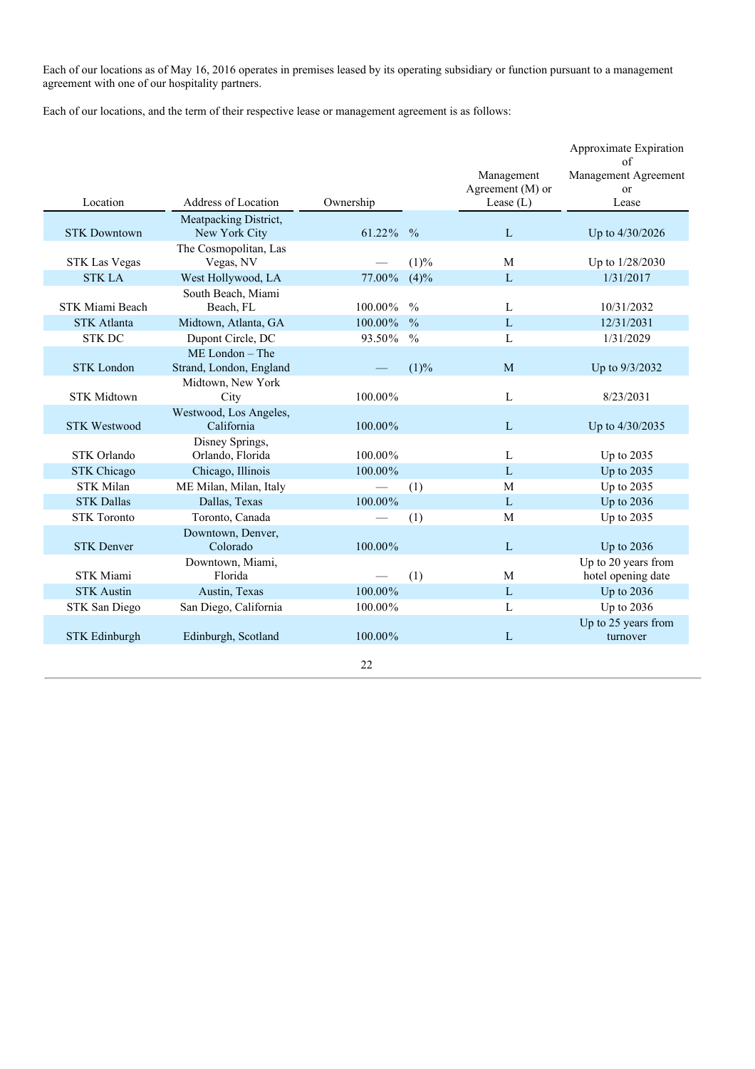Each of our locations as of May 16, 2016 operates in premises leased by its operating subsidiary or function pursuant to a management agreement with one of our hospitality partners.

Each of our locations, and the term of their respective lease or management agreement is as follows:

| Location | Address of Location | Ownership | | Management Agreement (M) or Lease (L) | Approximate Expiration of Management Agreement or Lease |
|---|---|---|---|---|---|
| STK Downtown | Meatpacking District, New York City | 61.22% | % | L | Up to 4/30/2026 |
| STK Las Vegas | The Cosmopolitan, Las Vegas, NV | — | (1)% | M | Up to 1/28/2030 |
| STK LA | West Hollywood, LA | 77.00% | (4)% | L | 1/31/2017 |
| STK Miami Beach | South Beach, Miami Beach, FL | 100.00% | % | L | 10/31/2032 |
| STK Atlanta | Midtown, Atlanta, GA | 100.00% | % | L | 12/31/2031 |
| STK DC | Dupont Circle, DC | 93.50% | % | L | 1/31/2029 |
| STK London | ME London – The Strand, London, England | — | (1)% | M | Up to 9/3/2032 |
| STK Midtown | Midtown, New York City | 100.00% | | L | 8/23/2031 |
| STK Westwood | Westwood, Los Angeles, California | 100.00% | | L | Up to 4/30/2035 |
| STK Orlando | Disney Springs, Orlando, Florida | 100.00% | | L | Up to 2035 |
| STK Chicago | Chicago, Illinois | 100.00% | | L | Up to 2035 |
| STK Milan | ME Milan, Milan, Italy | — | (1) | M | Up to 2035 |
| STK Dallas | Dallas, Texas | 100.00% | | L | Up to 2036 |
| STK Toronto | Toronto, Canada | — | (1) | M | Up to 2035 |
| STK Denver | Downtown, Denver, Colorado | 100.00% | | L | Up to 2036 |
| STK Miami | Downtown, Miami, Florida | — | (1) | M | Up to 20 years from hotel opening date |
| STK Austin | Austin, Texas | 100.00% | | L | Up to 2036 |
| STK San Diego | San Diego, California | 100.00% | | L | Up to 2036 |
| STK Edinburgh | Edinburgh, Scotland | 100.00% | | L | Up to 25 years from turnover |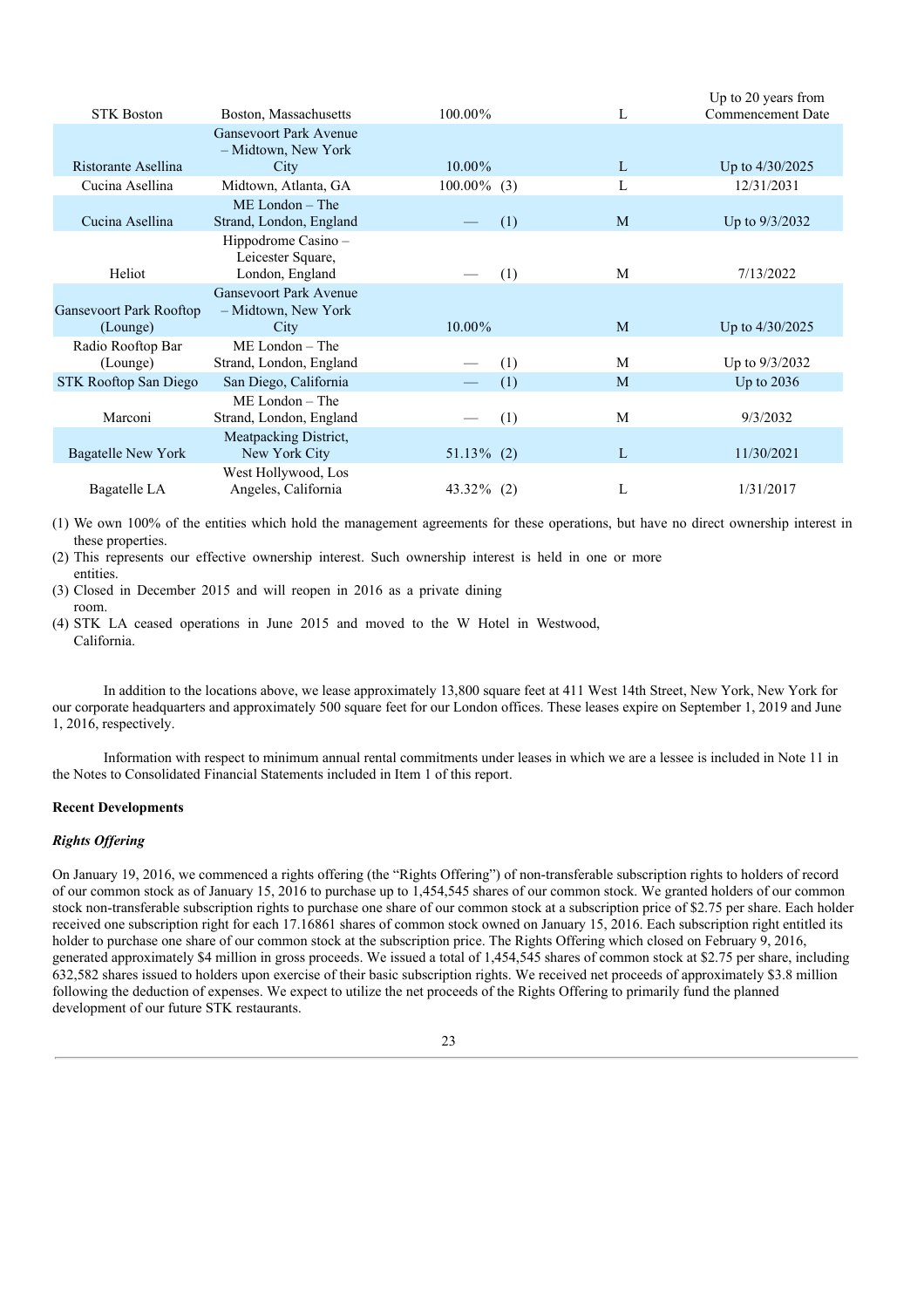| | | | | |
|---|---|---|---|---|
| STK Boston | Boston, Massachusetts | 100.00% | L | Up to 20 years from Commencement Date |
| Ristorante Asellina | Gansevoort Park Avenue – Midtown, New York City | 10.00% | L | Up to 4/30/2025 |
| Cucina Asellina | Midtown, Atlanta, GA | 100.00% (3) | L | 12/31/2031 |
| Cucina Asellina | ME London – The Strand, London, England | — (1) | M | Up to 9/3/2032 |
| Heliot | Hippodrome Casino – Leicester Square, London, England | — (1) | M | 7/13/2022 |
| Gansevoort Park Rooftop (Lounge) | Gansevoort Park Avenue – Midtown, New York City | 10.00% | M | Up to 4/30/2025 |
| Radio Rooftop Bar (Lounge) | ME London – The Strand, London, England | — (1) | M | Up to 9/3/2032 |
| STK Rooftop San Diego | San Diego, California | — (1) | M | Up to 2036 |
| Marconi | ME London – The Strand, London, England | — (1) | M | 9/3/2032 |
| Bagatelle New York | Meatpacking District, New York City | 51.13% (2) | L | 11/30/2021 |
| Bagatelle LA | West Hollywood, Los Angeles, California | 43.32% (2) | L | 1/31/2017 |

(1) We own 100% of the entities which hold the management agreements for these operations, but have no direct ownership interest in these properties.

(2) This represents our effective ownership interest. Such ownership interest is held in one or more entities.

(3) Closed in December 2015 and will reopen in 2016 as a private dining room.

(4) STK LA ceased operations in June 2015 and moved to the W Hotel in Westwood, California.

In addition to the locations above, we lease approximately 13,800 square feet at 411 West 14th Street, New York, New York for our corporate headquarters and approximately 500 square feet for our London offices. These leases expire on September 1, 2019 and June 1, 2016, respectively.

Information with respect to minimum annual rental commitments under leases in which we are a lessee is included in Note 11 in the Notes to Consolidated Financial Statements included in Item 1 of this report.

**Recent Developments**

***Rights Offering***

On January 19, 2016, we commenced a rights offering (the "Rights Offering") of non-transferable subscription rights to holders of record of our common stock as of January 15, 2016 to purchase up to 1,454,545 shares of our common stock. We granted holders of our common stock non-transferable subscription rights to purchase one share of our common stock at a subscription price of $2.75 per share. Each holder received one subscription right for each 17.16861 shares of common stock owned on January 15, 2016. Each subscription right entitled its holder to purchase one share of our common stock at the subscription price. The Rights Offering which closed on February 9, 2016, generated approximately $4 million in gross proceeds. We issued a total of 1,454,545 shares of common stock at $2.75 per share, including 632,582 shares issued to holders upon exercise of their basic subscription rights. We received net proceeds of approximately $3.8 million following the deduction of expenses. We expect to utilize the net proceeds of the Rights Offering to primarily fund the planned development of our future STK restaurants.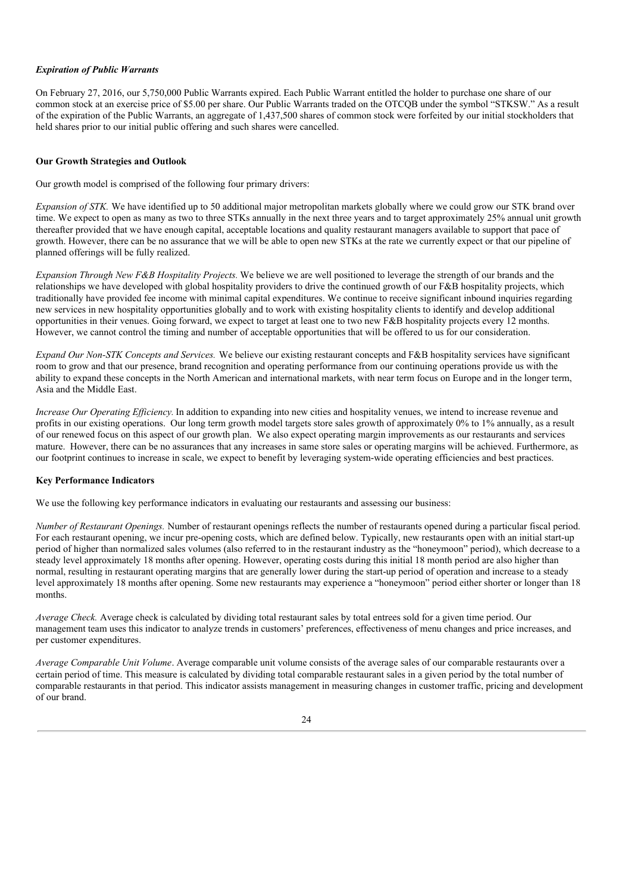*Expiration of Public Warrants*

On February 27, 2016, our 5,750,000 Public Warrants expired. Each Public Warrant entitled the holder to purchase one share of our common stock at an exercise price of $5.00 per share. Our Public Warrants traded on the OTCQB under the symbol "STKSW." As a result of the expiration of the Public Warrants, an aggregate of 1,437,500 shares of common stock were forfeited by our initial stockholders that held shares prior to our initial public offering and such shares were cancelled.

**Our Growth Strategies and Outlook**

Our growth model is comprised of the following four primary drivers:

*Expansion of STK.* We have identified up to 50 additional major metropolitan markets globally where we could grow our STK brand over time. We expect to open as many as two to three STKs annually in the next three years and to target approximately 25% annual unit growth thereafter provided that we have enough capital, acceptable locations and quality restaurant managers available to support that pace of growth. However, there can be no assurance that we will be able to open new STKs at the rate we currently expect or that our pipeline of planned offerings will be fully realized.

*Expansion Through New F&B Hospitality Projects.* We believe we are well positioned to leverage the strength of our brands and the relationships we have developed with global hospitality providers to drive the continued growth of our F&B hospitality projects, which traditionally have provided fee income with minimal capital expenditures. We continue to receive significant inbound inquiries regarding new services in new hospitality opportunities globally and to work with existing hospitality clients to identify and develop additional opportunities in their venues. Going forward, we expect to target at least one to two new F&B hospitality projects every 12 months. However, we cannot control the timing and number of acceptable opportunities that will be offered to us for our consideration.

*Expand Our Non-STK Concepts and Services.* We believe our existing restaurant concepts and F&B hospitality services have significant room to grow and that our presence, brand recognition and operating performance from our continuing operations provide us with the ability to expand these concepts in the North American and international markets, with near term focus on Europe and in the longer term, Asia and the Middle East.

*Increase Our Operating Efficiency.* In addition to expanding into new cities and hospitality venues, we intend to increase revenue and profits in our existing operations. Our long term growth model targets store sales growth of approximately 0% to 1% annually, as a result of our renewed focus on this aspect of our growth plan. We also expect operating margin improvements as our restaurants and services mature. However, there can be no assurances that any increases in same store sales or operating margins will be achieved. Furthermore, as our footprint continues to increase in scale, we expect to benefit by leveraging system-wide operating efficiencies and best practices.

**Key Performance Indicators**

We use the following key performance indicators in evaluating our restaurants and assessing our business:

*Number of Restaurant Openings.* Number of restaurant openings reflects the number of restaurants opened during a particular fiscal period. For each restaurant opening, we incur pre-opening costs, which are defined below. Typically, new restaurants open with an initial start-up period of higher than normalized sales volumes (also referred to in the restaurant industry as the "honeymoon" period), which decrease to a steady level approximately 18 months after opening. However, operating costs during this initial 18 month period are also higher than normal, resulting in restaurant operating margins that are generally lower during the start-up period of operation and increase to a steady level approximately 18 months after opening. Some new restaurants may experience a "honeymoon" period either shorter or longer than 18 months.

*Average Check.* Average check is calculated by dividing total restaurant sales by total entrees sold for a given time period. Our management team uses this indicator to analyze trends in customers' preferences, effectiveness of menu changes and price increases, and per customer expenditures.

*Average Comparable Unit Volume*. Average comparable unit volume consists of the average sales of our comparable restaurants over a certain period of time. This measure is calculated by dividing total comparable restaurant sales in a given period by the total number of comparable restaurants in that period. This indicator assists management in measuring changes in customer traffic, pricing and development of our brand.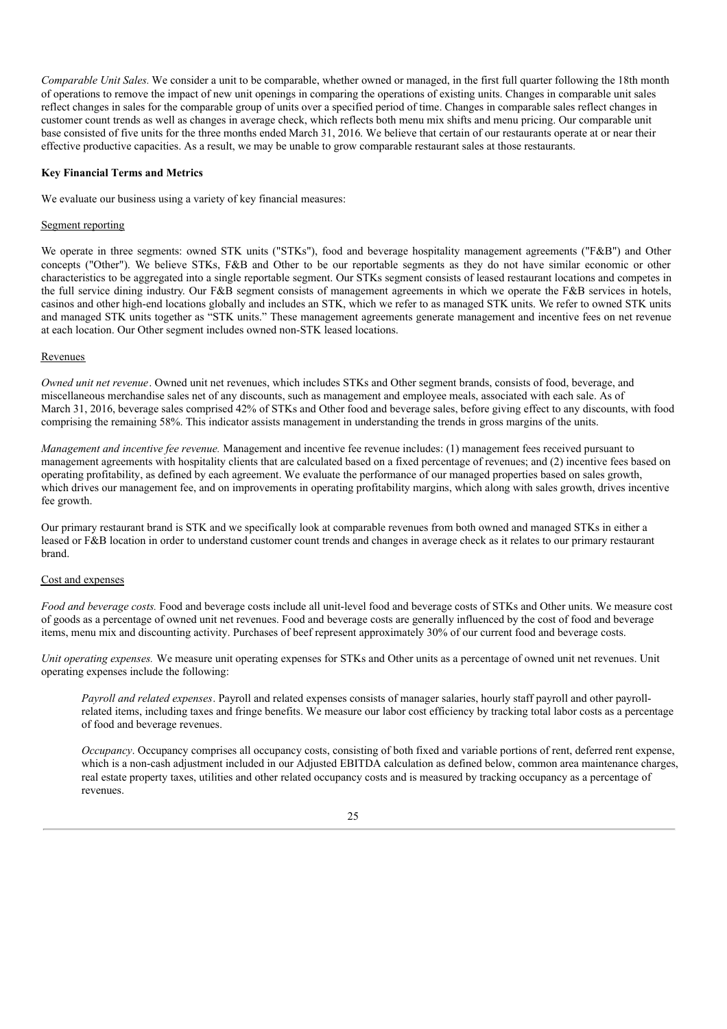*Comparable Unit Sales.* We consider a unit to be comparable, whether owned or managed, in the first full quarter following the 18th month of operations to remove the impact of new unit openings in comparing the operations of existing units. Changes in comparable unit sales reflect changes in sales for the comparable group of units over a specified period of time. Changes in comparable sales reflect changes in customer count trends as well as changes in average check, which reflects both menu mix shifts and menu pricing. Our comparable unit base consisted of five units for the three months ended March 31, 2016. We believe that certain of our restaurants operate at or near their effective productive capacities. As a result, we may be unable to grow comparable restaurant sales at those restaurants.

**Key Financial Terms and Metrics**

We evaluate our business using a variety of key financial measures:

Segment reporting

We operate in three segments: owned STK units ("STKs"), food and beverage hospitality management agreements ("F&B") and Other concepts ("Other"). We believe STKs, F&B and Other to be our reportable segments as they do not have similar economic or other characteristics to be aggregated into a single reportable segment. Our STKs segment consists of leased restaurant locations and competes in the full service dining industry. Our F&B segment consists of management agreements in which we operate the F&B services in hotels, casinos and other high-end locations globally and includes an STK, which we refer to as managed STK units. We refer to owned STK units and managed STK units together as "STK units." These management agreements generate management and incentive fees on net revenue at each location. Our Other segment includes owned non-STK leased locations.

Revenues

*Owned unit net revenue*. Owned unit net revenues, which includes STKs and Other segment brands, consists of food, beverage, and miscellaneous merchandise sales net of any discounts, such as management and employee meals, associated with each sale. As of March 31, 2016, beverage sales comprised 42% of STKs and Other food and beverage sales, before giving effect to any discounts, with food comprising the remaining 58%. This indicator assists management in understanding the trends in gross margins of the units.

*Management and incentive fee revenue.* Management and incentive fee revenue includes: (1) management fees received pursuant to management agreements with hospitality clients that are calculated based on a fixed percentage of revenues; and (2) incentive fees based on operating profitability, as defined by each agreement. We evaluate the performance of our managed properties based on sales growth, which drives our management fee, and on improvements in operating profitability margins, which along with sales growth, drives incentive fee growth.

Our primary restaurant brand is STK and we specifically look at comparable revenues from both owned and managed STKs in either a leased or F&B location in order to understand customer count trends and changes in average check as it relates to our primary restaurant brand.

Cost and expenses

*Food and beverage costs.* Food and beverage costs include all unit-level food and beverage costs of STKs and Other units. We measure cost of goods as a percentage of owned unit net revenues. Food and beverage costs are generally influenced by the cost of food and beverage items, menu mix and discounting activity. Purchases of beef represent approximately 30% of our current food and beverage costs.

*Unit operating expenses.* We measure unit operating expenses for STKs and Other units as a percentage of owned unit net revenues. Unit operating expenses include the following:

> *Payroll and related expenses*. Payroll and related expenses consists of manager salaries, hourly staff payroll and other payroll-related items, including taxes and fringe benefits. We measure our labor cost efficiency by tracking total labor costs as a percentage of food and beverage revenues.
>
> *Occupancy*. Occupancy comprises all occupancy costs, consisting of both fixed and variable portions of rent, deferred rent expense, which is a non-cash adjustment included in our Adjusted EBITDA calculation as defined below, common area maintenance charges, real estate property taxes, utilities and other related occupancy costs and is measured by tracking occupancy as a percentage of revenues.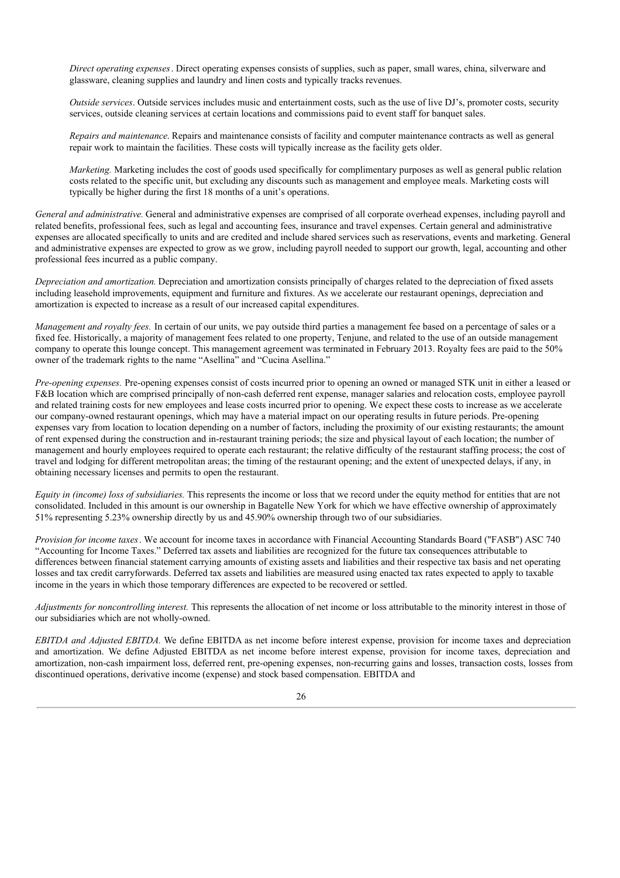*Direct operating expenses*. Direct operating expenses consists of supplies, such as paper, small wares, china, silverware and glassware, cleaning supplies and laundry and linen costs and typically tracks revenues.

*Outside services*. Outside services includes music and entertainment costs, such as the use of live DJ's, promoter costs, security services, outside cleaning services at certain locations and commissions paid to event staff for banquet sales.

*Repairs and maintenance*. Repairs and maintenance consists of facility and computer maintenance contracts as well as general repair work to maintain the facilities. These costs will typically increase as the facility gets older.

*Marketing.* Marketing includes the cost of goods used specifically for complimentary purposes as well as general public relation costs related to the specific unit, but excluding any discounts such as management and employee meals. Marketing costs will typically be higher during the first 18 months of a unit's operations.

*General and administrative.* General and administrative expenses are comprised of all corporate overhead expenses, including payroll and related benefits, professional fees, such as legal and accounting fees, insurance and travel expenses. Certain general and administrative expenses are allocated specifically to units and are credited and include shared services such as reservations, events and marketing. General and administrative expenses are expected to grow as we grow, including payroll needed to support our growth, legal, accounting and other professional fees incurred as a public company.

*Depreciation and amortization.* Depreciation and amortization consists principally of charges related to the depreciation of fixed assets including leasehold improvements, equipment and furniture and fixtures. As we accelerate our restaurant openings, depreciation and amortization is expected to increase as a result of our increased capital expenditures.

*Management and royalty fees.* In certain of our units, we pay outside third parties a management fee based on a percentage of sales or a fixed fee. Historically, a majority of management fees related to one property, Tenjune, and related to the use of an outside management company to operate this lounge concept. This management agreement was terminated in February 2013. Royalty fees are paid to the 50% owner of the trademark rights to the name "Asellina" and "Cucina Asellina."

*Pre-opening expenses.* Pre-opening expenses consist of costs incurred prior to opening an owned or managed STK unit in either a leased or F&B location which are comprised principally of non-cash deferred rent expense, manager salaries and relocation costs, employee payroll and related training costs for new employees and lease costs incurred prior to opening. We expect these costs to increase as we accelerate our company-owned restaurant openings, which may have a material impact on our operating results in future periods. Pre-opening expenses vary from location to location depending on a number of factors, including the proximity of our existing restaurants; the amount of rent expensed during the construction and in-restaurant training periods; the size and physical layout of each location; the number of management and hourly employees required to operate each restaurant; the relative difficulty of the restaurant staffing process; the cost of travel and lodging for different metropolitan areas; the timing of the restaurant opening; and the extent of unexpected delays, if any, in obtaining necessary licenses and permits to open the restaurant.

*Equity in (income) loss of subsidiaries.* This represents the income or loss that we record under the equity method for entities that are not consolidated. Included in this amount is our ownership in Bagatelle New York for which we have effective ownership of approximately 51% representing 5.23% ownership directly by us and 45.90% ownership through two of our subsidiaries.

*Provision for income taxes*. We account for income taxes in accordance with Financial Accounting Standards Board ("FASB") ASC 740 "Accounting for Income Taxes." Deferred tax assets and liabilities are recognized for the future tax consequences attributable to differences between financial statement carrying amounts of existing assets and liabilities and their respective tax basis and net operating losses and tax credit carryforwards. Deferred tax assets and liabilities are measured using enacted tax rates expected to apply to taxable income in the years in which those temporary differences are expected to be recovered or settled.

*Adjustments for noncontrolling interest.* This represents the allocation of net income or loss attributable to the minority interest in those of our subsidiaries which are not wholly-owned.

*EBITDA and Adjusted EBITDA.* We define EBITDA as net income before interest expense, provision for income taxes and depreciation and amortization. We define Adjusted EBITDA as net income before interest expense, provision for income taxes, depreciation and amortization, non-cash impairment loss, deferred rent, pre-opening expenses, non-recurring gains and losses, transaction costs, losses from discontinued operations, derivative income (expense) and stock based compensation. EBITDA and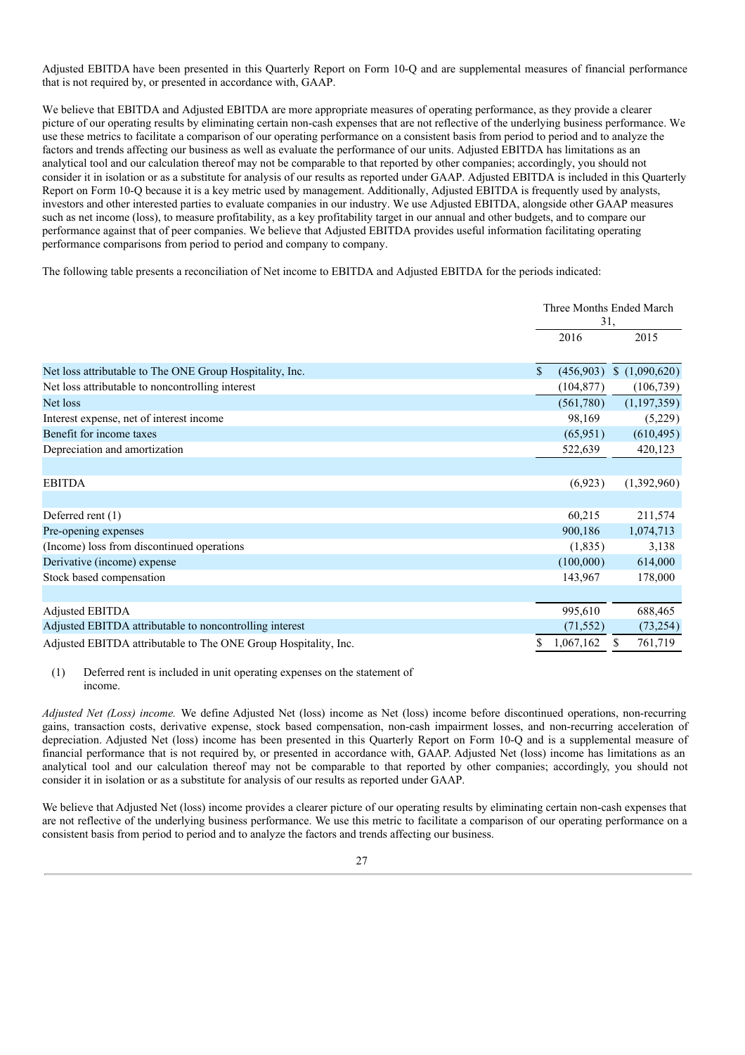Adjusted EBITDA have been presented in this Quarterly Report on Form 10-Q and are supplemental measures of financial performance that is not required by, or presented in accordance with, GAAP.

We believe that EBITDA and Adjusted EBITDA are more appropriate measures of operating performance, as they provide a clearer picture of our operating results by eliminating certain non-cash expenses that are not reflective of the underlying business performance. We use these metrics to facilitate a comparison of our operating performance on a consistent basis from period to period and to analyze the factors and trends affecting our business as well as evaluate the performance of our units. Adjusted EBITDA has limitations as an analytical tool and our calculation thereof may not be comparable to that reported by other companies; accordingly, you should not consider it in isolation or as a substitute for analysis of our results as reported under GAAP. Adjusted EBITDA is included in this Quarterly Report on Form 10-Q because it is a key metric used by management. Additionally, Adjusted EBITDA is frequently used by analysts, investors and other interested parties to evaluate companies in our industry. We use Adjusted EBITDA, alongside other GAAP measures such as net income (loss), to measure profitability, as a key profitability target in our annual and other budgets, and to compare our performance against that of peer companies. We believe that Adjusted EBITDA provides useful information facilitating operating performance comparisons from period to period and company to company.

The following table presents a reconciliation of Net income to EBITDA and Adjusted EBITDA for the periods indicated:

| | Three Months Ended March 31, | |
|---|---|---|
| | 2016 | 2015 |
| Net loss attributable to The ONE Group Hospitality, Inc. | $ (456,903) | $ (1,090,620) |
| Net loss attributable to noncontrolling interest | (104,877) | (106,739) |
| Net loss | (561,780) | (1,197,359) |
| Interest expense, net of interest income | 98,169 | (5,229) |
| Benefit for income taxes | (65,951) | (610,495) |
| Depreciation and amortization | 522,639 | 420,123 |
| | | |
| EBITDA | (6,923) | (1,392,960) |
| | | |
| Deferred rent (1) | 60,215 | 211,574 |
| Pre-opening expenses | 900,186 | 1,074,713 |
| (Income) loss from discontinued operations | (1,835) | 3,138 |
| Derivative (income) expense | (100,000) | 614,000 |
| Stock based compensation | 143,967 | 178,000 |
| | | |
| Adjusted EBITDA | 995,610 | 688,465 |
| Adjusted EBITDA attributable to noncontrolling interest | (71,552) | (73,254) |
| Adjusted EBITDA attributable to The ONE Group Hospitality, Inc. | $ 1,067,162 | $ 761,719 |

(1) Deferred rent is included in unit operating expenses on the statement of income.

*Adjusted Net (Loss) income.* We define Adjusted Net (loss) income as Net (loss) income before discontinued operations, non-recurring gains, transaction costs, derivative expense, stock based compensation, non-cash impairment losses, and non-recurring acceleration of depreciation. Adjusted Net (loss) income has been presented in this Quarterly Report on Form 10-Q and is a supplemental measure of financial performance that is not required by, or presented in accordance with, GAAP. Adjusted Net (loss) income has limitations as an analytical tool and our calculation thereof may not be comparable to that reported by other companies; accordingly, you should not consider it in isolation or as a substitute for analysis of our results as reported under GAAP.

We believe that Adjusted Net (loss) income provides a clearer picture of our operating results by eliminating certain non-cash expenses that are not reflective of the underlying business performance. We use this metric to facilitate a comparison of our operating performance on a consistent basis from period to period and to analyze the factors and trends affecting our business.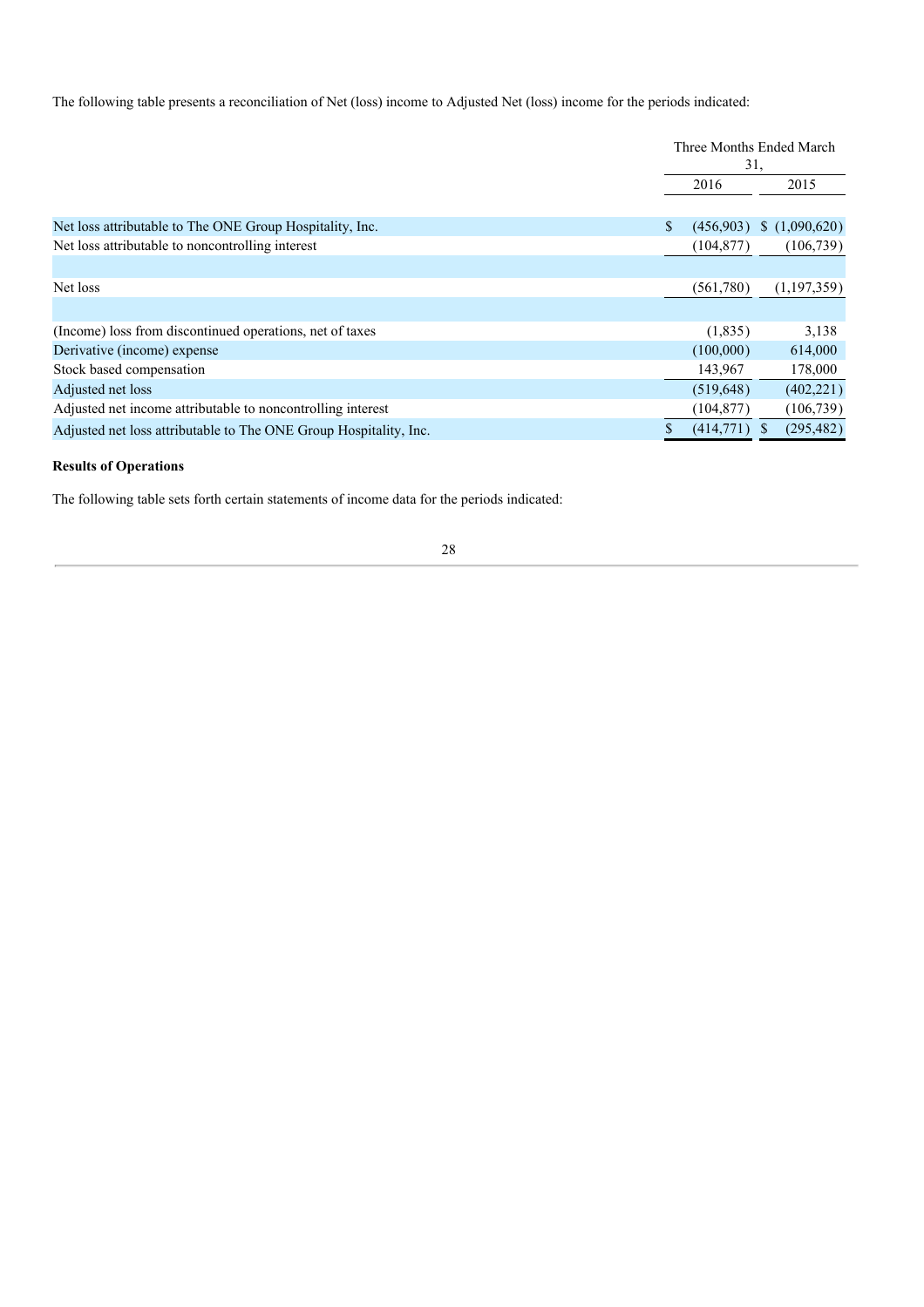The following table presents a reconciliation of Net (loss) income to Adjusted Net (loss) income for the periods indicated:

| | Three Months Ended March 31, | |
|---|---|---|
| | 2016 | 2015 |
| Net loss attributable to The ONE Group Hospitality, Inc. | $ (456,903) | $ (1,090,620) |
| Net loss attributable to noncontrolling interest | (104,877) | (106,739) |
| Net loss | (561,780) | (1,197,359) |
| (Income) loss from discontinued operations, net of taxes | (1,835) | 3,138 |
| Derivative (income) expense | (100,000) | 614,000 |
| Stock based compensation | 143,967 | 178,000 |
| Adjusted net loss | (519,648) | (402,221) |
| Adjusted net income attributable to noncontrolling interest | (104,877) | (106,739) |
| Adjusted net loss attributable to The ONE Group Hospitality, Inc. | $ (414,771) | $ (295,482) |

**Results of Operations**

The following table sets forth certain statements of income data for the periods indicated: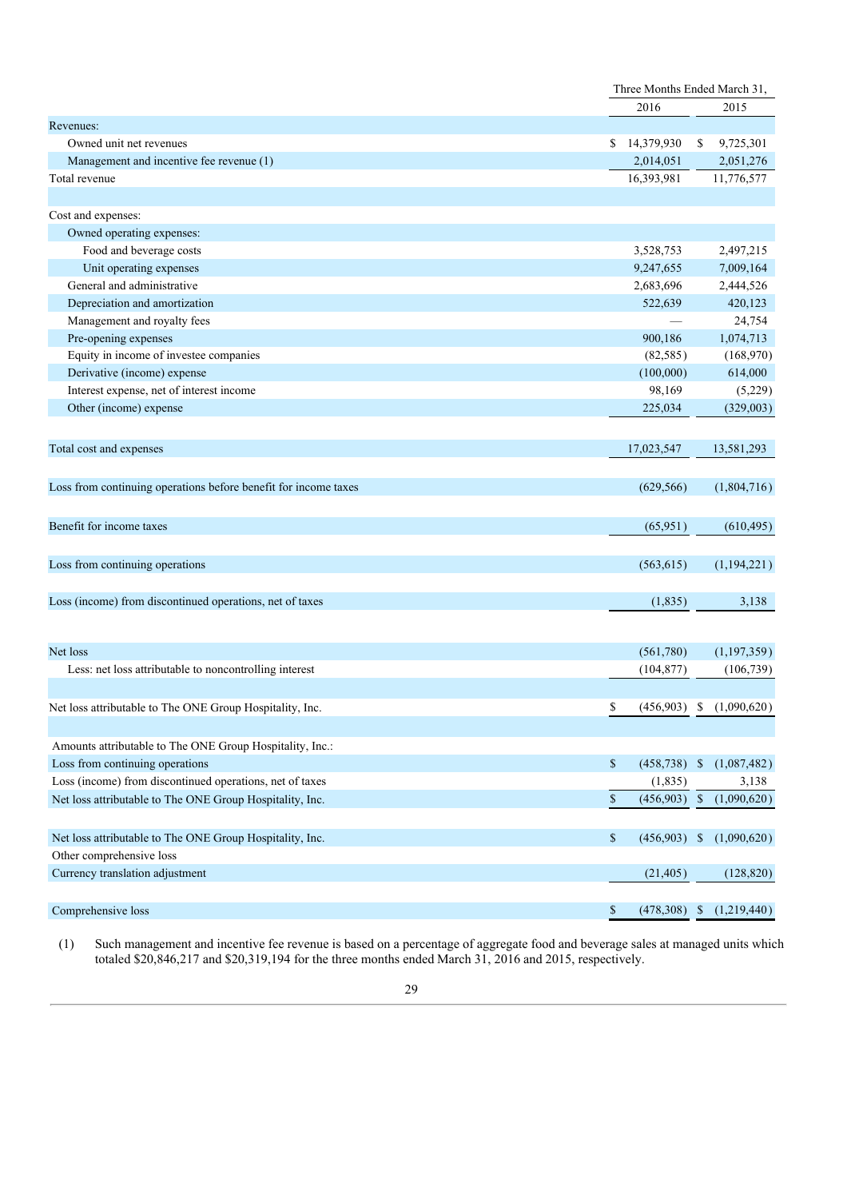| | Three Months Ended March 31, | |
|---|---|---|
| | 2016 | 2015 |
| Revenues: | | |
| Owned unit net revenues | $ 14,379,930 | $ 9,725,301 |
| Management and incentive fee revenue (1) | 2,014,051 | 2,051,276 |
| Total revenue | 16,393,981 | 11,776,577 |
| | | |
| Cost and expenses: | | |
| Owned operating expenses: | | |
| Food and beverage costs | 3,528,753 | 2,497,215 |
| Unit operating expenses | 9,247,655 | 7,009,164 |
| General and administrative | 2,683,696 | 2,444,526 |
| Depreciation and amortization | 522,639 | 420,123 |
| Management and royalty fees | — | 24,754 |
| Pre-opening expenses | 900,186 | 1,074,713 |
| Equity in income of investee companies | (82,585) | (168,970) |
| Derivative (income) expense | (100,000) | 614,000 |
| Interest expense, net of interest income | 98,169 | (5,229) |
| Other (income) expense | 225,034 | (329,003) |
| | | |
| Total cost and expenses | 17,023,547 | 13,581,293 |
| | | |
| Loss from continuing operations before benefit for income taxes | (629,566) | (1,804,716) |
| | | |
| Benefit for income taxes | (65,951) | (610,495) |
| | | |
| Loss from continuing operations | (563,615) | (1,194,221) |
| | | |
| Loss (income) from discontinued operations, net of taxes | (1,835) | 3,138 |
| | | |
| Net loss | (561,780) | (1,197,359) |
| Less: net loss attributable to noncontrolling interest | (104,877) | (106,739) |
| | | |
| Net loss attributable to The ONE Group Hospitality, Inc. | $ (456,903) | $ (1,090,620) |
| | | |
| Amounts attributable to The ONE Group Hospitality, Inc.: | | |
| Loss from continuing operations | $ (458,738) | $ (1,087,482) |
| Loss (income) from discontinued operations, net of taxes | (1,835) | 3,138 |
| Net loss attributable to The ONE Group Hospitality, Inc. | $ (456,903) | $ (1,090,620) |
| | | |
| Net loss attributable to The ONE Group Hospitality, Inc. | $ (456,903) | $ (1,090,620) |
| Other comprehensive loss | | |
| Currency translation adjustment | (21,405) | (128,820) |
| | | |
| Comprehensive loss | $ (478,308) | $ (1,219,440) |

(1) Such management and incentive fee revenue is based on a percentage of aggregate food and beverage sales at managed units which totaled $20,846,217 and $20,319,194 for the three months ended March 31, 2016 and 2015, respectively.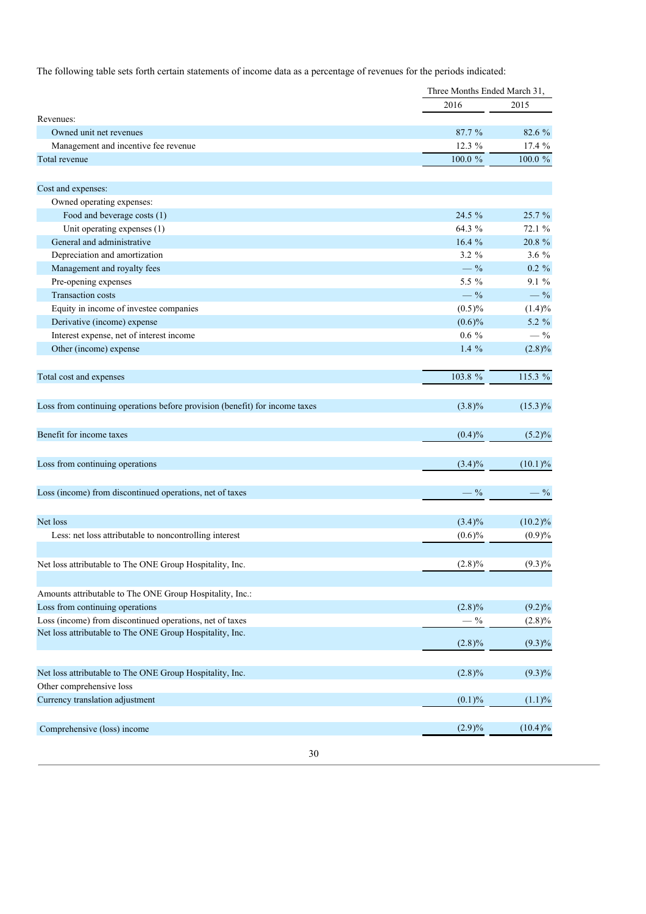The following table sets forth certain statements of income data as a percentage of revenues for the periods indicated:

| | Three Months Ended March 31, | |
|---|---|---|
| | 2016 | 2015 |
| Revenues: | | |
| Owned unit net revenues | 87.7 % | 82.6 % |
| Management and incentive fee revenue | 12.3 % | 17.4 % |
| Total revenue | 100.0 % | 100.0 % |
| | | |
| Cost and expenses: | | |
| Owned operating expenses: | | |
| Food and beverage costs (1) | 24.5 % | 25.7 % |
| Unit operating expenses (1) | 64.3 % | 72.1 % |
| General and administrative | 16.4 % | 20.8 % |
| Depreciation and amortization | 3.2 % | 3.6 % |
| Management and royalty fees | — % | 0.2 % |
| Pre-opening expenses | 5.5 % | 9.1 % |
| Transaction costs | — % | — % |
| Equity in income of investee companies | (0.5)% | (1.4)% |
| Derivative (income) expense | (0.6)% | 5.2 % |
| Interest expense, net of interest income | 0.6 % | — % |
| Other (income) expense | 1.4 % | (2.8)% |
| | | |
| Total cost and expenses | 103.8 % | 115.3 % |
| | | |
| Loss from continuing operations before provision (benefit) for income taxes | (3.8)% | (15.3)% |
| | | |
| Benefit for income taxes | (0.4)% | (5.2)% |
| | | |
| Loss from continuing operations | (3.4)% | (10.1)% |
| | | |
| Loss (income) from discontinued operations, net of taxes | — % | — % |
| | | |
| Net loss | (3.4)% | (10.2)% |
| Less: net loss attributable to noncontrolling interest | (0.6)% | (0.9)% |
| | | |
| Net loss attributable to The ONE Group Hospitality, Inc. | (2.8)% | (9.3)% |
| | | |
| Amounts attributable to The ONE Group Hospitality, Inc.: | | |
| Loss from continuing operations | (2.8)% | (9.2)% |
| Loss (income) from discontinued operations, net of taxes | — % | (2.8)% |
| Net loss attributable to The ONE Group Hospitality, Inc. | (2.8)% | (9.3)% |
| | | |
| Net loss attributable to The ONE Group Hospitality, Inc. | (2.8)% | (9.3)% |
| Other comprehensive loss | | |
| Currency translation adjustment | (0.1)% | (1.1)% |
| | | |
| Comprehensive (loss) income | (2.9)% | (10.4)% |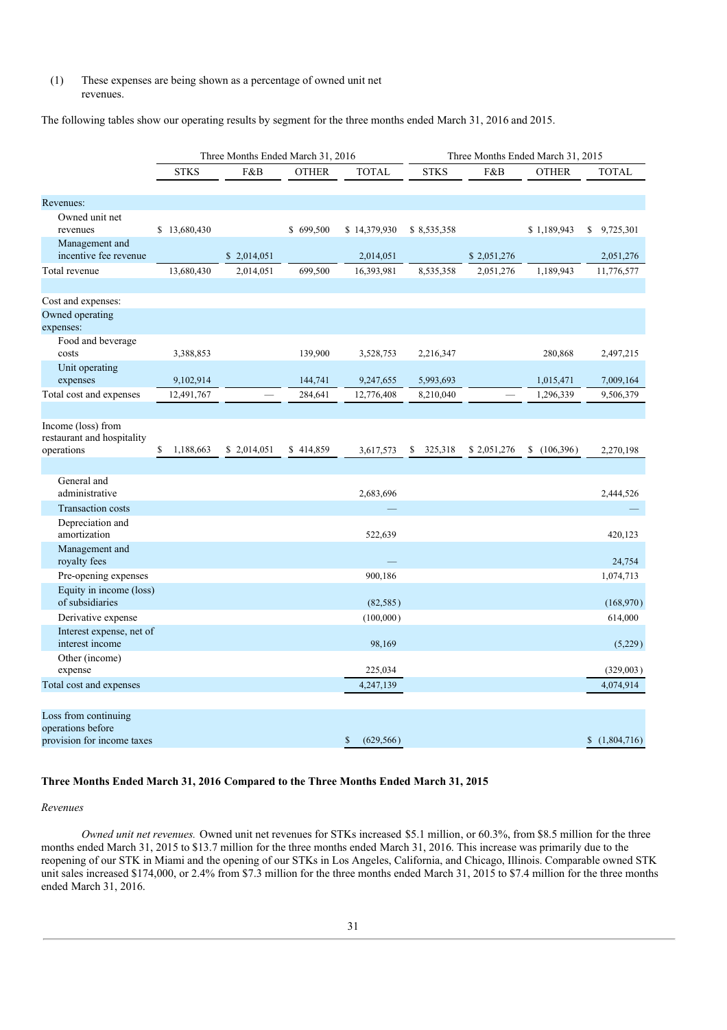(1) These expenses are being shown as a percentage of owned unit net revenues.

The following tables show our operating results by segment for the three months ended March 31, 2016 and 2015.

| | Three Months Ended March 31, 2016 | | | | Three Months Ended March 31, 2015 | | | |
|---|---|---|---|---|---|---|---|---|
| | STKS | F&B | OTHER | TOTAL | STKS | F&B | OTHER | TOTAL |
| Revenues: | | | | | | | | |
| Owned unit net revenues | $ 13,680,430 | | $ 699,500 | $ 14,379,930 | $ 8,535,358 | | $ 1,189,943 | $ 9,725,301 |
| Management and incentive fee revenue | | $ 2,014,051 | | 2,014,051 | | $ 2,051,276 | | 2,051,276 |
| Total revenue | 13,680,430 | 2,014,051 | 699,500 | 16,393,981 | 8,535,358 | 2,051,276 | 1,189,943 | 11,776,577 |
| Cost and expenses: | | | | | | | | |
| Owned operating expenses: | | | | | | | | |
| Food and beverage costs | 3,388,853 | | 139,900 | 3,528,753 | 2,216,347 | | 280,868 | 2,497,215 |
| Unit operating expenses | 9,102,914 | | 144,741 | 9,247,655 | 5,993,693 | | 1,015,471 | 7,009,164 |
| Total cost and expenses | 12,491,767 | — | 284,641 | 12,776,408 | 8,210,040 | — | 1,296,339 | 9,506,379 |
| Income (loss) from restaurant and hospitality operations | $ 1,188,663 | $ 2,014,051 | $ 414,859 | 3,617,573 | $ 325,318 | $ 2,051,276 | $ (106,396) | 2,270,198 |
| General and administrative | | | | 2,683,696 | | | | 2,444,526 |
| Transaction costs | | | | — | | | | — |
| Depreciation and amortization | | | | 522,639 | | | | 420,123 |
| Management and royalty fees | | | | — | | | | 24,754 |
| Pre-opening expenses | | | | 900,186 | | | | 1,074,713 |
| Equity in income (loss) of subsidiaries | | | | (82,585) | | | | (168,970) |
| Derivative expense | | | | (100,000) | | | | 614,000 |
| Interest expense, net of interest income | | | | 98,169 | | | | (5,229) |
| Other (income) expense | | | | 225,034 | | | | (329,003) |
| Total cost and expenses | | | | 4,247,139 | | | | 4,074,914 |
| Loss from continuing operations before provision for income taxes | | | | $ (629,566) | | | | $ (1,804,716) |

**Three Months Ended March 31, 2016 Compared to the Three Months Ended March 31, 2015**

*Revenues*

*Owned unit net revenues.* Owned unit net revenues for STKs increased $5.1 million, or 60.3%, from $8.5 million for the three months ended March 31, 2015 to $13.7 million for the three months ended March 31, 2016. This increase was primarily due to the reopening of our STK in Miami and the opening of our STKs in Los Angeles, California, and Chicago, Illinois. Comparable owned STK unit sales increased $174,000, or 2.4% from $7.3 million for the three months ended March 31, 2015 to $7.4 million for the three months ended March 31, 2016.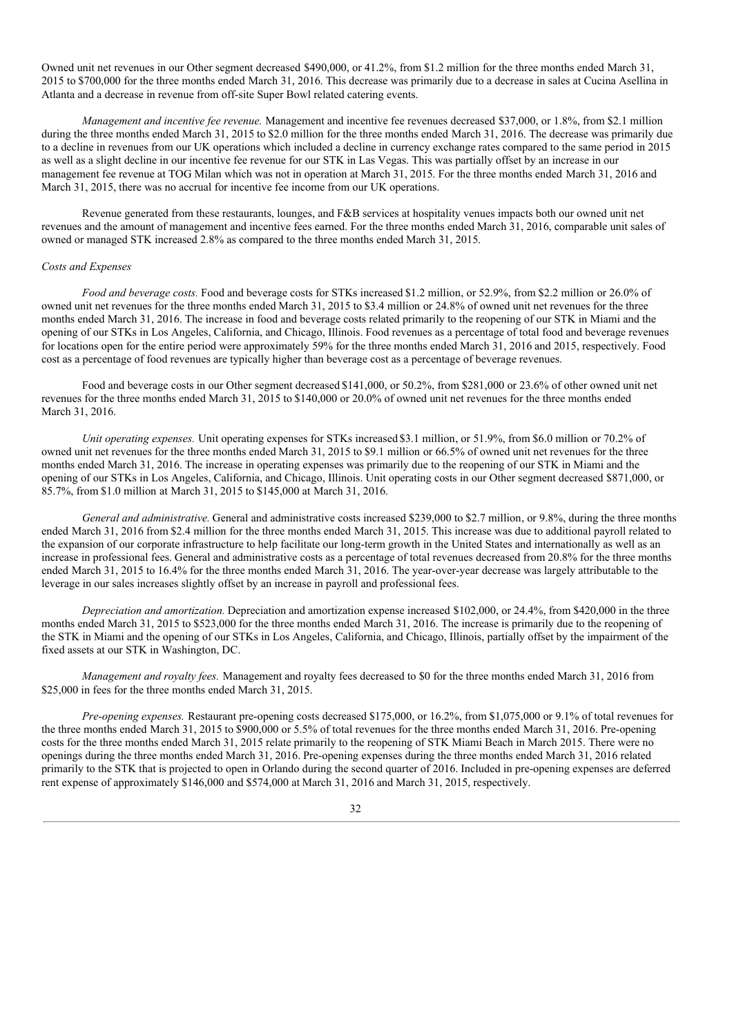Owned unit net revenues in our Other segment decreased \$490,000, or 41.2%, from \$1.2 million for the three months ended March 31, 2015 to \$700,000 for the three months ended March 31, 2016. This decrease was primarily due to a decrease in sales at Cucina Asellina in Atlanta and a decrease in revenue from off-site Super Bowl related catering events.

*Management and incentive fee revenue.* Management and incentive fee revenues decreased \$37,000, or 1.8%, from \$2.1 million during the three months ended March 31, 2015 to \$2.0 million for the three months ended March 31, 2016. The decrease was primarily due to a decline in revenues from our UK operations which included a decline in currency exchange rates compared to the same period in 2015 as well as a slight decline in our incentive fee revenue for our STK in Las Vegas. This was partially offset by an increase in our management fee revenue at TOG Milan which was not in operation at March 31, 2015. For the three months ended March 31, 2016 and March 31, 2015, there was no accrual for incentive fee income from our UK operations.

Revenue generated from these restaurants, lounges, and F&B services at hospitality venues impacts both our owned unit net revenues and the amount of management and incentive fees earned. For the three months ended March 31, 2016, comparable unit sales of owned or managed STK increased 2.8% as compared to the three months ended March 31, 2015.

*Costs and Expenses*

*Food and beverage costs.* Food and beverage costs for STKs increased \$1.2 million, or 52.9%, from \$2.2 million or 26.0% of owned unit net revenues for the three months ended March 31, 2015 to \$3.4 million or 24.8% of owned unit net revenues for the three months ended March 31, 2016. The increase in food and beverage costs related primarily to the reopening of our STK in Miami and the opening of our STKs in Los Angeles, California, and Chicago, Illinois. Food revenues as a percentage of total food and beverage revenues for locations open for the entire period were approximately 59% for the three months ended March 31, 2016 and 2015, respectively. Food cost as a percentage of food revenues are typically higher than beverage cost as a percentage of beverage revenues.

Food and beverage costs in our Other segment decreased \$141,000, or 50.2%, from \$281,000 or 23.6% of other owned unit net revenues for the three months ended March 31, 2015 to \$140,000 or 20.0% of owned unit net revenues for the three months ended March 31, 2016.

*Unit operating expenses.* Unit operating expenses for STKs increased \$3.1 million, or 51.9%, from \$6.0 million or 70.2% of owned unit net revenues for the three months ended March 31, 2015 to \$9.1 million or 66.5% of owned unit net revenues for the three months ended March 31, 2016. The increase in operating expenses was primarily due to the reopening of our STK in Miami and the opening of our STKs in Los Angeles, California, and Chicago, Illinois. Unit operating costs in our Other segment decreased \$871,000, or 85.7%, from \$1.0 million at March 31, 2015 to \$145,000 at March 31, 2016.

*General and administrative.* General and administrative costs increased \$239,000 to \$2.7 million, or 9.8%, during the three months ended March 31, 2016 from \$2.4 million for the three months ended March 31, 2015. This increase was due to additional payroll related to the expansion of our corporate infrastructure to help facilitate our long-term growth in the United States and internationally as well as an increase in professional fees. General and administrative costs as a percentage of total revenues decreased from 20.8% for the three months ended March 31, 2015 to 16.4% for the three months ended March 31, 2016. The year-over-year decrease was largely attributable to the leverage in our sales increases slightly offset by an increase in payroll and professional fees.

*Depreciation and amortization.* Depreciation and amortization expense increased \$102,000, or 24.4%, from \$420,000 in the three months ended March 31, 2015 to \$523,000 for the three months ended March 31, 2016. The increase is primarily due to the reopening of the STK in Miami and the opening of our STKs in Los Angeles, California, and Chicago, Illinois, partially offset by the impairment of the fixed assets at our STK in Washington, DC.

*Management and royalty fees.* Management and royalty fees decreased to \$0 for the three months ended March 31, 2016 from \$25,000 in fees for the three months ended March 31, 2015.

*Pre-opening expenses.* Restaurant pre-opening costs decreased \$175,000, or 16.2%, from \$1,075,000 or 9.1% of total revenues for the three months ended March 31, 2015 to \$900,000 or 5.5% of total revenues for the three months ended March 31, 2016. Pre-opening costs for the three months ended March 31, 2015 relate primarily to the reopening of STK Miami Beach in March 2015. There were no openings during the three months ended March 31, 2016. Pre-opening expenses during the three months ended March 31, 2016 related primarily to the STK that is projected to open in Orlando during the second quarter of 2016. Included in pre-opening expenses are deferred rent expense of approximately \$146,000 and \$574,000 at March 31, 2016 and March 31, 2015, respectively.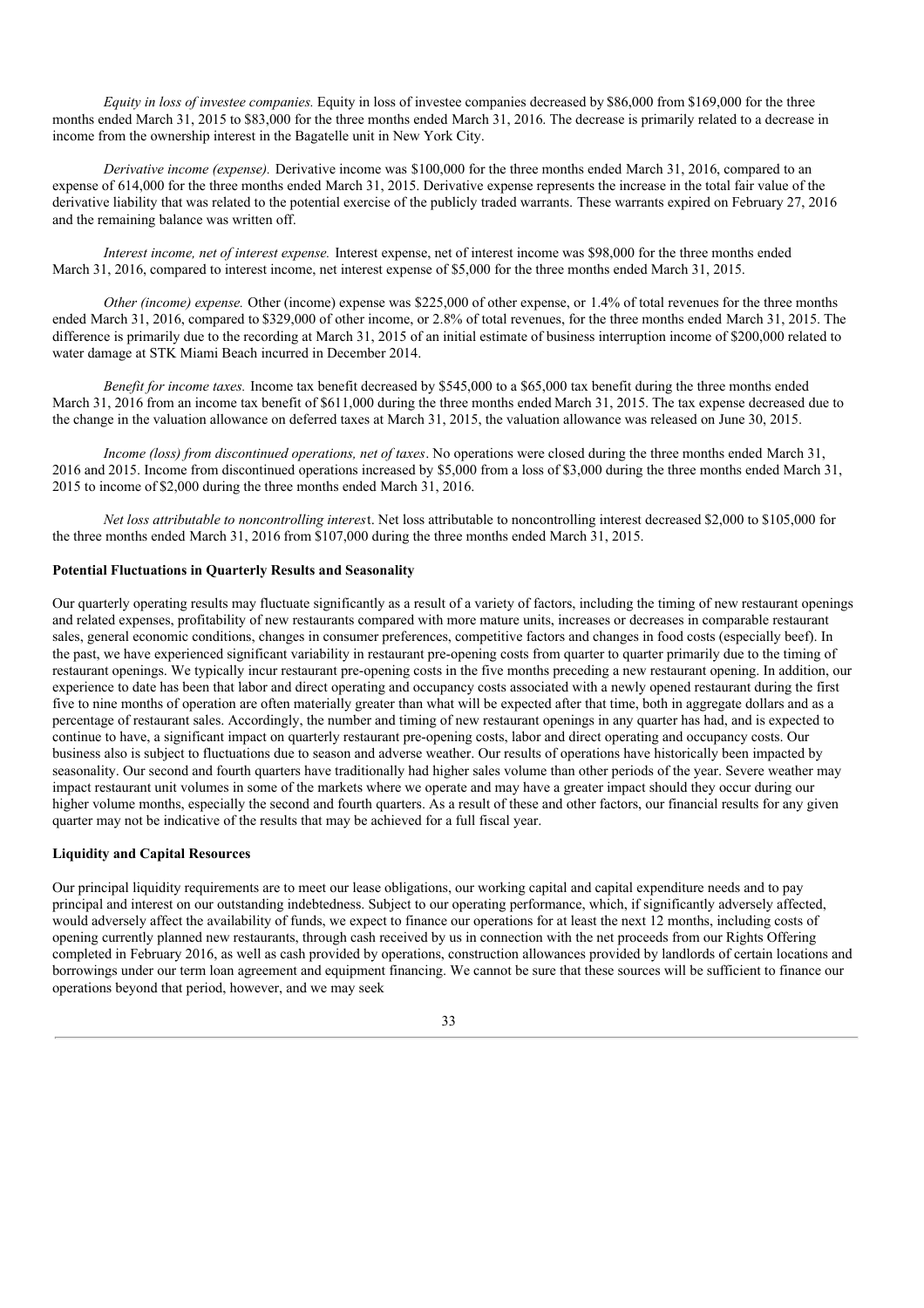*Equity in loss of investee companies.* Equity in loss of investee companies decreased by $86,000 from $169,000 for the three months ended March 31, 2015 to $83,000 for the three months ended March 31, 2016. The decrease is primarily related to a decrease in income from the ownership interest in the Bagatelle unit in New York City.

*Derivative income (expense).* Derivative income was $100,000 for the three months ended March 31, 2016, compared to an expense of 614,000 for the three months ended March 31, 2015. Derivative expense represents the increase in the total fair value of the derivative liability that was related to the potential exercise of the publicly traded warrants. These warrants expired on February 27, 2016 and the remaining balance was written off.

*Interest income, net of interest expense.* Interest expense, net of interest income was $98,000 for the three months ended March 31, 2016, compared to interest income, net interest expense of $5,000 for the three months ended March 31, 2015.

*Other (income) expense.* Other (income) expense was $225,000 of other expense, or 1.4% of total revenues for the three months ended March 31, 2016, compared to $329,000 of other income, or 2.8% of total revenues, for the three months ended March 31, 2015. The difference is primarily due to the recording at March 31, 2015 of an initial estimate of business interruption income of $200,000 related to water damage at STK Miami Beach incurred in December 2014.

*Benefit for income taxes.* Income tax benefit decreased by $545,000 to a $65,000 tax benefit during the three months ended March 31, 2016 from an income tax benefit of $611,000 during the three months ended March 31, 2015. The tax expense decreased due to the change in the valuation allowance on deferred taxes at March 31, 2015, the valuation allowance was released on June 30, 2015.

*Income (loss) from discontinued operations, net of taxes*. No operations were closed during the three months ended March 31, 2016 and 2015. Income from discontinued operations increased by $5,000 from a loss of $3,000 during the three months ended March 31, 2015 to income of $2,000 during the three months ended March 31, 2016.

*Net loss attributable to noncontrolling interes*t. Net loss attributable to noncontrolling interest decreased $2,000 to $105,000 for the three months ended March 31, 2016 from $107,000 during the three months ended March 31, 2015.

**Potential Fluctuations in Quarterly Results and Seasonality**

Our quarterly operating results may fluctuate significantly as a result of a variety of factors, including the timing of new restaurant openings and related expenses, profitability of new restaurants compared with more mature units, increases or decreases in comparable restaurant sales, general economic conditions, changes in consumer preferences, competitive factors and changes in food costs (especially beef). In the past, we have experienced significant variability in restaurant pre-opening costs from quarter to quarter primarily due to the timing of restaurant openings. We typically incur restaurant pre-opening costs in the five months preceding a new restaurant opening. In addition, our experience to date has been that labor and direct operating and occupancy costs associated with a newly opened restaurant during the first five to nine months of operation are often materially greater than what will be expected after that time, both in aggregate dollars and as a percentage of restaurant sales. Accordingly, the number and timing of new restaurant openings in any quarter has had, and is expected to continue to have, a significant impact on quarterly restaurant pre-opening costs, labor and direct operating and occupancy costs. Our business also is subject to fluctuations due to season and adverse weather. Our results of operations have historically been impacted by seasonality. Our second and fourth quarters have traditionally had higher sales volume than other periods of the year. Severe weather may impact restaurant unit volumes in some of the markets where we operate and may have a greater impact should they occur during our higher volume months, especially the second and fourth quarters. As a result of these and other factors, our financial results for any given quarter may not be indicative of the results that may be achieved for a full fiscal year.

**Liquidity and Capital Resources**

Our principal liquidity requirements are to meet our lease obligations, our working capital and capital expenditure needs and to pay principal and interest on our outstanding indebtedness. Subject to our operating performance, which, if significantly adversely affected, would adversely affect the availability of funds, we expect to finance our operations for at least the next 12 months, including costs of opening currently planned new restaurants, through cash received by us in connection with the net proceeds from our Rights Offering completed in February 2016, as well as cash provided by operations, construction allowances provided by landlords of certain locations and borrowings under our term loan agreement and equipment financing. We cannot be sure that these sources will be sufficient to finance our operations beyond that period, however, and we may seek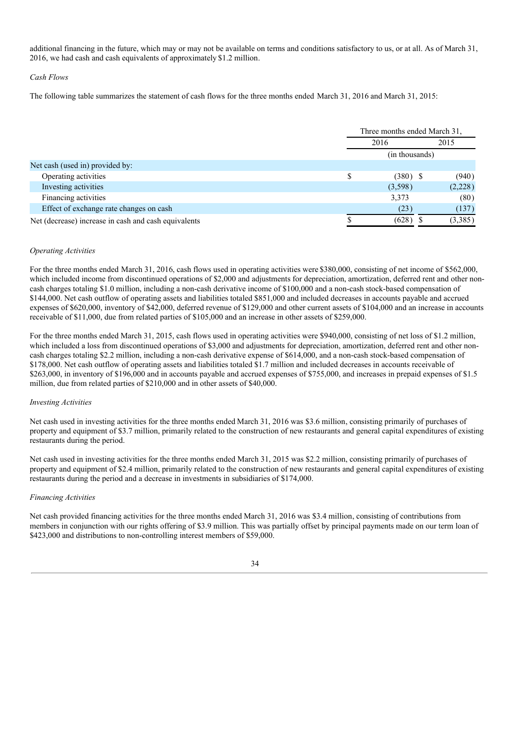additional financing in the future, which may or may not be available on terms and conditions satisfactory to us, or at all. As of March 31, 2016, we had cash and cash equivalents of approximately $1.2 million.

*Cash Flows*

The following table summarizes the statement of cash flows for the three months ended March 31, 2016 and March 31, 2015:

| | Three months ended March 31, | |
|---|---|---|
| | 2016 | 2015 |
| | (in thousands) | |
| Net cash (used in) provided by: | | |
| Operating activities | $ (380) | $ (940) |
| Investing activities | (3,598) | (2,228) |
| Financing activities | 3,373 | (80) |
| Effect of exchange rate changes on cash | (23) | (137) |
| Net (decrease) increase in cash and cash equivalents | $ (628) | $ (3,385) |

*Operating Activities*

For the three months ended March 31, 2016, cash flows used in operating activities were $380,000, consisting of net income of $562,000, which included income from discontinued operations of $2,000 and adjustments for depreciation, amortization, deferred rent and other non-cash charges totaling $1.0 million, including a non-cash derivative income of $100,000 and a non-cash stock-based compensation of $144,000. Net cash outflow of operating assets and liabilities totaled $851,000 and included decreases in accounts payable and accrued expenses of $620,000, inventory of $42,000, deferred revenue of $129,000 and other current assets of $104,000 and an increase in accounts receivable of $11,000, due from related parties of $105,000 and an increase in other assets of $259,000.

For the three months ended March 31, 2015, cash flows used in operating activities were $940,000, consisting of net loss of $1.2 million, which included a loss from discontinued operations of $3,000 and adjustments for depreciation, amortization, deferred rent and other non-cash charges totaling $2.2 million, including a non-cash derivative expense of $614,000, and a non-cash stock-based compensation of $178,000. Net cash outflow of operating assets and liabilities totaled $1.7 million and included decreases in accounts receivable of $263,000, in inventory of $196,000 and in accounts payable and accrued expenses of $755,000, and increases in prepaid expenses of $1.5 million, due from related parties of $210,000 and in other assets of $40,000.

*Investing Activities*

Net cash used in investing activities for the three months ended March 31, 2016 was $3.6 million, consisting primarily of purchases of property and equipment of $3.7 million, primarily related to the construction of new restaurants and general capital expenditures of existing restaurants during the period.

Net cash used in investing activities for the three months ended March 31, 2015 was $2.2 million, consisting primarily of purchases of property and equipment of $2.4 million, primarily related to the construction of new restaurants and general capital expenditures of existing restaurants during the period and a decrease in investments in subsidiaries of $174,000.

*Financing Activities*

Net cash provided financing activities for the three months ended March 31, 2016 was $3.4 million, consisting of contributions from members in conjunction with our rights offering of $3.9 million. This was partially offset by principal payments made on our term loan of $423,000 and distributions to non-controlling interest members of $59,000.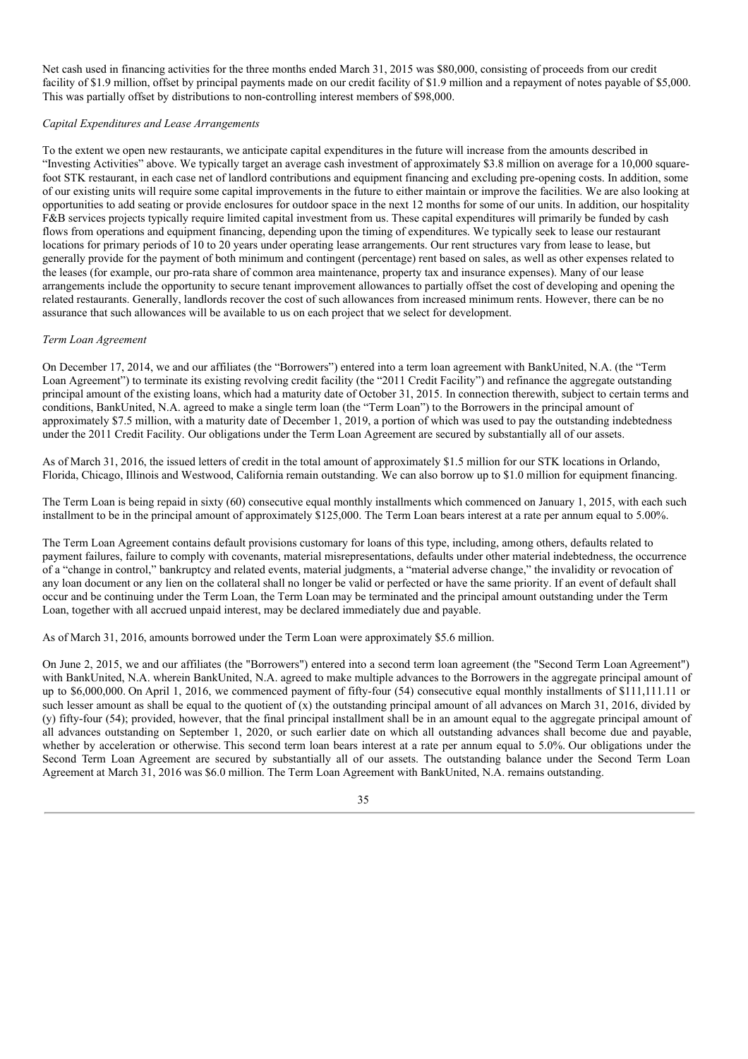Net cash used in financing activities for the three months ended March 31, 2015 was $80,000, consisting of proceeds from our credit facility of $1.9 million, offset by principal payments made on our credit facility of $1.9 million and a repayment of notes payable of $5,000. This was partially offset by distributions to non-controlling interest members of $98,000.

*Capital Expenditures and Lease Arrangements*

To the extent we open new restaurants, we anticipate capital expenditures in the future will increase from the amounts described in "Investing Activities" above. We typically target an average cash investment of approximately $3.8 million on average for a 10,000 square-foot STK restaurant, in each case net of landlord contributions and equipment financing and excluding pre-opening costs. In addition, some of our existing units will require some capital improvements in the future to either maintain or improve the facilities. We are also looking at opportunities to add seating or provide enclosures for outdoor space in the next 12 months for some of our units. In addition, our hospitality F&B services projects typically require limited capital investment from us. These capital expenditures will primarily be funded by cash flows from operations and equipment financing, depending upon the timing of expenditures. We typically seek to lease our restaurant locations for primary periods of 10 to 20 years under operating lease arrangements. Our rent structures vary from lease to lease, but generally provide for the payment of both minimum and contingent (percentage) rent based on sales, as well as other expenses related to the leases (for example, our pro-rata share of common area maintenance, property tax and insurance expenses). Many of our lease arrangements include the opportunity to secure tenant improvement allowances to partially offset the cost of developing and opening the related restaurants. Generally, landlords recover the cost of such allowances from increased minimum rents. However, there can be no assurance that such allowances will be available to us on each project that we select for development.

*Term Loan Agreement*

On December 17, 2014, we and our affiliates (the "Borrowers") entered into a term loan agreement with BankUnited, N.A. (the "Term Loan Agreement") to terminate its existing revolving credit facility (the "2011 Credit Facility") and refinance the aggregate outstanding principal amount of the existing loans, which had a maturity date of October 31, 2015. In connection therewith, subject to certain terms and conditions, BankUnited, N.A. agreed to make a single term loan (the "Term Loan") to the Borrowers in the principal amount of approximately $7.5 million, with a maturity date of December 1, 2019, a portion of which was used to pay the outstanding indebtedness under the 2011 Credit Facility. Our obligations under the Term Loan Agreement are secured by substantially all of our assets.

As of March 31, 2016, the issued letters of credit in the total amount of approximately $1.5 million for our STK locations in Orlando, Florida, Chicago, Illinois and Westwood, California remain outstanding. We can also borrow up to $1.0 million for equipment financing.

The Term Loan is being repaid in sixty (60) consecutive equal monthly installments which commenced on January 1, 2015, with each such installment to be in the principal amount of approximately $125,000. The Term Loan bears interest at a rate per annum equal to 5.00%.

The Term Loan Agreement contains default provisions customary for loans of this type, including, among others, defaults related to payment failures, failure to comply with covenants, material misrepresentations, defaults under other material indebtedness, the occurrence of a "change in control," bankruptcy and related events, material judgments, a "material adverse change," the invalidity or revocation of any loan document or any lien on the collateral shall no longer be valid or perfected or have the same priority. If an event of default shall occur and be continuing under the Term Loan, the Term Loan may be terminated and the principal amount outstanding under the Term Loan, together with all accrued unpaid interest, may be declared immediately due and payable.

As of March 31, 2016, amounts borrowed under the Term Loan were approximately $5.6 million.

On June 2, 2015, we and our affiliates (the "Borrowers") entered into a second term loan agreement (the "Second Term Loan Agreement") with BankUnited, N.A. wherein BankUnited, N.A. agreed to make multiple advances to the Borrowers in the aggregate principal amount of up to $6,000,000. On April 1, 2016, we commenced payment of fifty-four (54) consecutive equal monthly installments of $111,111.11 or such lesser amount as shall be equal to the quotient of (x) the outstanding principal amount of all advances on March 31, 2016, divided by (y) fifty-four (54); provided, however, that the final principal installment shall be in an amount equal to the aggregate principal amount of all advances outstanding on September 1, 2020, or such earlier date on which all outstanding advances shall become due and payable, whether by acceleration or otherwise. This second term loan bears interest at a rate per annum equal to 5.0%. Our obligations under the Second Term Loan Agreement are secured by substantially all of our assets. The outstanding balance under the Second Term Loan Agreement at March 31, 2016 was $6.0 million. The Term Loan Agreement with BankUnited, N.A. remains outstanding.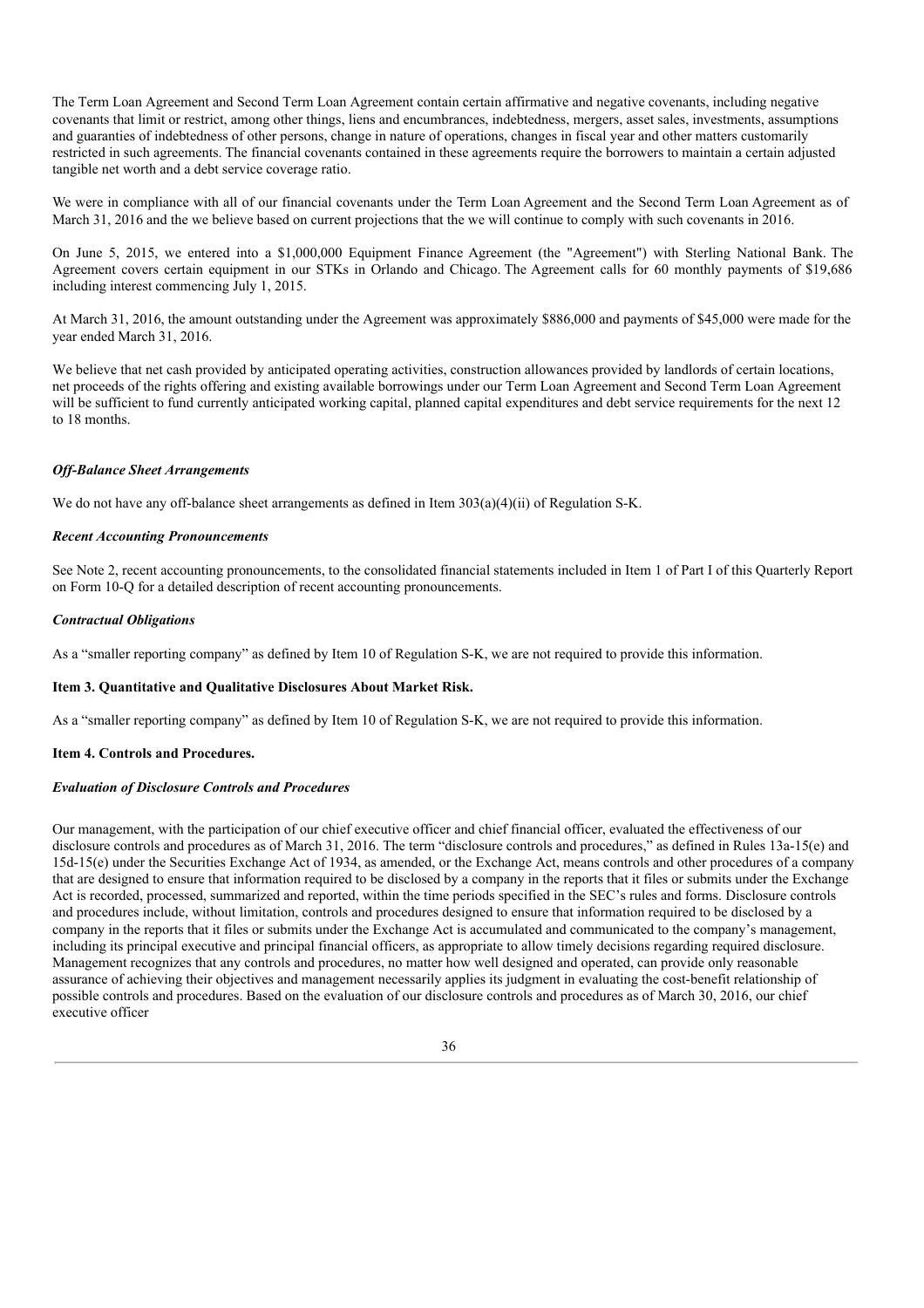The Term Loan Agreement and Second Term Loan Agreement contain certain affirmative and negative covenants, including negative covenants that limit or restrict, among other things, liens and encumbrances, indebtedness, mergers, asset sales, investments, assumptions and guaranties of indebtedness of other persons, change in nature of operations, changes in fiscal year and other matters customarily restricted in such agreements. The financial covenants contained in these agreements require the borrowers to maintain a certain adjusted tangible net worth and a debt service coverage ratio.

We were in compliance with all of our financial covenants under the Term Loan Agreement and the Second Term Loan Agreement as of March 31, 2016 and the we believe based on current projections that the we will continue to comply with such covenants in 2016.

On June 5, 2015, we entered into a $1,000,000 Equipment Finance Agreement (the "Agreement") with Sterling National Bank. The Agreement covers certain equipment in our STKs in Orlando and Chicago. The Agreement calls for 60 monthly payments of $19,686 including interest commencing July 1, 2015.

At March 31, 2016, the amount outstanding under the Agreement was approximately $886,000 and payments of $45,000 were made for the year ended March 31, 2016.

We believe that net cash provided by anticipated operating activities, construction allowances provided by landlords of certain locations, net proceeds of the rights offering and existing available borrowings under our Term Loan Agreement and Second Term Loan Agreement will be sufficient to fund currently anticipated working capital, planned capital expenditures and debt service requirements for the next 12 to 18 months.

***Off-Balance Sheet Arrangements***

We do not have any off-balance sheet arrangements as defined in Item 303(a)(4)(ii) of Regulation S-K.

***Recent Accounting Pronouncements***

See Note 2, recent accounting pronouncements, to the consolidated financial statements included in Item 1 of Part I of this Quarterly Report on Form 10-Q for a detailed description of recent accounting pronouncements.

***Contractual Obligations***

As a "smaller reporting company" as defined by Item 10 of Regulation S-K, we are not required to provide this information.

**Item 3. Quantitative and Qualitative Disclosures About Market Risk.**

As a "smaller reporting company" as defined by Item 10 of Regulation S-K, we are not required to provide this information.

**Item 4. Controls and Procedures.**

***Evaluation of Disclosure Controls and Procedures***

Our management, with the participation of our chief executive officer and chief financial officer, evaluated the effectiveness of our disclosure controls and procedures as of March 31, 2016. The term "disclosure controls and procedures," as defined in Rules 13a-15(e) and 15d-15(e) under the Securities Exchange Act of 1934, as amended, or the Exchange Act, means controls and other procedures of a company that are designed to ensure that information required to be disclosed by a company in the reports that it files or submits under the Exchange Act is recorded, processed, summarized and reported, within the time periods specified in the SEC's rules and forms. Disclosure controls and procedures include, without limitation, controls and procedures designed to ensure that information required to be disclosed by a company in the reports that it files or submits under the Exchange Act is accumulated and communicated to the company's management, including its principal executive and principal financial officers, as appropriate to allow timely decisions regarding required disclosure. Management recognizes that any controls and procedures, no matter how well designed and operated, can provide only reasonable assurance of achieving their objectives and management necessarily applies its judgment in evaluating the cost-benefit relationship of possible controls and procedures. Based on the evaluation of our disclosure controls and procedures as of March 30, 2016, our chief executive officer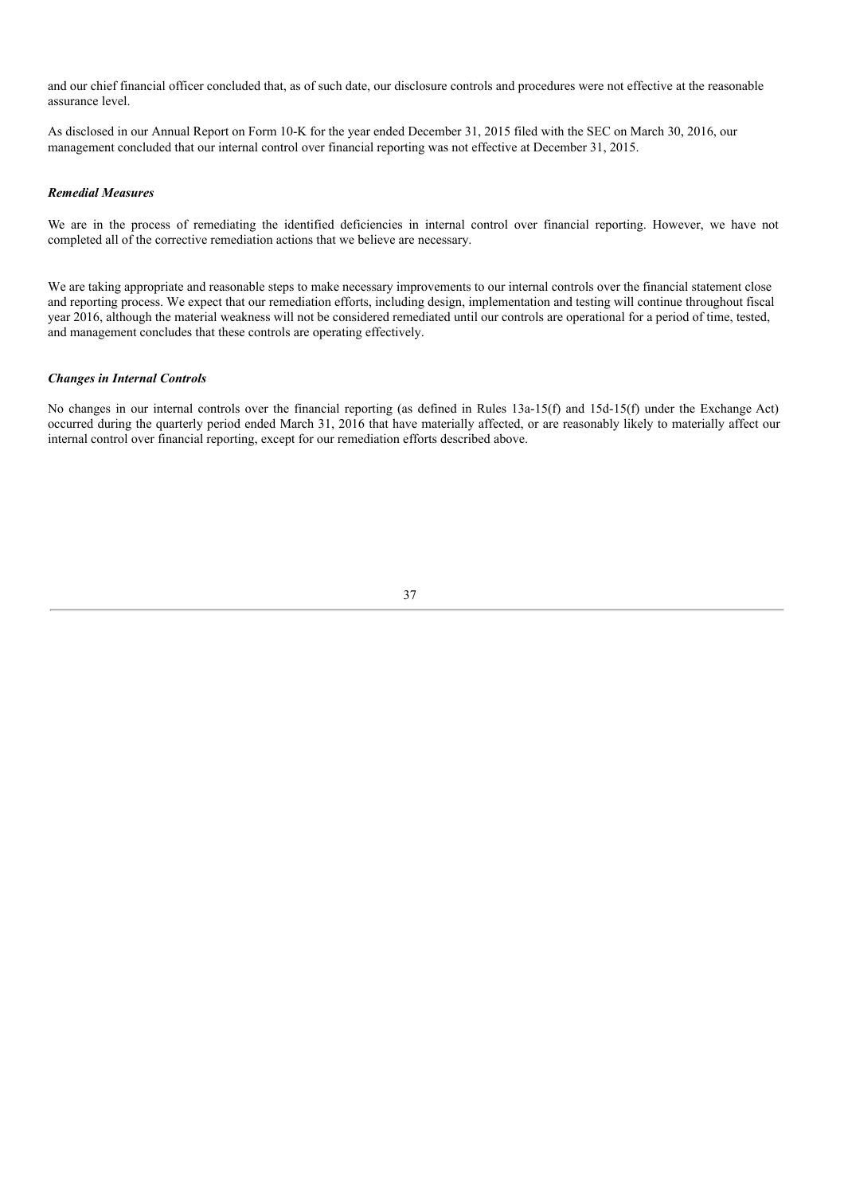and our chief financial officer concluded that, as of such date, our disclosure controls and procedures were not effective at the reasonable assurance level.

As disclosed in our Annual Report on Form 10-K for the year ended December 31, 2015 filed with the SEC on March 30, 2016, our management concluded that our internal control over financial reporting was not effective at December 31, 2015.

***Remedial Measures***

We are in the process of remediating the identified deficiencies in internal control over financial reporting. However, we have not completed all of the corrective remediation actions that we believe are necessary.

We are taking appropriate and reasonable steps to make necessary improvements to our internal controls over the financial statement close and reporting process. We expect that our remediation efforts, including design, implementation and testing will continue throughout fiscal year 2016, although the material weakness will not be considered remediated until our controls are operational for a period of time, tested, and management concludes that these controls are operating effectively.

***Changes in Internal Controls***

No changes in our internal controls over the financial reporting (as defined in Rules 13a-15(f) and 15d-15(f) under the Exchange Act) occurred during the quarterly period ended March 31, 2016 that have materially affected, or are reasonably likely to materially affect our internal control over financial reporting, except for our remediation efforts described above.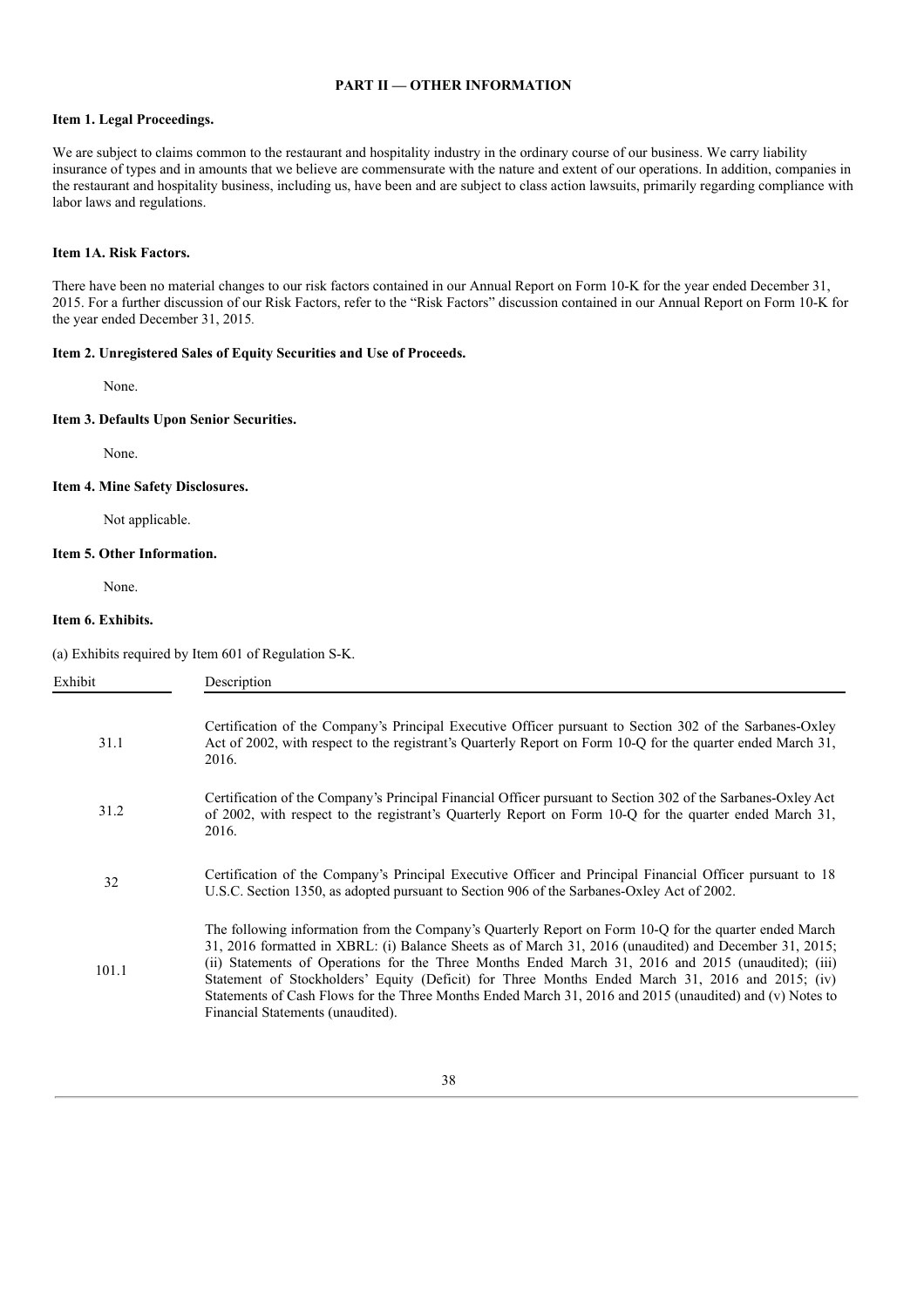## PART II — OTHER INFORMATION

### Item 1. Legal Proceedings.

We are subject to claims common to the restaurant and hospitality industry in the ordinary course of our business. We carry liability insurance of types and in amounts that we believe are commensurate with the nature and extent of our operations. In addition, companies in the restaurant and hospitality business, including us, have been and are subject to class action lawsuits, primarily regarding compliance with labor laws and regulations.

### Item 1A. Risk Factors.

There have been no material changes to our risk factors contained in our Annual Report on Form 10-K for the year ended December 31, 2015. For a further discussion of our Risk Factors, refer to the "Risk Factors" discussion contained in our Annual Report on Form 10-K for the year ended December 31, 2015.

### Item 2. Unregistered Sales of Equity Securities and Use of Proceeds.

None.

### Item 3. Defaults Upon Senior Securities.

None.

### Item 4. Mine Safety Disclosures.

Not applicable.

### Item 5. Other Information.

None.

### Item 6. Exhibits.

(a) Exhibits required by Item 601 of Regulation S-K.

| Exhibit | Description |
|---|---|
| 31.1 | Certification of the Company's Principal Executive Officer pursuant to Section 302 of the Sarbanes-Oxley Act of 2002, with respect to the registrant's Quarterly Report on Form 10-Q for the quarter ended March 31, 2016. |
| 31.2 | Certification of the Company's Principal Financial Officer pursuant to Section 302 of the Sarbanes-Oxley Act of 2002, with respect to the registrant's Quarterly Report on Form 10-Q for the quarter ended March 31, 2016. |
| 32 | Certification of the Company's Principal Executive Officer and Principal Financial Officer pursuant to 18 U.S.C. Section 1350, as adopted pursuant to Section 906 of the Sarbanes-Oxley Act of 2002. |
| 101.1 | The following information from the Company's Quarterly Report on Form 10-Q for the quarter ended March 31, 2016 formatted in XBRL: (i) Balance Sheets as of March 31, 2016 (unaudited) and December 31, 2015; (ii) Statements of Operations for the Three Months Ended March 31, 2016 and 2015 (unaudited); (iii) Statement of Stockholders' Equity (Deficit) for Three Months Ended March 31, 2016 and 2015; (iv) Statements of Cash Flows for the Three Months Ended March 31, 2016 and 2015 (unaudited) and (v) Notes to Financial Statements (unaudited). |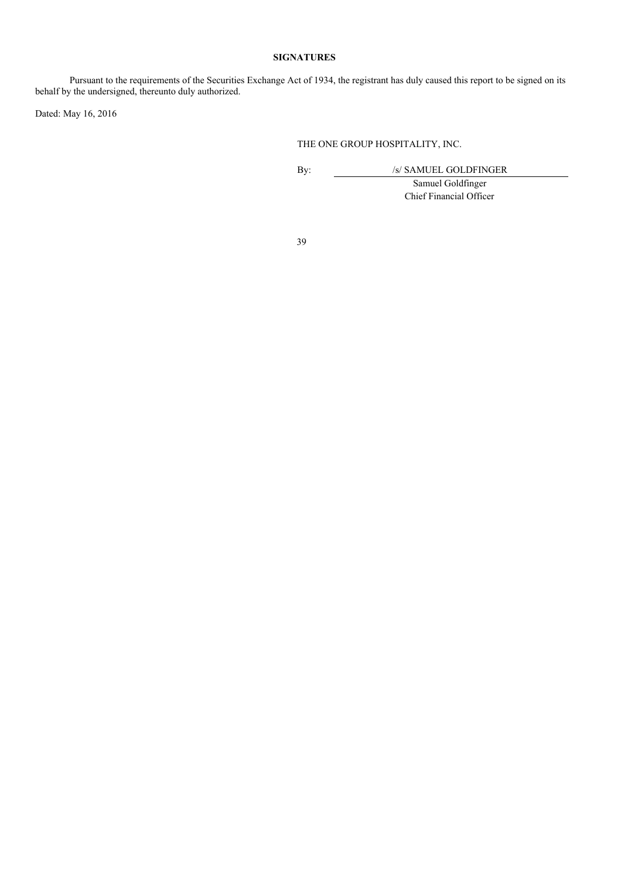**SIGNATURES**

Pursuant to the requirements of the Securities Exchange Act of 1934, the registrant has duly caused this report to be signed on its behalf by the undersigned, thereunto duly authorized.

Dated: May 16, 2016

THE ONE GROUP HOSPITALITY, INC.

By: /s/ SAMUEL GOLDFINGER

Samuel Goldfinger
Chief Financial Officer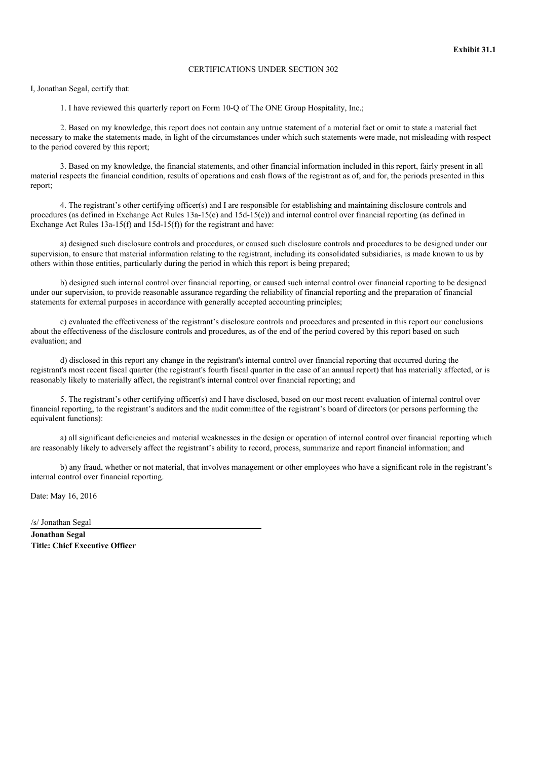**Exhibit 31.1**

CERTIFICATIONS UNDER SECTION 302

I, Jonathan Segal, certify that:

1. I have reviewed this quarterly report on Form 10-Q of The ONE Group Hospitality, Inc.;

2. Based on my knowledge, this report does not contain any untrue statement of a material fact or omit to state a material fact necessary to make the statements made, in light of the circumstances under which such statements were made, not misleading with respect to the period covered by this report;

3. Based on my knowledge, the financial statements, and other financial information included in this report, fairly present in all material respects the financial condition, results of operations and cash flows of the registrant as of, and for, the periods presented in this report;

4. The registrant's other certifying officer(s) and I are responsible for establishing and maintaining disclosure controls and procedures (as defined in Exchange Act Rules 13a-15(e) and 15d-15(e)) and internal control over financial reporting (as defined in Exchange Act Rules 13a-15(f) and 15d-15(f)) for the registrant and have:

a) designed such disclosure controls and procedures, or caused such disclosure controls and procedures to be designed under our supervision, to ensure that material information relating to the registrant, including its consolidated subsidiaries, is made known to us by others within those entities, particularly during the period in which this report is being prepared;

b) designed such internal control over financial reporting, or caused such internal control over financial reporting to be designed under our supervision, to provide reasonable assurance regarding the reliability of financial reporting and the preparation of financial statements for external purposes in accordance with generally accepted accounting principles;

c) evaluated the effectiveness of the registrant's disclosure controls and procedures and presented in this report our conclusions about the effectiveness of the disclosure controls and procedures, as of the end of the period covered by this report based on such evaluation; and

d) disclosed in this report any change in the registrant's internal control over financial reporting that occurred during the registrant's most recent fiscal quarter (the registrant's fourth fiscal quarter in the case of an annual report) that has materially affected, or is reasonably likely to materially affect, the registrant's internal control over financial reporting; and

5. The registrant's other certifying officer(s) and I have disclosed, based on our most recent evaluation of internal control over financial reporting, to the registrant's auditors and the audit committee of the registrant's board of directors (or persons performing the equivalent functions):

a) all significant deficiencies and material weaknesses in the design or operation of internal control over financial reporting which are reasonably likely to adversely affect the registrant's ability to record, process, summarize and report financial information; and

b) any fraud, whether or not material, that involves management or other employees who have a significant role in the registrant's internal control over financial reporting.

Date: May 16, 2016

/s/ Jonathan Segal

**Jonathan Segal**
**Title: Chief Executive Officer**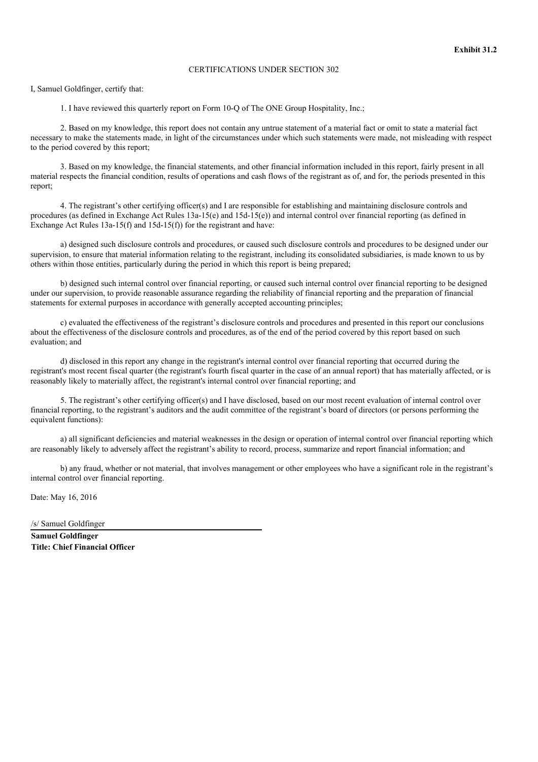**Exhibit 31.2**

CERTIFICATIONS UNDER SECTION 302

I, Samuel Goldfinger, certify that:

1. I have reviewed this quarterly report on Form 10-Q of The ONE Group Hospitality, Inc.;

2. Based on my knowledge, this report does not contain any untrue statement of a material fact or omit to state a material fact necessary to make the statements made, in light of the circumstances under which such statements were made, not misleading with respect to the period covered by this report;

3. Based on my knowledge, the financial statements, and other financial information included in this report, fairly present in all material respects the financial condition, results of operations and cash flows of the registrant as of, and for, the periods presented in this report;

4. The registrant's other certifying officer(s) and I are responsible for establishing and maintaining disclosure controls and procedures (as defined in Exchange Act Rules 13a-15(e) and 15d-15(e)) and internal control over financial reporting (as defined in Exchange Act Rules 13a-15(f) and 15d-15(f)) for the registrant and have:

a) designed such disclosure controls and procedures, or caused such disclosure controls and procedures to be designed under our supervision, to ensure that material information relating to the registrant, including its consolidated subsidiaries, is made known to us by others within those entities, particularly during the period in which this report is being prepared;

b) designed such internal control over financial reporting, or caused such internal control over financial reporting to be designed under our supervision, to provide reasonable assurance regarding the reliability of financial reporting and the preparation of financial statements for external purposes in accordance with generally accepted accounting principles;

c) evaluated the effectiveness of the registrant's disclosure controls and procedures and presented in this report our conclusions about the effectiveness of the disclosure controls and procedures, as of the end of the period covered by this report based on such evaluation; and

d) disclosed in this report any change in the registrant's internal control over financial reporting that occurred during the registrant's most recent fiscal quarter (the registrant's fourth fiscal quarter in the case of an annual report) that has materially affected, or is reasonably likely to materially affect, the registrant's internal control over financial reporting; and

5. The registrant's other certifying officer(s) and I have disclosed, based on our most recent evaluation of internal control over financial reporting, to the registrant's auditors and the audit committee of the registrant's board of directors (or persons performing the equivalent functions):

a) all significant deficiencies and material weaknesses in the design or operation of internal control over financial reporting which are reasonably likely to adversely affect the registrant's ability to record, process, summarize and report financial information; and

b) any fraud, whether or not material, that involves management or other employees who have a significant role in the registrant's internal control over financial reporting.

Date: May 16, 2016

/s/ Samuel Goldfinger

**Samuel Goldfinger**
**Title: Chief Financial Officer**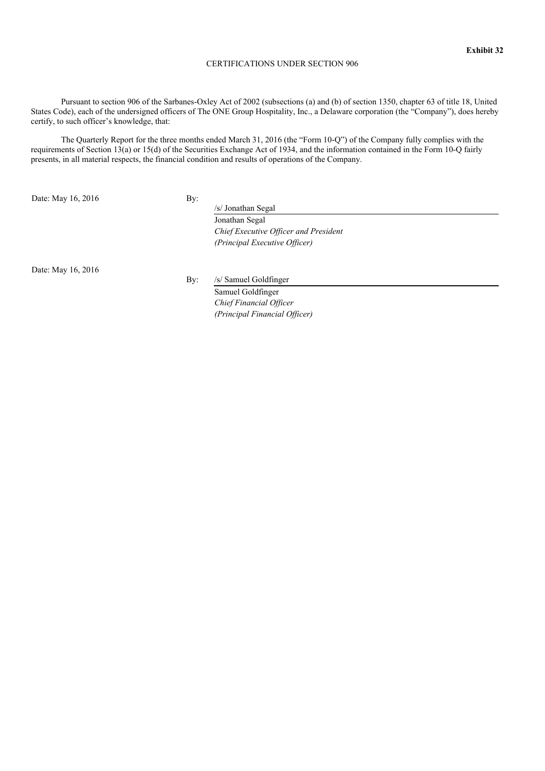**Exhibit 32**

CERTIFICATIONS UNDER SECTION 906

Pursuant to section 906 of the Sarbanes-Oxley Act of 2002 (subsections (a) and (b) of section 1350, chapter 63 of title 18, United States Code), each of the undersigned officers of The ONE Group Hospitality, Inc., a Delaware corporation (the "Company"), does hereby certify, to such officer's knowledge, that:

The Quarterly Report for the three months ended March 31, 2016 (the "Form 10-Q") of the Company fully complies with the requirements of Section 13(a) or 15(d) of the Securities Exchange Act of 1934, and the information contained in the Form 10-Q fairly presents, in all material respects, the financial condition and results of operations of the Company.

Date: May 16, 2016

By: /s/ Jonathan Segal

Jonathan Segal
*Chief Executive Officer and President*
*(Principal Executive Officer)*

Date: May 16, 2016

By: /s/ Samuel Goldfinger

Samuel Goldfinger
*Chief Financial Officer*
*(Principal Financial Officer)*